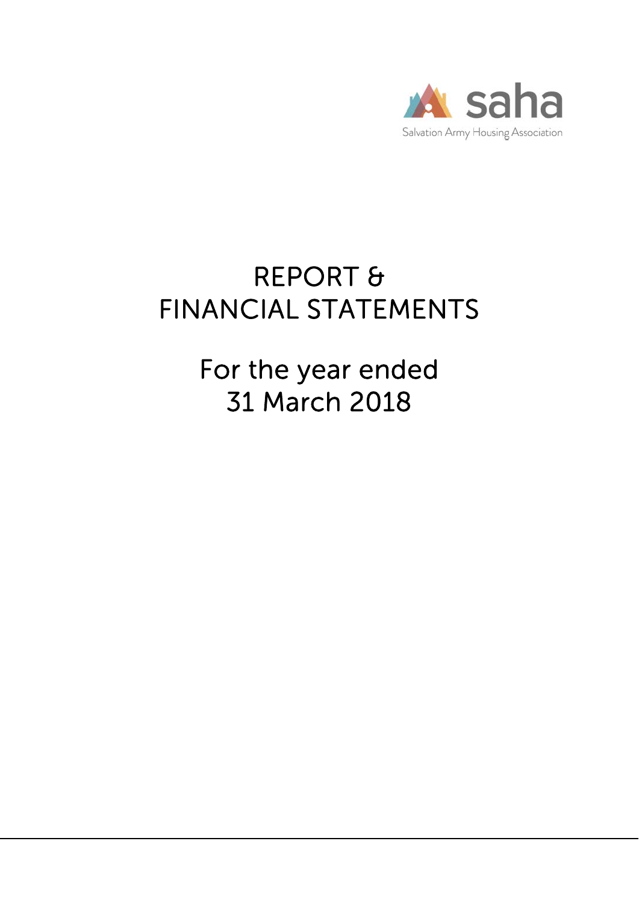saha

Salvation Army Housing Association

# REPORT & FINANCIAL STATEMENTS

## For the year ended 31 March 2018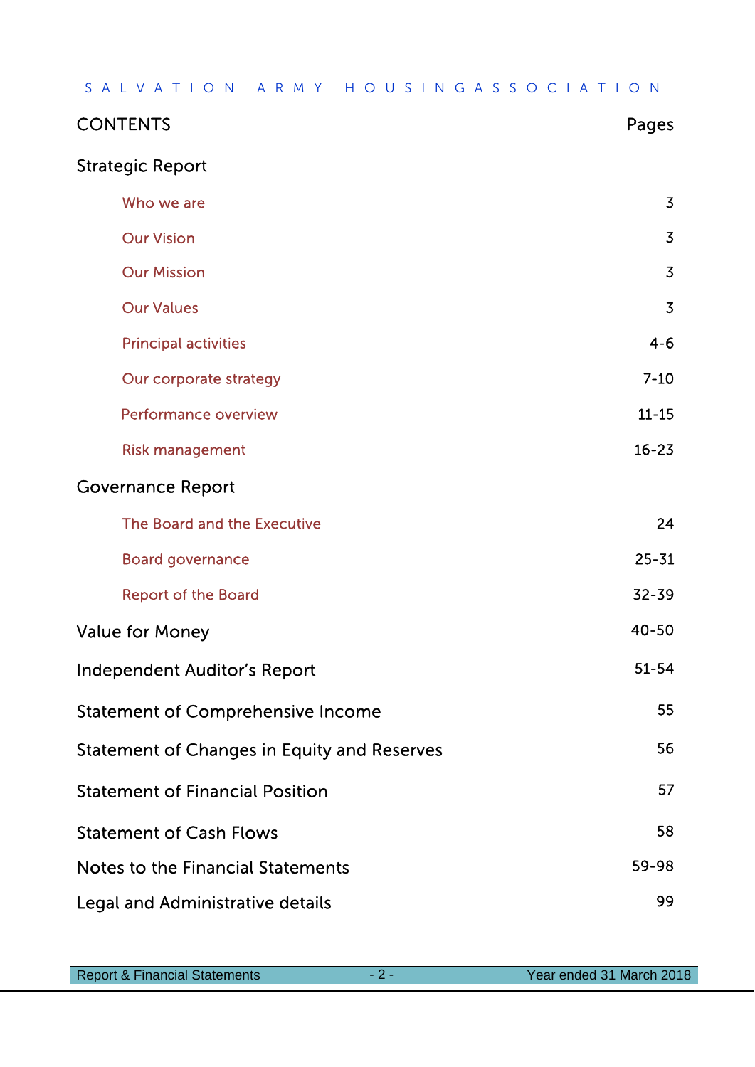| CONTENTS | Pages |
| --- | --- |
| **Strategic Report** | |
| Who we are | 3 |
| Our Vision | 3 |
| Our Mission | 3 |
| Our Values | 3 |
| Principal activities | 4-6 |
| Our corporate strategy | 7-10 |
| Performance overview | 11-15 |
| Risk management | 16-23 |
| **Governance Report** | |
| The Board and the Executive | 24 |
| Board governance | 25-31 |
| Report of the Board | 32-39 |
| **Value for Money** | 40-50 |
| **Independent Auditor's Report** | 51-54 |
| **Statement of Comprehensive Income** | 55 |
| **Statement of Changes in Equity and Reserves** | 56 |
| **Statement of Financial Position** | 57 |
| **Statement of Cash Flows** | 58 |
| **Notes to the Financial Statements** | 59-98 |
| **Legal and Administrative details** | 99 |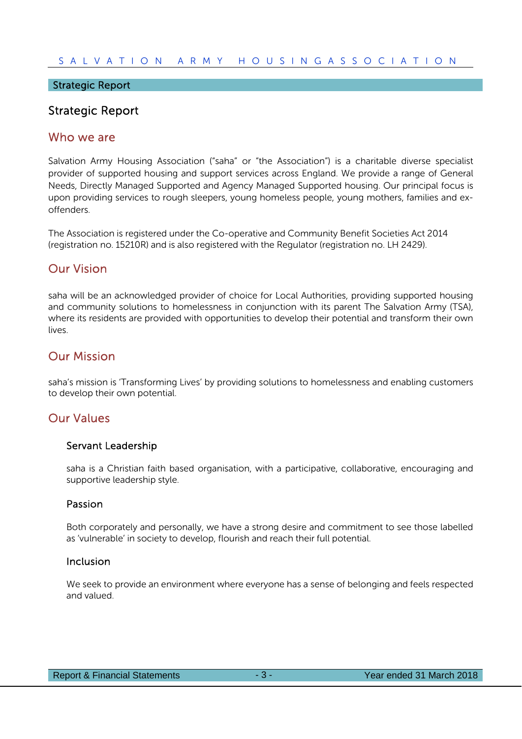## Strategic Report

# Strategic Report

## Who we are

Salvation Army Housing Association ("saha" or "the Association") is a charitable diverse specialist provider of supported housing and support services across England. We provide a range of General Needs, Directly Managed Supported and Agency Managed Supported housing. Our principal focus is upon providing services to rough sleepers, young homeless people, young mothers, families and ex-offenders.

The Association is registered under the Co-operative and Community Benefit Societies Act 2014 (registration no. 15210R) and is also registered with the Regulator (registration no. LH 2429).

## Our Vision

saha will be an acknowledged provider of choice for Local Authorities, providing supported housing and community solutions to homelessness in conjunction with its parent The Salvation Army (TSA), where its residents are provided with opportunities to develop their potential and transform their own lives.

## Our Mission

saha's mission is 'Transforming Lives' by providing solutions to homelessness and enabling customers to develop their own potential.

## Our Values

### Servant Leadership

saha is a Christian faith based organisation, with a participative, collaborative, encouraging and supportive leadership style.

### Passion

Both corporately and personally, we have a strong desire and commitment to see those labelled as 'vulnerable' in society to develop, flourish and reach their full potential.

### Inclusion

We seek to provide an environment where everyone has a sense of belonging and feels respected and valued.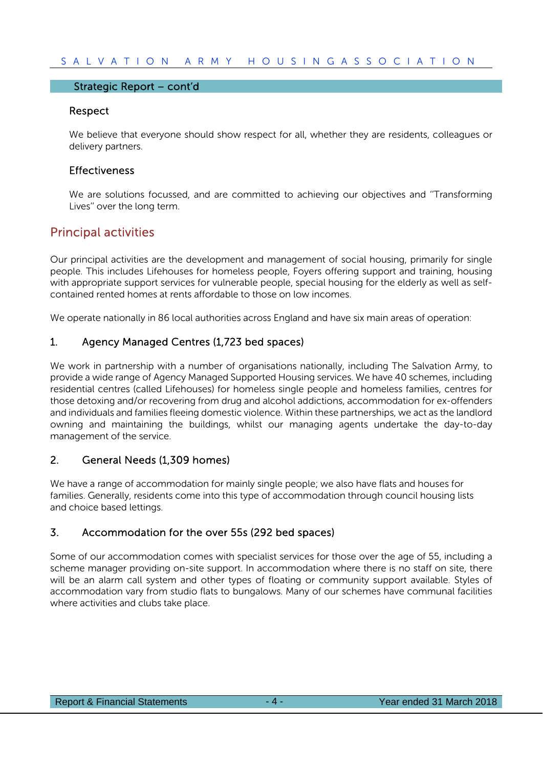## Strategic Report – cont'd

### Respect

We believe that everyone should show respect for all, whether they are residents, colleagues or delivery partners.

### Effectiveness

We are solutions focussed, and are committed to achieving our objectives and "Transforming Lives" over the long term.

## Principal activities

Our principal activities are the development and management of social housing, primarily for single people. This includes Lifehouses for homeless people, Foyers offering support and training, housing with appropriate support services for vulnerable people, special housing for the elderly as well as self-contained rented homes at rents affordable to those on low incomes.

We operate nationally in 86 local authorities across England and have six main areas of operation:

### 1. Agency Managed Centres (1,723 bed spaces)

We work in partnership with a number of organisations nationally, including The Salvation Army, to provide a wide range of Agency Managed Supported Housing services. We have 40 schemes, including residential centres (called Lifehouses) for homeless single people and homeless families, centres for those detoxing and/or recovering from drug and alcohol addictions, accommodation for ex-offenders and individuals and families fleeing domestic violence. Within these partnerships, we act as the landlord owning and maintaining the buildings, whilst our managing agents undertake the day-to-day management of the service.

### 2. General Needs (1,309 homes)

We have a range of accommodation for mainly single people; we also have flats and houses for families. Generally, residents come into this type of accommodation through council housing lists and choice based lettings.

### 3. Accommodation for the over 55s (292 bed spaces)

Some of our accommodation comes with specialist services for those over the age of 55, including a scheme manager providing on-site support. In accommodation where there is no staff on site, there will be an alarm call system and other types of floating or community support available. Styles of accommodation vary from studio flats to bungalows. Many of our schemes have communal facilities where activities and clubs take place.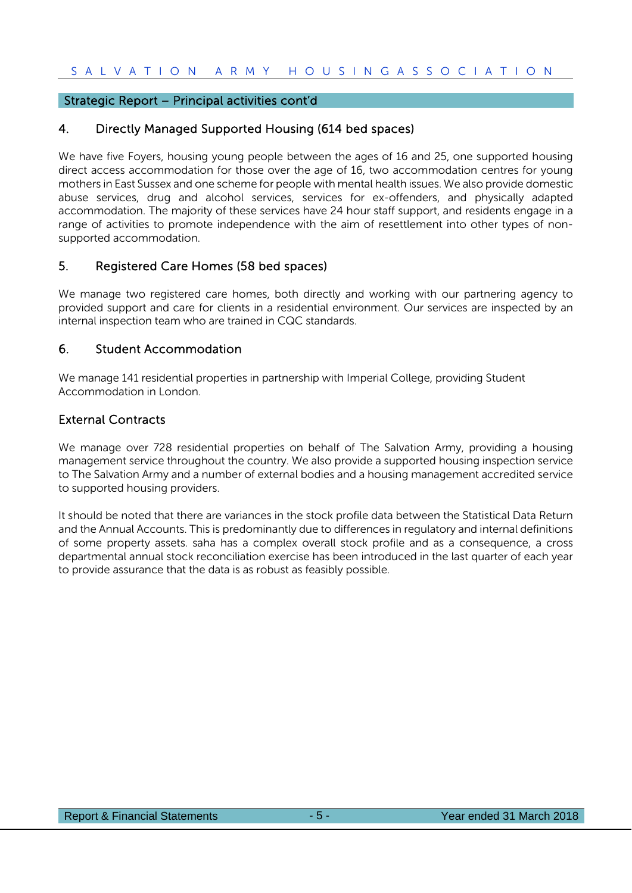## Strategic Report – Principal activities cont'd

### 4. Directly Managed Supported Housing (614 bed spaces)

We have five Foyers, housing young people between the ages of 16 and 25, one supported housing direct access accommodation for those over the age of 16, two accommodation centres for young mothers in East Sussex and one scheme for people with mental health issues. We also provide domestic abuse services, drug and alcohol services, services for ex-offenders, and physically adapted accommodation. The majority of these services have 24 hour staff support, and residents engage in a range of activities to promote independence with the aim of resettlement into other types of non-supported accommodation.

### 5. Registered Care Homes (58 bed spaces)

We manage two registered care homes, both directly and working with our partnering agency to provided support and care for clients in a residential environment. Our services are inspected by an internal inspection team who are trained in CQC standards.

### 6. Student Accommodation

We manage 141 residential properties in partnership with Imperial College, providing Student Accommodation in London.

### External Contracts

We manage over 728 residential properties on behalf of The Salvation Army, providing a housing management service throughout the country. We also provide a supported housing inspection service to The Salvation Army and a number of external bodies and a housing management accredited service to supported housing providers.

It should be noted that there are variances in the stock profile data between the Statistical Data Return and the Annual Accounts. This is predominantly due to differences in regulatory and internal definitions of some property assets. saha has a complex overall stock profile and as a consequence, a cross departmental annual stock reconciliation exercise has been introduced in the last quarter of each year to provide assurance that the data is as robust as feasibly possible.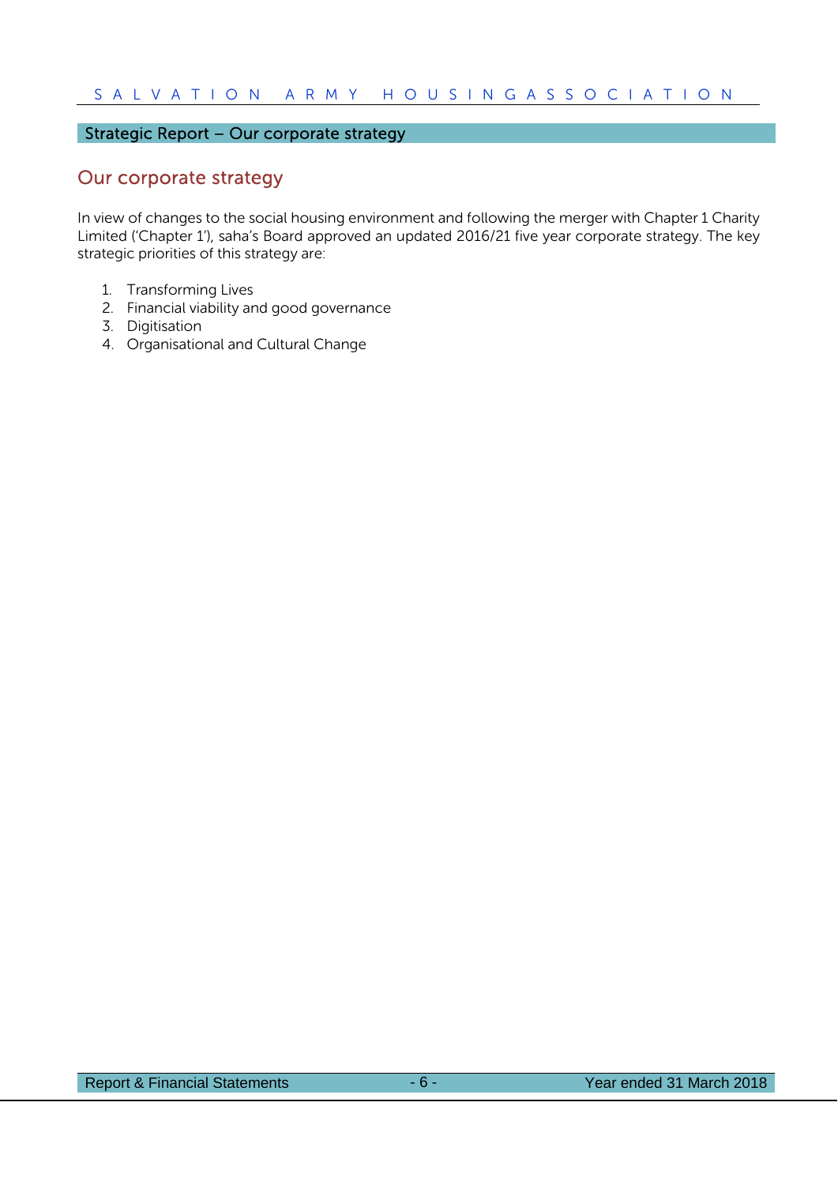## Strategic Report – Our corporate strategy

### Our corporate strategy

In view of changes to the social housing environment and following the merger with Chapter 1 Charity Limited ('Chapter 1'), saha's Board approved an updated 2016/21 five year corporate strategy. The key strategic priorities of this strategy are:

1. Transforming Lives
2. Financial viability and good governance
3. Digitisation
4. Organisational and Cultural Change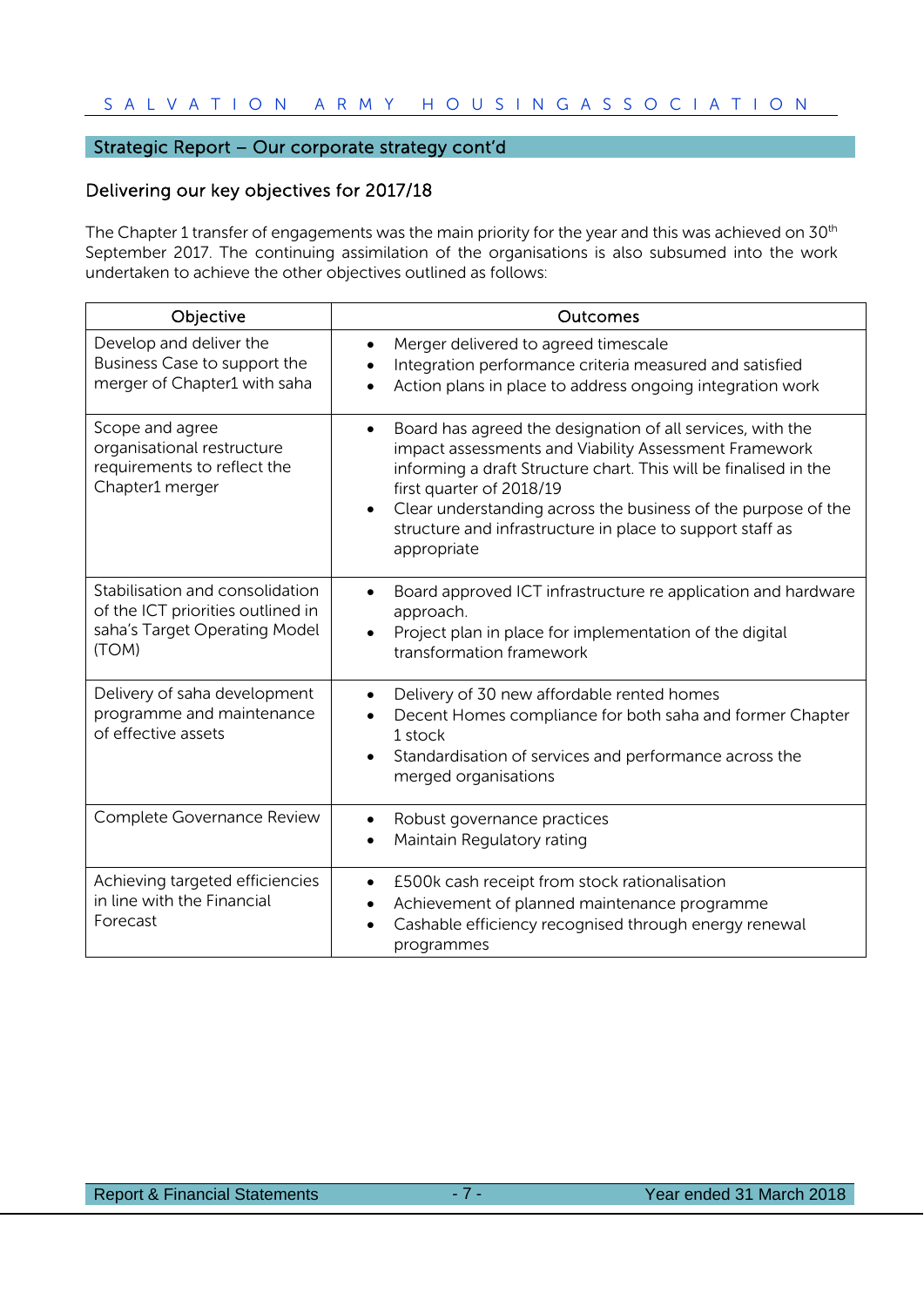## Strategic Report – Our corporate strategy cont'd

### Delivering our key objectives for 2017/18

The Chapter 1 transfer of engagements was the main priority for the year and this was achieved on 30th September 2017. The continuing assimilation of the organisations is also subsumed into the work undertaken to achieve the other objectives outlined as follows:

| Objective | Outcomes |
|---|---|
| Develop and deliver the Business Case to support the merger of Chapter1 with saha | • Merger delivered to agreed timescale<br>• Integration performance criteria measured and satisfied<br>• Action plans in place to address ongoing integration work |
| Scope and agree organisational restructure requirements to reflect the Chapter1 merger | • Board has agreed the designation of all services, with the impact assessments and Viability Assessment Framework informing a draft Structure chart. This will be finalised in the first quarter of 2018/19<br>• Clear understanding across the business of the purpose of the structure and infrastructure in place to support staff as appropriate |
| Stabilisation and consolidation of the ICT priorities outlined in saha's Target Operating Model (TOM) | • Board approved ICT infrastructure re application and hardware approach.<br>• Project plan in place for implementation of the digital transformation framework |
| Delivery of saha development programme and maintenance of effective assets | • Delivery of 30 new affordable rented homes<br>• Decent Homes compliance for both saha and former Chapter 1 stock<br>• Standardisation of services and performance across the merged organisations |
| Complete Governance Review | • Robust governance practices<br>• Maintain Regulatory rating |
| Achieving targeted efficiencies in line with the Financial Forecast | • £500k cash receipt from stock rationalisation<br>• Achievement of planned maintenance programme<br>• Cashable efficiency recognised through energy renewal programmes |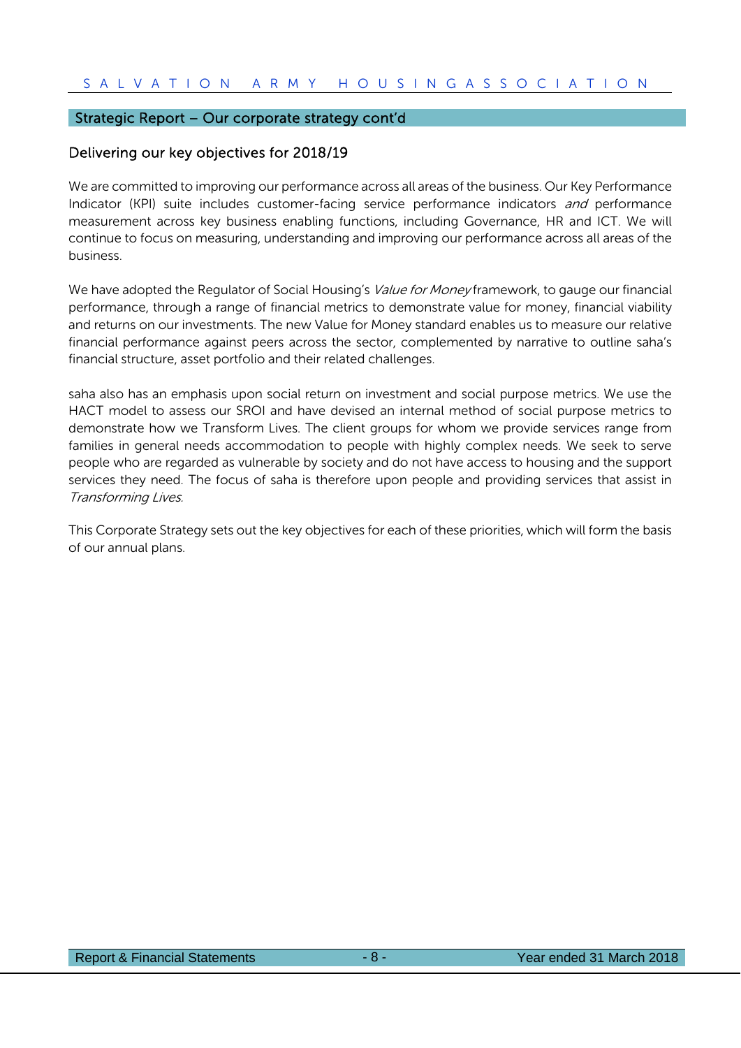## Strategic Report – Our corporate strategy cont'd

### Delivering our key objectives for 2018/19

We are committed to improving our performance across all areas of the business. Our Key Performance Indicator (KPI) suite includes customer-facing service performance indicators *and* performance measurement across key business enabling functions, including Governance, HR and ICT. We will continue to focus on measuring, understanding and improving our performance across all areas of the business.

We have adopted the Regulator of Social Housing's *Value for Money* framework, to gauge our financial performance, through a range of financial metrics to demonstrate value for money, financial viability and returns on our investments. The new Value for Money standard enables us to measure our relative financial performance against peers across the sector, complemented by narrative to outline saha's financial structure, asset portfolio and their related challenges.

saha also has an emphasis upon social return on investment and social purpose metrics. We use the HACT model to assess our SROI and have devised an internal method of social purpose metrics to demonstrate how we Transform Lives. The client groups for whom we provide services range from families in general needs accommodation to people with highly complex needs. We seek to serve people who are regarded as vulnerable by society and do not have access to housing and the support services they need. The focus of saha is therefore upon people and providing services that assist in *Transforming Lives*.

This Corporate Strategy sets out the key objectives for each of these priorities, which will form the basis of our annual plans.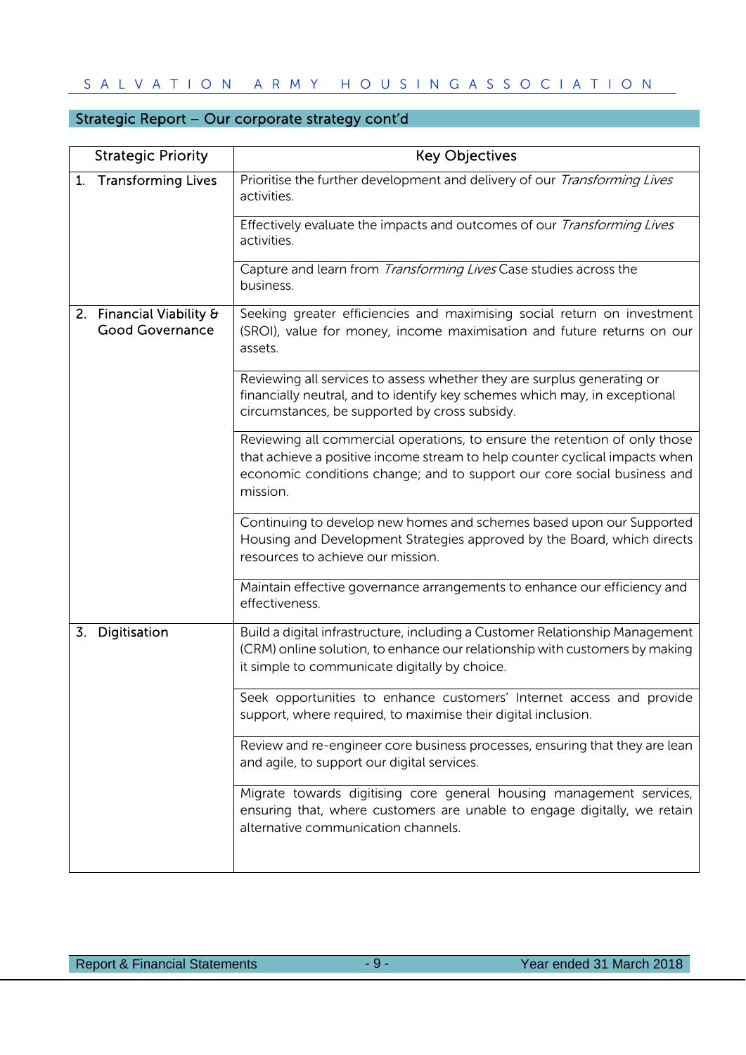## Strategic Report – Our corporate strategy cont'd

| Strategic Priority | Key Objectives |
|---|---|
| 1. Transforming Lives | Prioritise the further development and delivery of our *Transforming Lives* activities. |
| | Effectively evaluate the impacts and outcomes of our *Transforming Lives* activities. |
| | Capture and learn from *Transforming Lives* Case studies across the business. |
| 2. Financial Viability & Good Governance | Seeking greater efficiencies and maximising social return on investment (SROI), value for money, income maximisation and future returns on our assets. |
| | Reviewing all services to assess whether they are surplus generating or financially neutral, and to identify key schemes which may, in exceptional circumstances, be supported by cross subsidy. |
| | Reviewing all commercial operations, to ensure the retention of only those that achieve a positive income stream to help counter cyclical impacts when economic conditions change; and to support our core social business and mission. |
| | Continuing to develop new homes and schemes based upon our Supported Housing and Development Strategies approved by the Board, which directs resources to achieve our mission. |
| | Maintain effective governance arrangements to enhance our efficiency and effectiveness. |
| 3. Digitisation | Build a digital infrastructure, including a Customer Relationship Management (CRM) online solution, to enhance our relationship with customers by making it simple to communicate digitally by choice. |
| | Seek opportunities to enhance customers' Internet access and provide support, where required, to maximise their digital inclusion. |
| | Review and re-engineer core business processes, ensuring that they are lean and agile, to support our digital services. |
| | Migrate towards digitising core general housing management services, ensuring that, where customers are unable to engage digitally, we retain alternative communication channels. |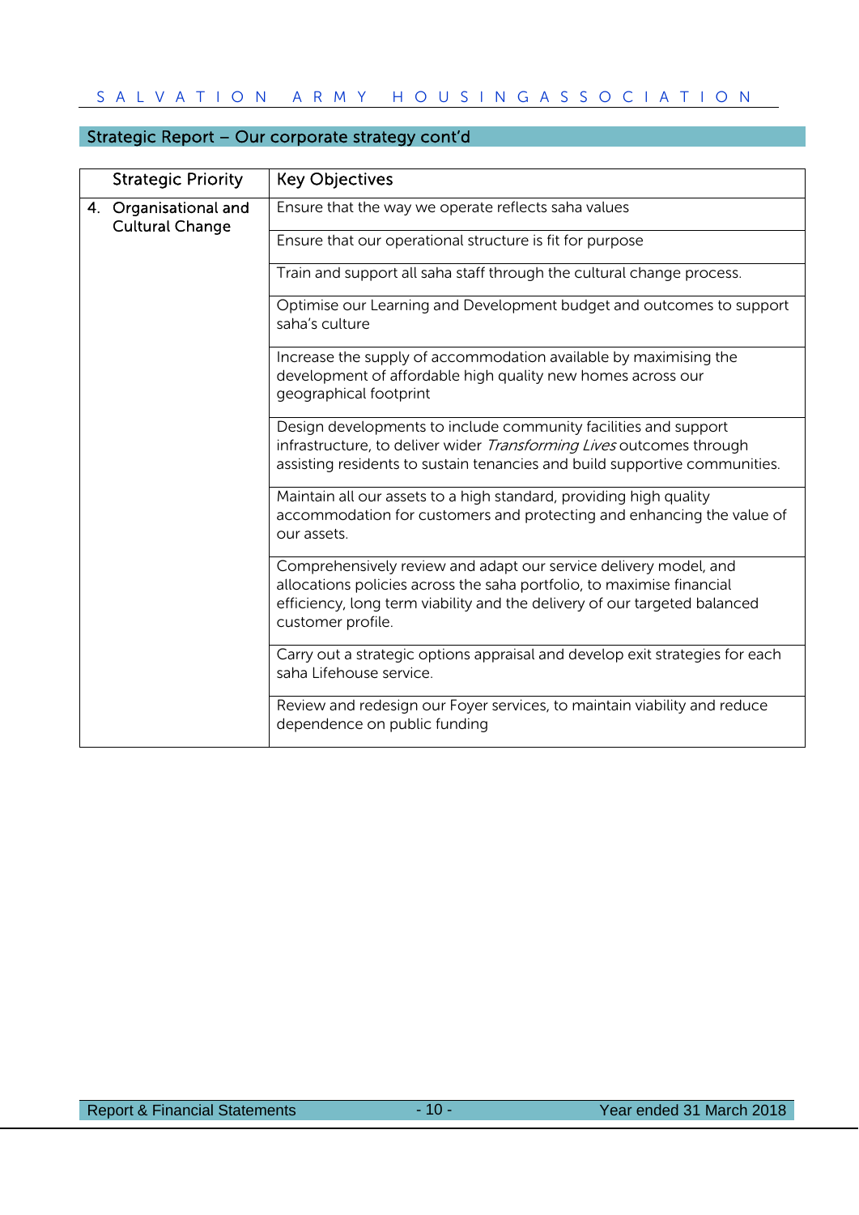## Strategic Report – Our corporate strategy cont'd

| Strategic Priority | Key Objectives |
|---|---|
| 4. Organisational and Cultural Change | Ensure that the way we operate reflects saha values |
| | Ensure that our operational structure is fit for purpose |
| | Train and support all saha staff through the cultural change process. |
| | Optimise our Learning and Development budget and outcomes to support saha's culture |
| | Increase the supply of accommodation available by maximising the development of affordable high quality new homes across our geographical footprint |
| | Design developments to include community facilities and support infrastructure, to deliver wider *Transforming Lives* outcomes through assisting residents to sustain tenancies and build supportive communities. |
| | Maintain all our assets to a high standard, providing high quality accommodation for customers and protecting and enhancing the value of our assets. |
| | Comprehensively review and adapt our service delivery model, and allocations policies across the saha portfolio, to maximise financial efficiency, long term viability and the delivery of our targeted balanced customer profile. |
| | Carry out a strategic options appraisal and develop exit strategies for each saha Lifehouse service. |
| | Review and redesign our Foyer services, to maintain viability and reduce dependence on public funding |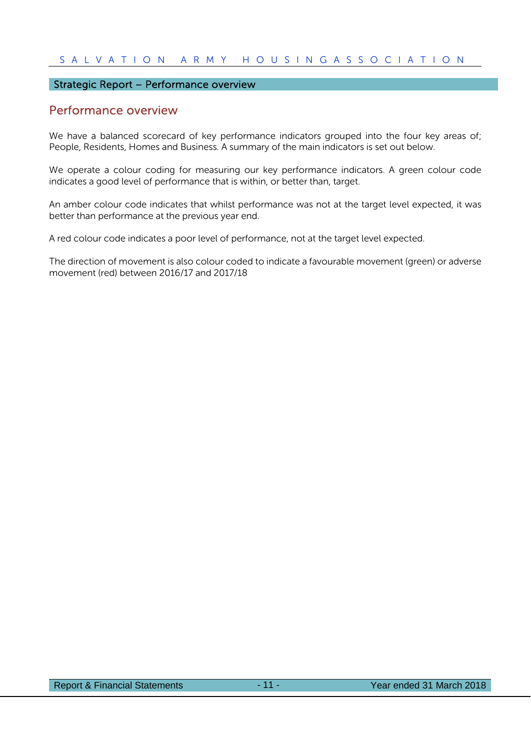## Strategic Report – Performance overview

# Performance overview

We have a balanced scorecard of key performance indicators grouped into the four key areas of; People, Residents, Homes and Business. A summary of the main indicators is set out below.

We operate a colour coding for measuring our key performance indicators. A green colour code indicates a good level of performance that is within, or better than, target.

An amber colour code indicates that whilst performance was not at the target level expected, it was better than performance at the previous year end.

A red colour code indicates a poor level of performance, not at the target level expected.

The direction of movement is also colour coded to indicate a favourable movement (green) or adverse movement (red) between 2016/17 and 2017/18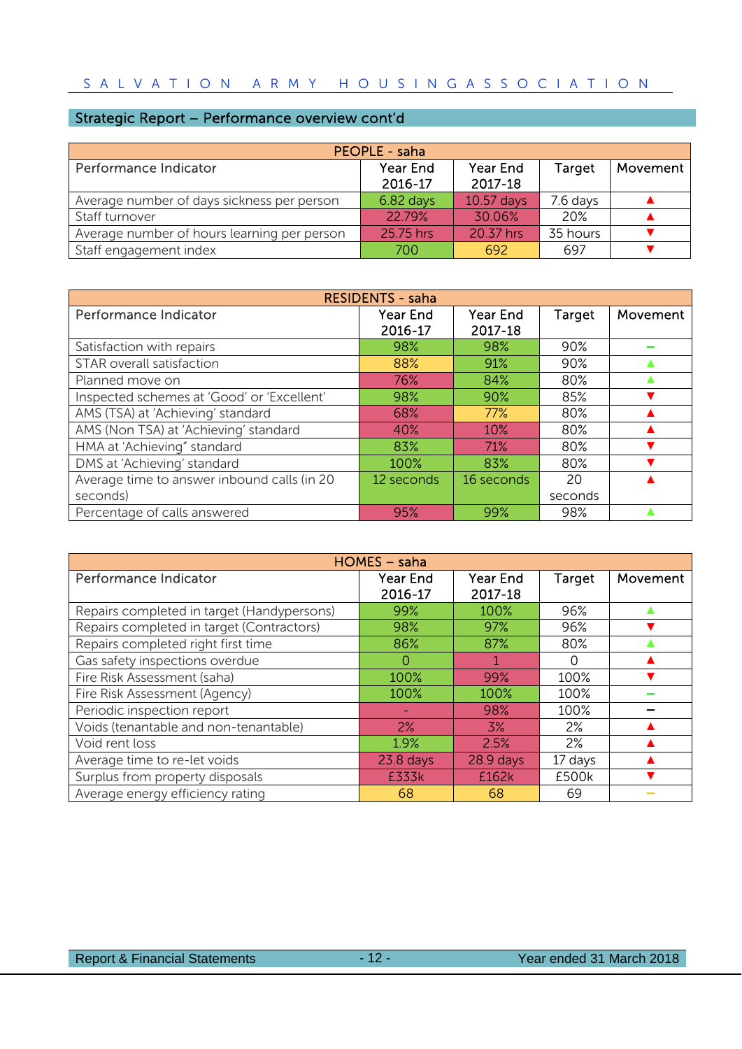## Strategic Report – Performance overview cont'd

| PEOPLE - saha | | | | |
|---|---|---|---|---|
| Performance Indicator | Year End 2016-17 | Year End 2017-18 | Target | Movement |
| Average number of days sickness per person | 6.82 days | 10.57 days | 7.6 days | ▲ |
| Staff turnover | 22.79% | 30.06% | 20% | ▲ |
| Average number of hours learning per person | 25.75 hrs | 20.37 hrs | 35 hours | ▼ |
| Staff engagement index | 700 | 692 | 697 | ▼ |

| RESIDENTS - saha | | | | |
|---|---|---|---|---|
| Performance Indicator | Year End 2016-17 | Year End 2017-18 | Target | Movement |
| Satisfaction with repairs | 98% | 98% | 90% | – |
| STAR overall satisfaction | 88% | 91% | 90% | ▲ |
| Planned move on | 76% | 84% | 80% | ▲ |
| Inspected schemes at 'Good' or 'Excellent' | 98% | 90% | 85% | ▼ |
| AMS (TSA) at 'Achieving' standard | 68% | 77% | 80% | ▲ |
| AMS (Non TSA) at 'Achieving' standard | 40% | 10% | 80% | ▲ |
| HMA at 'Achieving" standard | 83% | 71% | 80% | ▼ |
| DMS at 'Achieving' standard | 100% | 83% | 80% | ▼ |
| Average time to answer inbound calls (in 20 seconds) | 12 seconds | 16 seconds | 20 seconds | ▲ |
| Percentage of calls answered | 95% | 99% | 98% | ▲ |

| HOMES – saha | | | | |
|---|---|---|---|---|
| Performance Indicator | Year End 2016-17 | Year End 2017-18 | Target | Movement |
| Repairs completed in target (Handypersons) | 99% | 100% | 96% | ▲ |
| Repairs completed in target (Contractors) | 98% | 97% | 96% | ▼ |
| Repairs completed right first time | 86% | 87% | 80% | ▲ |
| Gas safety inspections overdue | 0 | 1 | 0 | ▲ |
| Fire Risk Assessment (saha) | 100% | 99% | 100% | ▼ |
| Fire Risk Assessment (Agency) | 100% | 100% | 100% | – |
| Periodic inspection report | - | 98% | 100% | – |
| Voids (tenantable and non-tenantable) | 2% | 3% | 2% | ▲ |
| Void rent loss | 1.9% | 2.5% | 2% | ▲ |
| Average time to re-let voids | 23.8 days | 28.9 days | 17 days | ▲ |
| Surplus from property disposals | £333k | £162k | £500k | ▼ |
| Average energy efficiency rating | 68 | 68 | 69 | – |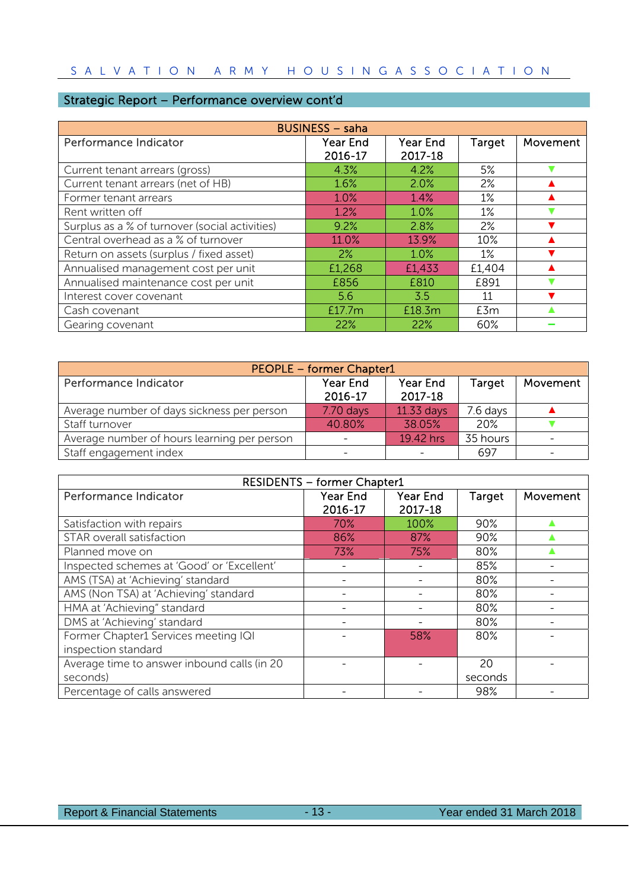## Strategic Report – Performance overview cont'd

| BUSINESS – saha | | | | |
|---|---|---|---|---|
| Performance Indicator | Year End 2016-17 | Year End 2017-18 | Target | Movement |
| Current tenant arrears (gross) | 4.3% | 4.2% | 5% | ▼ |
| Current tenant arrears (net of HB) | 1.6% | 2.0% | 2% | ▲ |
| Former tenant arrears | 1.0% | 1.4% | 1% | ▲ |
| Rent written off | 1.2% | 1.0% | 1% | ▼ |
| Surplus as a % of turnover (social activities) | 9.2% | 2.8% | 2% | ▼ |
| Central overhead as a % of turnover | 11.0% | 13.9% | 10% | ▲ |
| Return on assets (surplus / fixed asset) | 2% | 1.0% | 1% | ▼ |
| Annualised management cost per unit | £1,268 | £1,433 | £1,404 | ▲ |
| Annualised maintenance cost per unit | £856 | £810 | £891 | ▼ |
| Interest cover covenant | 5.6 | 3.5 | 11 | ▼ |
| Cash covenant | £17.7m | £18.3m | £3m | ▲ |
| Gearing covenant | 22% | 22% | 60% | – |

| PEOPLE – former Chapter1 | | | | |
|---|---|---|---|---|
| Performance Indicator | Year End 2016-17 | Year End 2017-18 | Target | Movement |
| Average number of days sickness per person | 7.70 days | 11.33 days | 7.6 days | ▲ |
| Staff turnover | 40.80% | 38.05% | 20% | ▼ |
| Average number of hours learning per person | - | 19.42 hrs | 35 hours | - |
| Staff engagement index | - | - | 697 | - |

| RESIDENTS – former Chapter1 | | | | |
|---|---|---|---|---|
| Performance Indicator | Year End 2016-17 | Year End 2017-18 | Target | Movement |
| Satisfaction with repairs | 70% | 100% | 90% | ▲ |
| STAR overall satisfaction | 86% | 87% | 90% | ▲ |
| Planned move on | 73% | 75% | 80% | ▲ |
| Inspected schemes at 'Good' or 'Excellent' | - | - | 85% | - |
| AMS (TSA) at 'Achieving' standard | - | - | 80% | - |
| AMS (Non TSA) at 'Achieving' standard | - | - | 80% | - |
| HMA at 'Achieving" standard | - | - | 80% | - |
| DMS at 'Achieving' standard | - | - | 80% | - |
| Former Chapter1 Services meeting IQI inspection standard | - | 58% | 80% | - |
| Average time to answer inbound calls (in 20 seconds) | - | - | 20 seconds | - |
| Percentage of calls answered | - | - | 98% | - |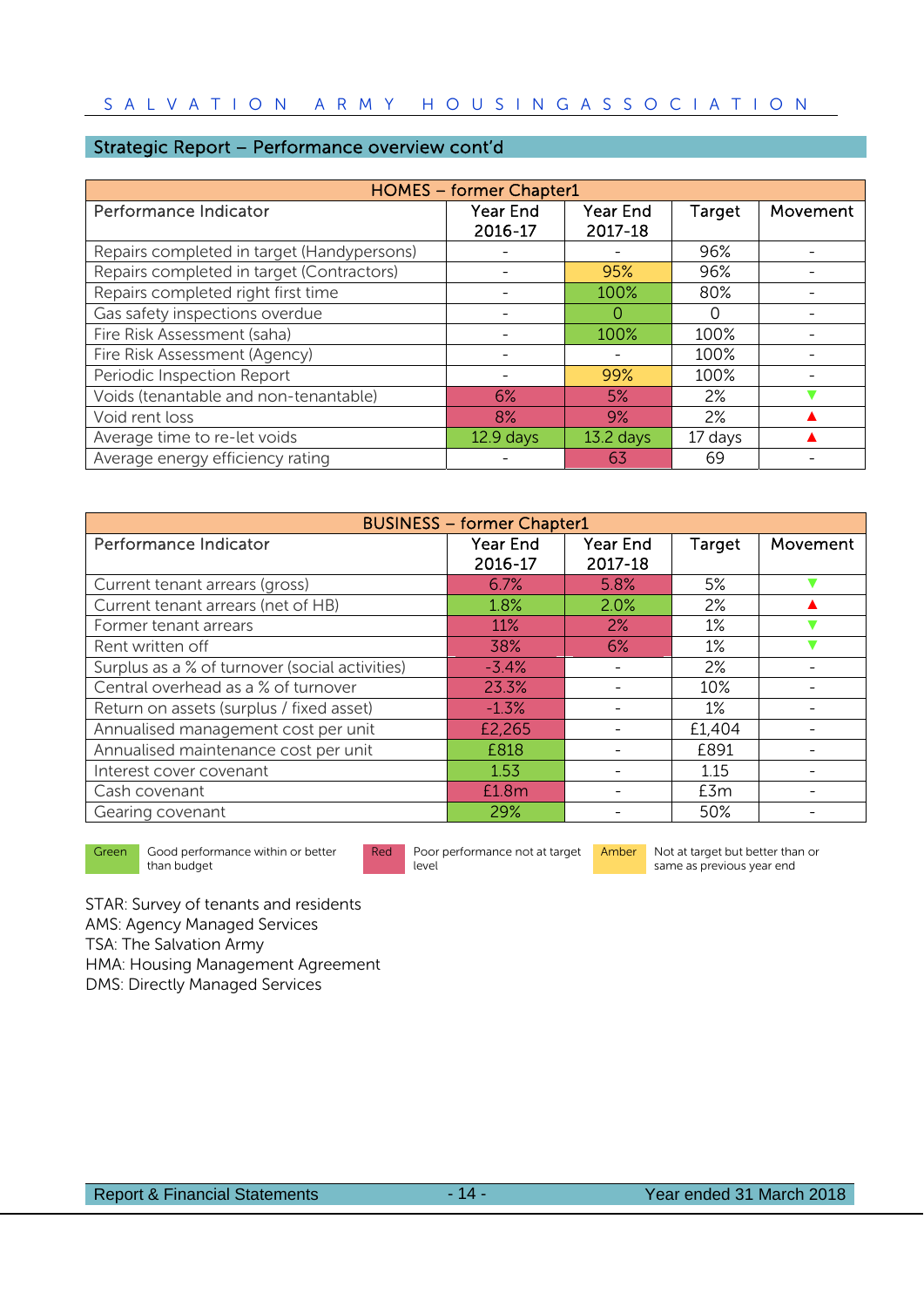## Strategic Report – Performance overview cont'd

| HOMES – former Chapter1 | | | | |
|---|---|---|---|---|
| Performance Indicator | Year End 2016-17 | Year End 2017-18 | Target | Movement |
| Repairs completed in target (Handypersons) | - | - | 96% | - |
| Repairs completed in target (Contractors) | - | 95% | 96% | - |
| Repairs completed right first time | - | 100% | 80% | - |
| Gas safety inspections overdue | - | 0 | 0 | - |
| Fire Risk Assessment (saha) | - | 100% | 100% | - |
| Fire Risk Assessment (Agency) | - | - | 100% | - |
| Periodic Inspection Report | - | 99% | 100% | - |
| Voids (tenantable and non-tenantable) | 6% | 5% | 2% | ▼ |
| Void rent loss | 8% | 9% | 2% | ▲ |
| Average time to re-let voids | 12.9 days | 13.2 days | 17 days | ▲ |
| Average energy efficiency rating | - | 63 | 69 | - |

| BUSINESS – former Chapter1 | | | | |
|---|---|---|---|---|
| Performance Indicator | Year End 2016-17 | Year End 2017-18 | Target | Movement |
| Current tenant arrears (gross) | 6.7% | 5.8% | 5% | ▼ |
| Current tenant arrears (net of HB) | 1.8% | 2.0% | 2% | ▲ |
| Former tenant arrears | 11% | 2% | 1% | ▼ |
| Rent written off | 38% | 6% | 1% | ▼ |
| Surplus as a % of turnover (social activities) | -3.4% | - | 2% | - |
| Central overhead as a % of turnover | 23.3% | - | 10% | - |
| Return on assets (surplus / fixed asset) | -1.3% | - | 1% | - |
| Annualised management cost per unit | £2,265 | - | £1,404 | - |
| Annualised maintenance cost per unit | £818 | - | £891 | - |
| Interest cover covenant | 1.53 | - | 1.15 | - |
| Cash covenant | £1.8m | - | £3m | - |
| Gearing covenant | 29% | - | 50% | - |

| Green | Good performance within or better than budget | Red | Poor performance not at target level | Amber | Not at target but better than or same as previous year end |
|---|---|---|---|---|---|

STAR: Survey of tenants and residents
AMS: Agency Managed Services
TSA: The Salvation Army
HMA: Housing Management Agreement
DMS: Directly Managed Services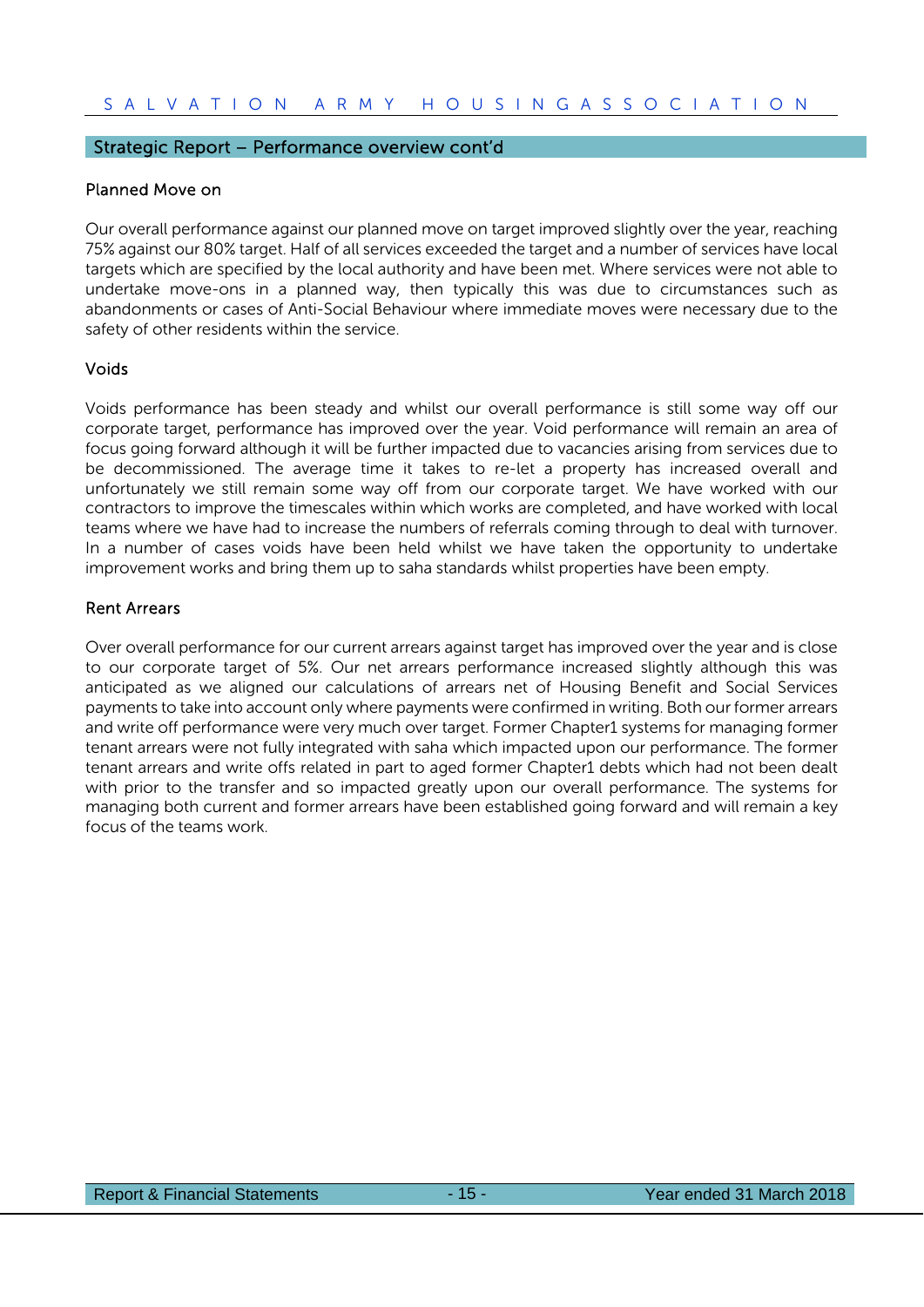## Strategic Report – Performance overview cont'd

### Planned Move on

Our overall performance against our planned move on target improved slightly over the year, reaching 75% against our 80% target. Half of all services exceeded the target and a number of services have local targets which are specified by the local authority and have been met. Where services were not able to undertake move-ons in a planned way, then typically this was due to circumstances such as abandonments or cases of Anti-Social Behaviour where immediate moves were necessary due to the safety of other residents within the service.

### Voids

Voids performance has been steady and whilst our overall performance is still some way off our corporate target, performance has improved over the year. Void performance will remain an area of focus going forward although it will be further impacted due to vacancies arising from services due to be decommissioned. The average time it takes to re-let a property has increased overall and unfortunately we still remain some way off from our corporate target. We have worked with our contractors to improve the timescales within which works are completed, and have worked with local teams where we have had to increase the numbers of referrals coming through to deal with turnover. In a number of cases voids have been held whilst we have taken the opportunity to undertake improvement works and bring them up to saha standards whilst properties have been empty.

### Rent Arrears

Over overall performance for our current arrears against target has improved over the year and is close to our corporate target of 5%. Our net arrears performance increased slightly although this was anticipated as we aligned our calculations of arrears net of Housing Benefit and Social Services payments to take into account only where payments were confirmed in writing. Both our former arrears and write off performance were very much over target. Former Chapter1 systems for managing former tenant arrears were not fully integrated with saha which impacted upon our performance. The former tenant arrears and write offs related in part to aged former Chapter1 debts which had not been dealt with prior to the transfer and so impacted greatly upon our overall performance. The systems for managing both current and former arrears have been established going forward and will remain a key focus of the teams work.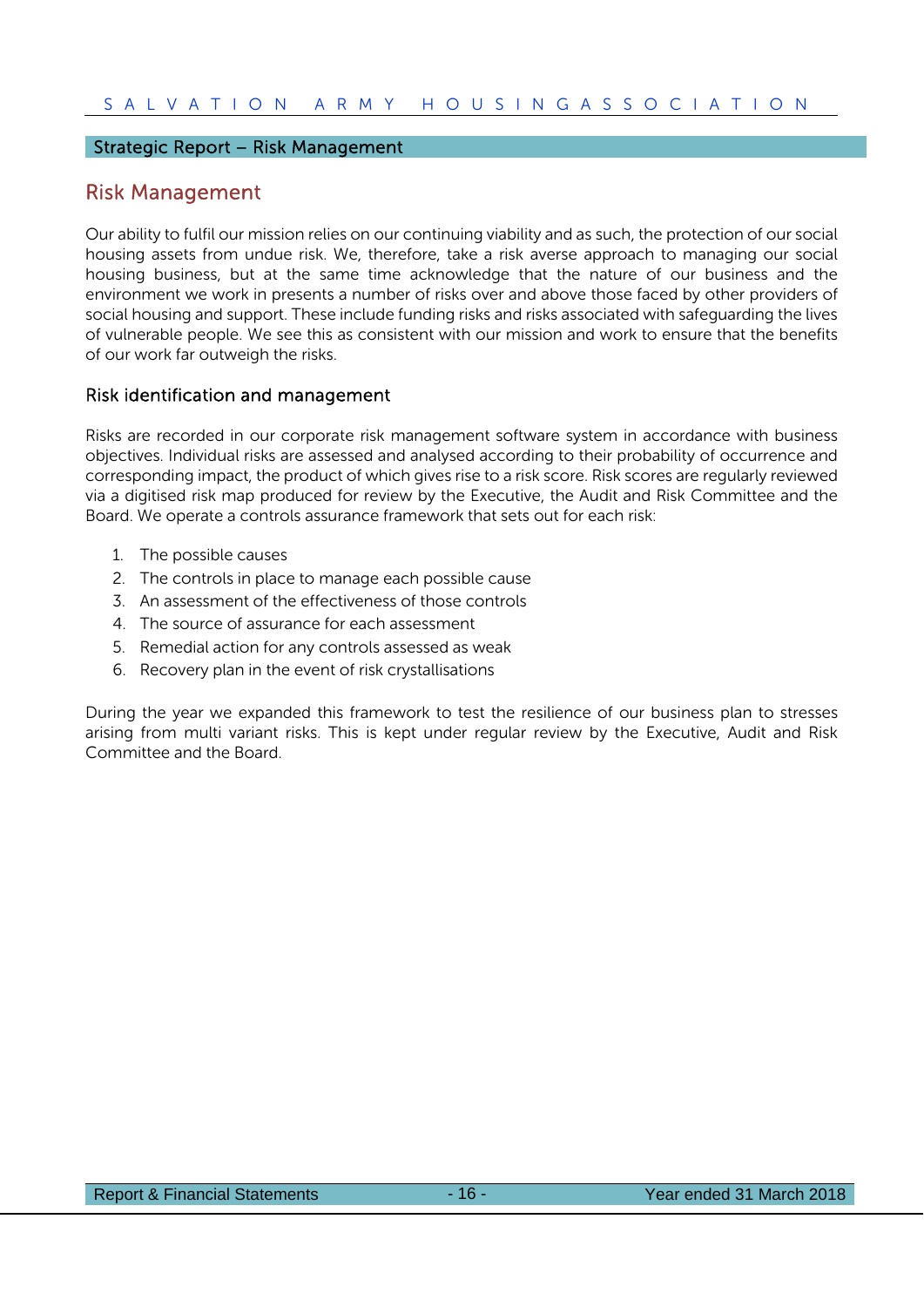## Strategic Report – Risk Management

# Risk Management

Our ability to fulfil our mission relies on our continuing viability and as such, the protection of our social housing assets from undue risk. We, therefore, take a risk averse approach to managing our social housing business, but at the same time acknowledge that the nature of our business and the environment we work in presents a number of risks over and above those faced by other providers of social housing and support. These include funding risks and risks associated with safeguarding the lives of vulnerable people. We see this as consistent with our mission and work to ensure that the benefits of our work far outweigh the risks.

### Risk identification and management

Risks are recorded in our corporate risk management software system in accordance with business objectives. Individual risks are assessed and analysed according to their probability of occurrence and corresponding impact, the product of which gives rise to a risk score. Risk scores are regularly reviewed via a digitised risk map produced for review by the Executive, the Audit and Risk Committee and the Board. We operate a controls assurance framework that sets out for each risk:

1. The possible causes
2. The controls in place to manage each possible cause
3. An assessment of the effectiveness of those controls
4. The source of assurance for each assessment
5. Remedial action for any controls assessed as weak
6. Recovery plan in the event of risk crystallisations

During the year we expanded this framework to test the resilience of our business plan to stresses arising from multi variant risks. This is kept under regular review by the Executive, Audit and Risk Committee and the Board.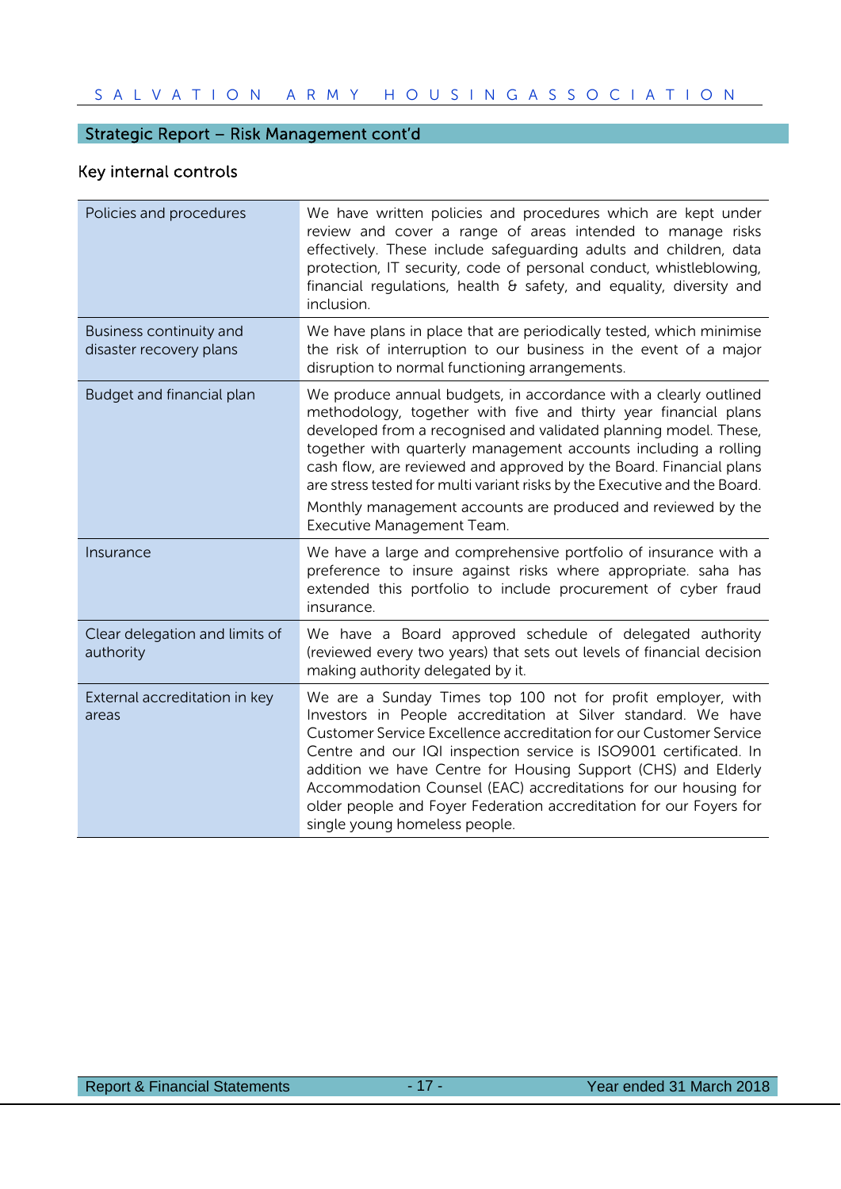## Strategic Report – Risk Management cont'd

### Key internal controls

| | |
|---|---|
| Policies and procedures | We have written policies and procedures which are kept under review and cover a range of areas intended to manage risks effectively. These include safeguarding adults and children, data protection, IT security, code of personal conduct, whistleblowing, financial regulations, health & safety, and equality, diversity and inclusion. |
| Business continuity and disaster recovery plans | We have plans in place that are periodically tested, which minimise the risk of interruption to our business in the event of a major disruption to normal functioning arrangements. |
| Budget and financial plan | We produce annual budgets, in accordance with a clearly outlined methodology, together with five and thirty year financial plans developed from a recognised and validated planning model. These, together with quarterly management accounts including a rolling cash flow, are reviewed and approved by the Board. Financial plans are stress tested for multi variant risks by the Executive and the Board.<br><br>Monthly management accounts are produced and reviewed by the Executive Management Team. |
| Insurance | We have a large and comprehensive portfolio of insurance with a preference to insure against risks where appropriate. saha has extended this portfolio to include procurement of cyber fraud insurance. |
| Clear delegation and limits of authority | We have a Board approved schedule of delegated authority (reviewed every two years) that sets out levels of financial decision making authority delegated by it. |
| External accreditation in key areas | We are a Sunday Times top 100 not for profit employer, with Investors in People accreditation at Silver standard. We have Customer Service Excellence accreditation for our Customer Service Centre and our IQI inspection service is ISO9001 certificated. In addition we have Centre for Housing Support (CHS) and Elderly Accommodation Counsel (EAC) accreditations for our housing for older people and Foyer Federation accreditation for our Foyers for single young homeless people. |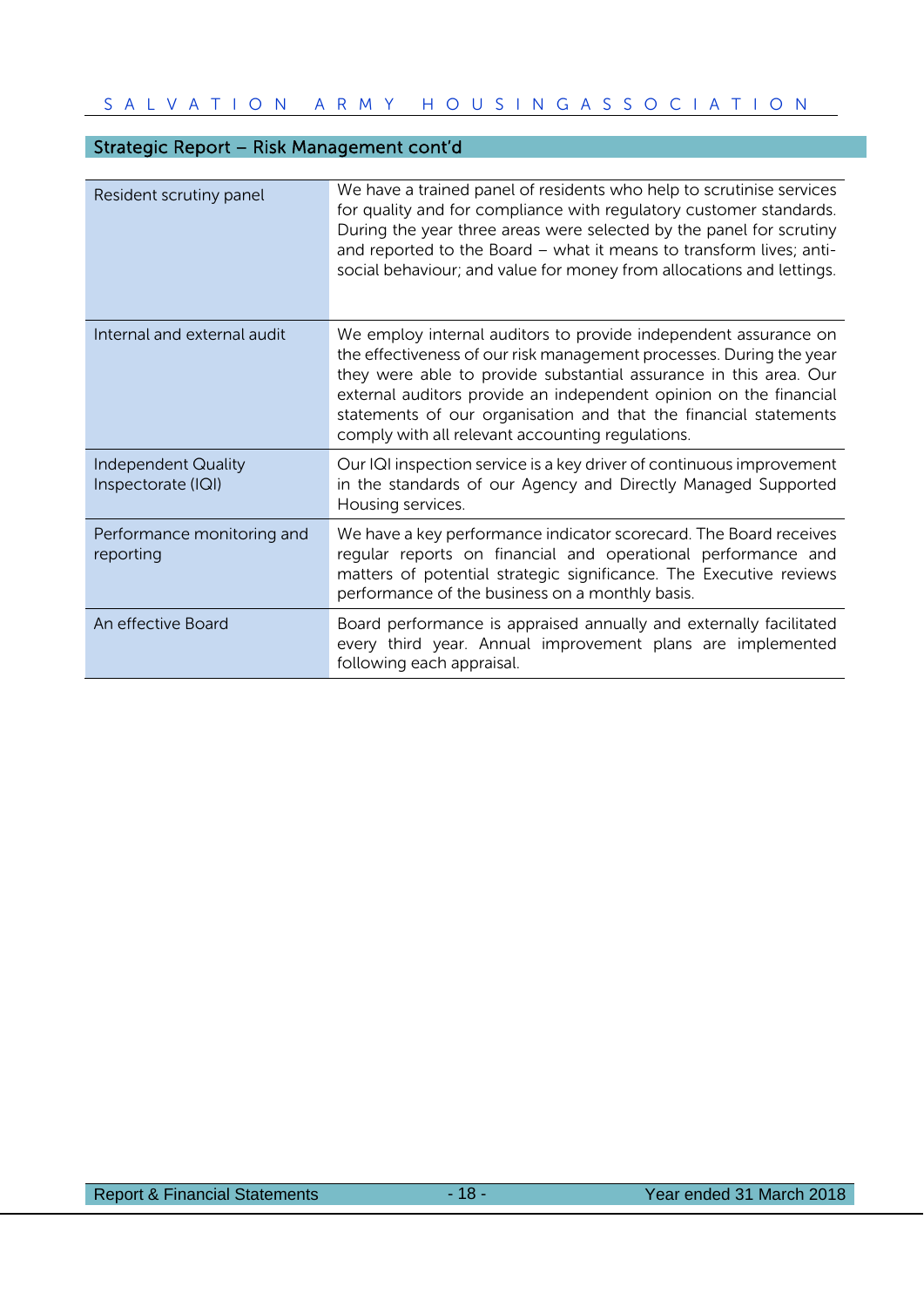## Strategic Report – Risk Management cont'd

| | |
|---|---|
| Resident scrutiny panel | We have a trained panel of residents who help to scrutinise services for quality and for compliance with regulatory customer standards. During the year three areas were selected by the panel for scrutiny and reported to the Board – what it means to transform lives; anti-social behaviour; and value for money from allocations and lettings. |
| Internal and external audit | We employ internal auditors to provide independent assurance on the effectiveness of our risk management processes. During the year they were able to provide substantial assurance in this area. Our external auditors provide an independent opinion on the financial statements of our organisation and that the financial statements comply with all relevant accounting regulations. |
| Independent Quality Inspectorate (IQI) | Our IQI inspection service is a key driver of continuous improvement in the standards of our Agency and Directly Managed Supported Housing services. |
| Performance monitoring and reporting | We have a key performance indicator scorecard. The Board receives regular reports on financial and operational performance and matters of potential strategic significance. The Executive reviews performance of the business on a monthly basis. |
| An effective Board | Board performance is appraised annually and externally facilitated every third year. Annual improvement plans are implemented following each appraisal. |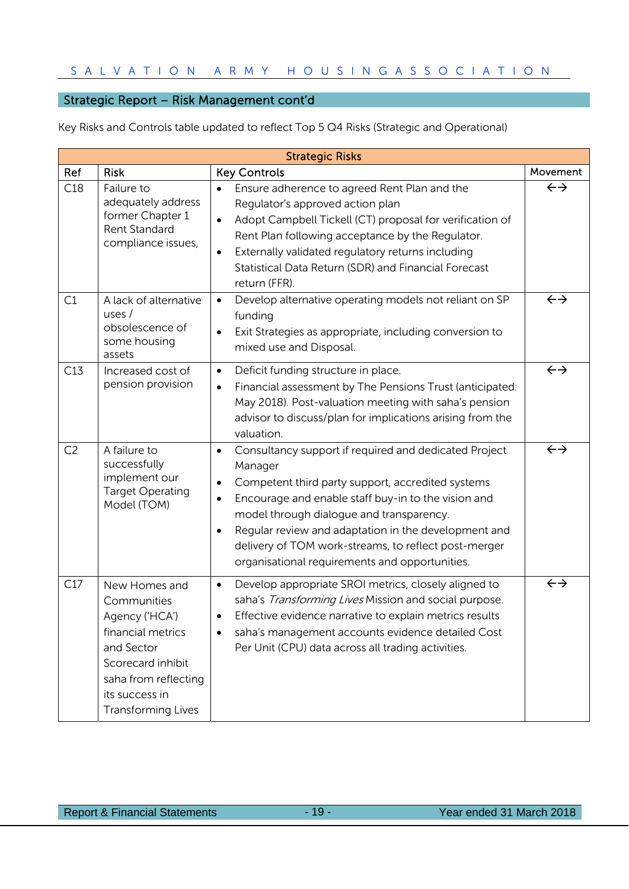## Strategic Report – Risk Management cont'd

Key Risks and Controls table updated to reflect Top 5 Q4 Risks (Strategic and Operational)

| Strategic Risks | | | |
|---|---|---|---|
| **Ref** | **Risk** | **Key Controls** | **Movement** |
| C18 | Failure to adequately address former Chapter 1 Rent Standard compliance issues, | • Ensure adherence to agreed Rent Plan and the Regulator's approved action plan<br>• Adopt Campbell Tickell (CT) proposal for verification of Rent Plan following acceptance by the Regulator.<br>• Externally validated regulatory returns including Statistical Data Return (SDR) and Financial Forecast return (FFR). | ←→ |
| C1 | A lack of alternative uses / obsolescence of some housing assets | • Develop alternative operating models not reliant on SP funding<br>• Exit Strategies as appropriate, including conversion to mixed use and Disposal. | ←→ |
| C13 | Increased cost of pension provision | • Deficit funding structure in place.<br>• Financial assessment by The Pensions Trust (anticipated: May 2018). Post-valuation meeting with saha's pension advisor to discuss/plan for implications arising from the valuation. | ←→ |
| C2 | A failure to successfully implement our Target Operating Model (TOM) | • Consultancy support if required and dedicated Project Manager<br>• Competent third party support, accredited systems<br>• Encourage and enable staff buy-in to the vision and model through dialogue and transparency.<br>• Regular review and adaptation in the development and delivery of TOM work-streams, to reflect post-merger organisational requirements and opportunities. | ←→ |
| C17 | New Homes and Communities Agency ('HCA') financial metrics and Sector Scorecard inhibit saha from reflecting its success in Transforming Lives | • Develop appropriate SROI metrics, closely aligned to saha's *Transforming Lives* Mission and social purpose.<br>• Effective evidence narrative to explain metrics results<br>• saha's management accounts evidence detailed Cost Per Unit (CPU) data across all trading activities. | ←→ |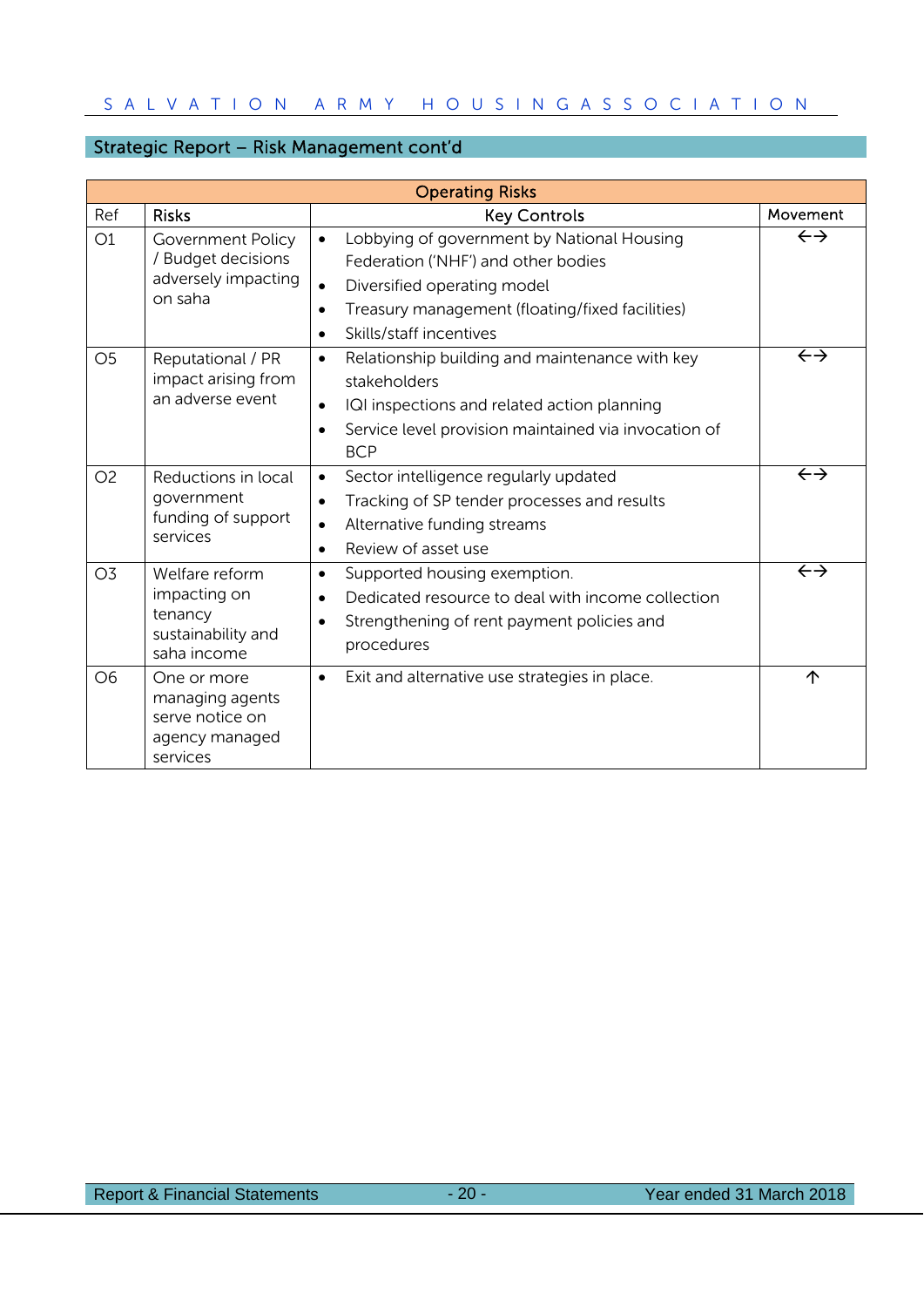## Strategic Report – Risk Management cont'd

| Operating Risks | | | |
|---|---|---|---|
| Ref | Risks | Key Controls | Movement |
| O1 | Government Policy / Budget decisions adversely impacting on saha | • Lobbying of government by National Housing Federation ('NHF') and other bodies<br>• Diversified operating model<br>• Treasury management (floating/fixed facilities)<br>• Skills/staff incentives | ←→ |
| O5 | Reputational / PR impact arising from an adverse event | • Relationship building and maintenance with key stakeholders<br>• IQI inspections and related action planning<br>• Service level provision maintained via invocation of BCP | ←→ |
| O2 | Reductions in local government funding of support services | • Sector intelligence regularly updated<br>• Tracking of SP tender processes and results<br>• Alternative funding streams<br>• Review of asset use | ←→ |
| O3 | Welfare reform impacting on tenancy sustainability and saha income | • Supported housing exemption.<br>• Dedicated resource to deal with income collection<br>• Strengthening of rent payment policies and procedures | ←→ |
| O6 | One or more managing agents serve notice on agency managed services | • Exit and alternative use strategies in place. | ↑ |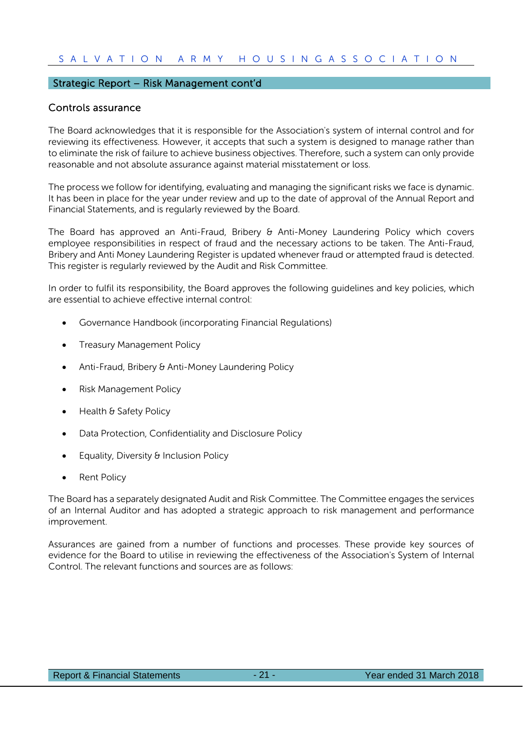## Strategic Report – Risk Management cont'd

### Controls assurance

The Board acknowledges that it is responsible for the Association's system of internal control and for reviewing its effectiveness. However, it accepts that such a system is designed to manage rather than to eliminate the risk of failure to achieve business objectives. Therefore, such a system can only provide reasonable and not absolute assurance against material misstatement or loss.

The process we follow for identifying, evaluating and managing the significant risks we face is dynamic. It has been in place for the year under review and up to the date of approval of the Annual Report and Financial Statements, and is regularly reviewed by the Board.

The Board has approved an Anti-Fraud, Bribery & Anti-Money Laundering Policy which covers employee responsibilities in respect of fraud and the necessary actions to be taken. The Anti-Fraud, Bribery and Anti Money Laundering Register is updated whenever fraud or attempted fraud is detected. This register is regularly reviewed by the Audit and Risk Committee.

In order to fulfil its responsibility, the Board approves the following guidelines and key policies, which are essential to achieve effective internal control:

- Governance Handbook (incorporating Financial Regulations)
- Treasury Management Policy
- Anti-Fraud, Bribery & Anti-Money Laundering Policy
- Risk Management Policy
- Health & Safety Policy
- Data Protection, Confidentiality and Disclosure Policy
- Equality, Diversity & Inclusion Policy
- Rent Policy

The Board has a separately designated Audit and Risk Committee. The Committee engages the services of an Internal Auditor and has adopted a strategic approach to risk management and performance improvement.

Assurances are gained from a number of functions and processes. These provide key sources of evidence for the Board to utilise in reviewing the effectiveness of the Association's System of Internal Control. The relevant functions and sources are as follows: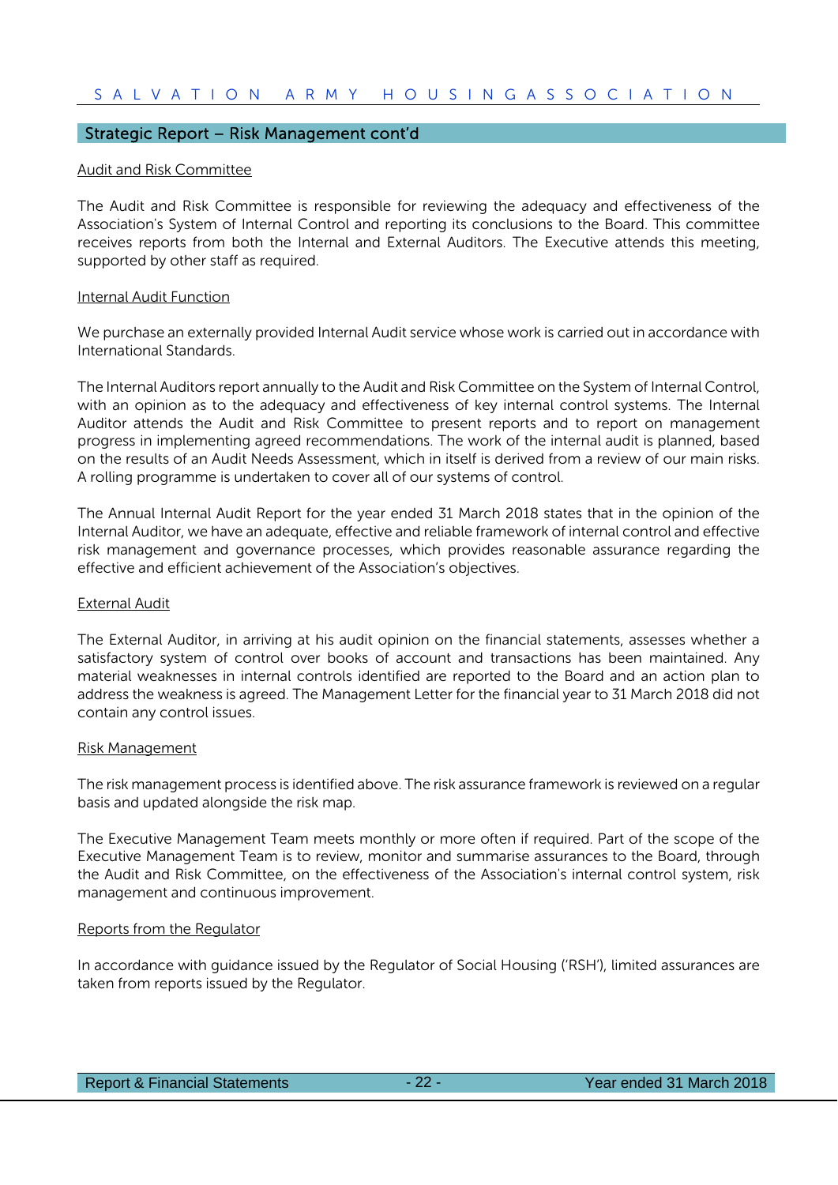## Strategic Report – Risk Management cont'd

### Audit and Risk Committee

The Audit and Risk Committee is responsible for reviewing the adequacy and effectiveness of the Association's System of Internal Control and reporting its conclusions to the Board. This committee receives reports from both the Internal and External Auditors. The Executive attends this meeting, supported by other staff as required.

### Internal Audit Function

We purchase an externally provided Internal Audit service whose work is carried out in accordance with International Standards.

The Internal Auditors report annually to the Audit and Risk Committee on the System of Internal Control, with an opinion as to the adequacy and effectiveness of key internal control systems. The Internal Auditor attends the Audit and Risk Committee to present reports and to report on management progress in implementing agreed recommendations. The work of the internal audit is planned, based on the results of an Audit Needs Assessment, which in itself is derived from a review of our main risks. A rolling programme is undertaken to cover all of our systems of control.

The Annual Internal Audit Report for the year ended 31 March 2018 states that in the opinion of the Internal Auditor, we have an adequate, effective and reliable framework of internal control and effective risk management and governance processes, which provides reasonable assurance regarding the effective and efficient achievement of the Association's objectives.

### External Audit

The External Auditor, in arriving at his audit opinion on the financial statements, assesses whether a satisfactory system of control over books of account and transactions has been maintained. Any material weaknesses in internal controls identified are reported to the Board and an action plan to address the weakness is agreed. The Management Letter for the financial year to 31 March 2018 did not contain any control issues.

### Risk Management

The risk management process is identified above. The risk assurance framework is reviewed on a regular basis and updated alongside the risk map.

The Executive Management Team meets monthly or more often if required. Part of the scope of the Executive Management Team is to review, monitor and summarise assurances to the Board, through the Audit and Risk Committee, on the effectiveness of the Association's internal control system, risk management and continuous improvement.

### Reports from the Regulator

In accordance with guidance issued by the Regulator of Social Housing ('RSH'), limited assurances are taken from reports issued by the Regulator.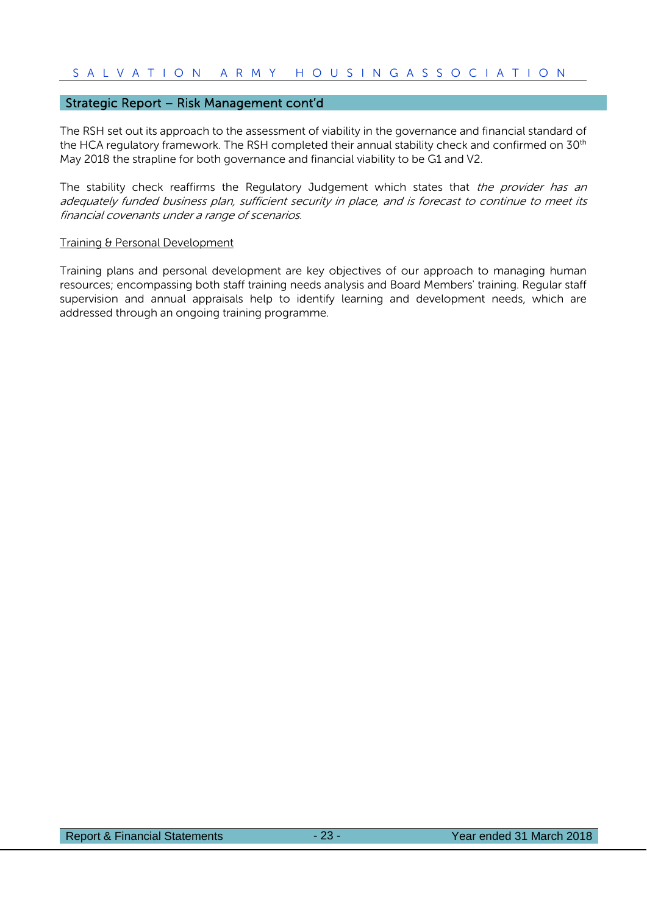## Strategic Report – Risk Management cont'd

The RSH set out its approach to the assessment of viability in the governance and financial standard of the HCA regulatory framework. The RSH completed their annual stability check and confirmed on 30th May 2018 the strapline for both governance and financial viability to be G1 and V2.

The stability check reaffirms the Regulatory Judgement which states that *the provider has an adequately funded business plan, sufficient security in place, and is forecast to continue to meet its financial covenants under a range of scenarios.*

<u>Training & Personal Development</u>

Training plans and personal development are key objectives of our approach to managing human resources; encompassing both staff training needs analysis and Board Members' training. Regular staff supervision and annual appraisals help to identify learning and development needs, which are addressed through an ongoing training programme.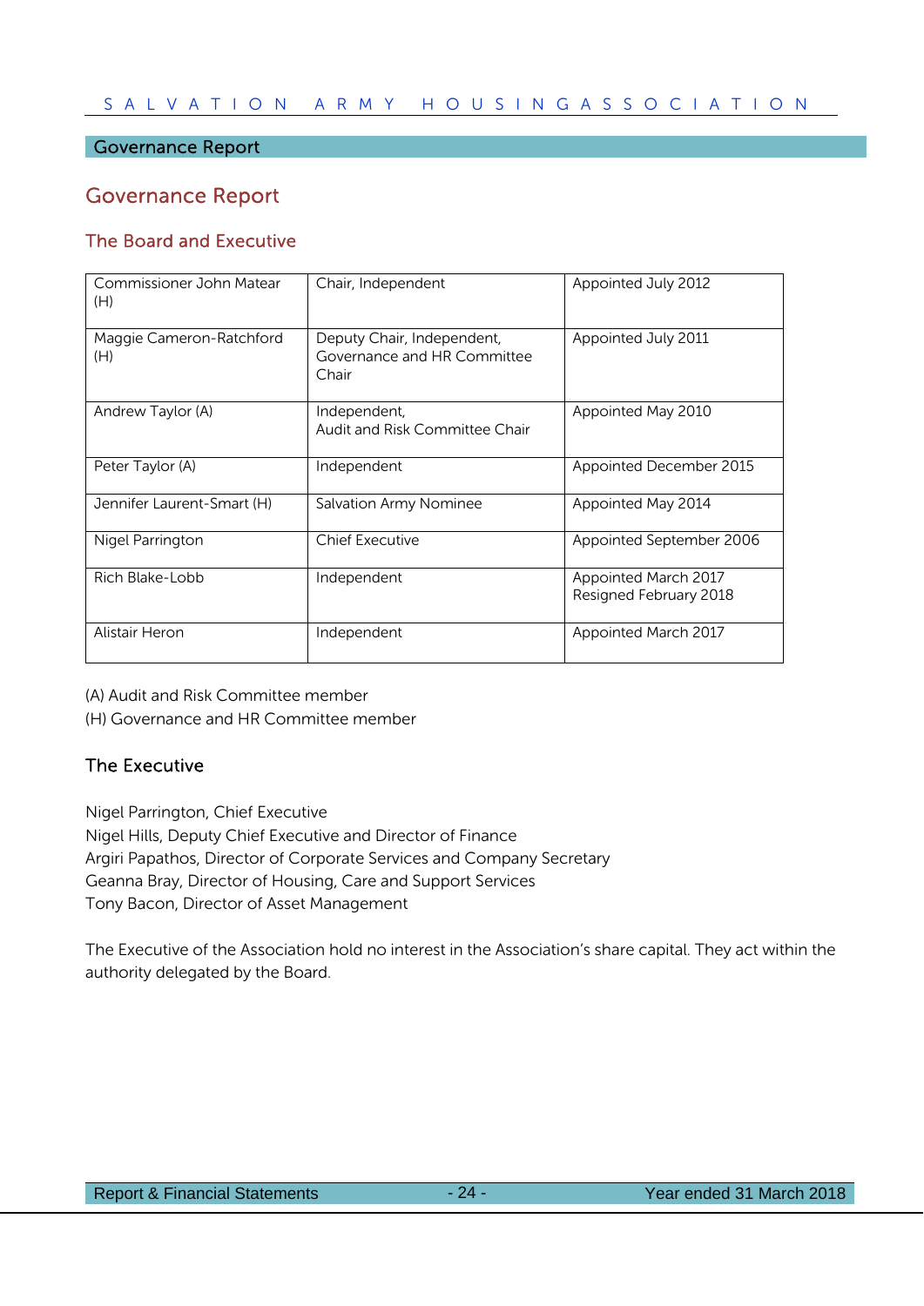# Governance Report

## The Board and Executive

| | | |
|---|---|---|
| Commissioner John Matear (H) | Chair, Independent | Appointed July 2012 |
| Maggie Cameron-Ratchford (H) | Deputy Chair, Independent, Governance and HR Committee Chair | Appointed July 2011 |
| Andrew Taylor (A) | Independent, Audit and Risk Committee Chair | Appointed May 2010 |
| Peter Taylor (A) | Independent | Appointed December 2015 |
| Jennifer Laurent-Smart (H) | Salvation Army Nominee | Appointed May 2014 |
| Nigel Parrington | Chief Executive | Appointed September 2006 |
| Rich Blake-Lobb | Independent | Appointed March 2017 Resigned February 2018 |
| Alistair Heron | Independent | Appointed March 2017 |

(A) Audit and Risk Committee member
(H) Governance and HR Committee member

### The Executive

Nigel Parrington, Chief Executive
Nigel Hills, Deputy Chief Executive and Director of Finance
Argiri Papathos, Director of Corporate Services and Company Secretary
Geanna Bray, Director of Housing, Care and Support Services
Tony Bacon, Director of Asset Management

The Executive of the Association hold no interest in the Association's share capital. They act within the authority delegated by the Board.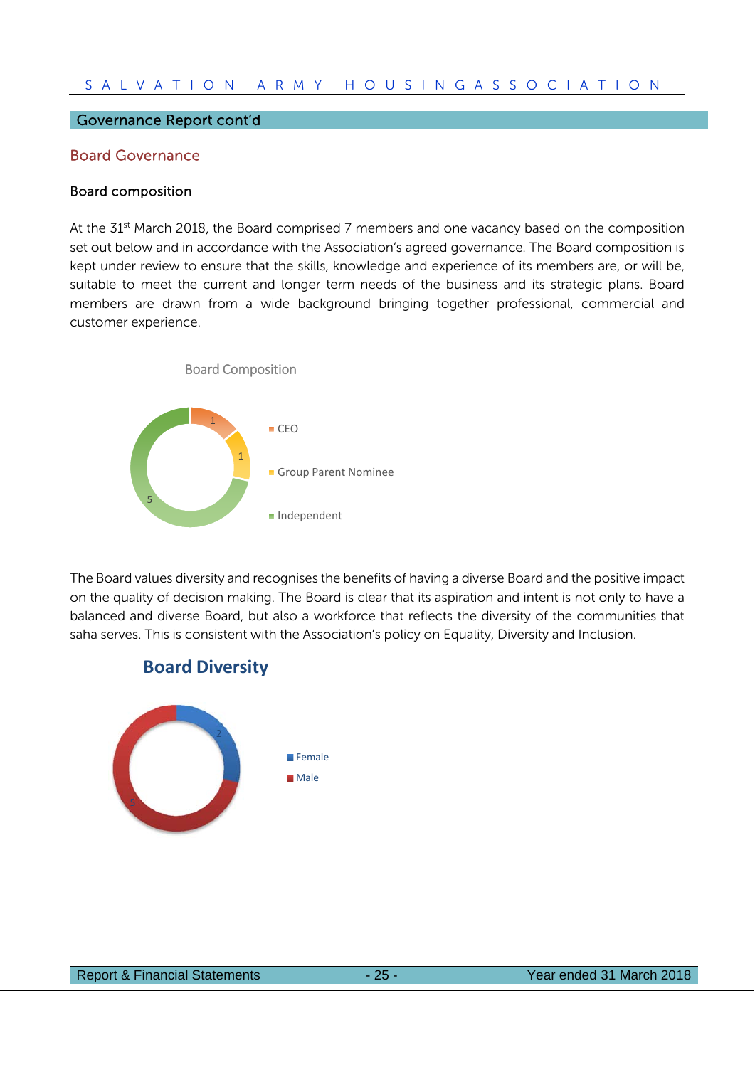## Governance Report cont'd

### Board Governance

#### Board composition

At the 31st March 2018, the Board comprised 7 members and one vacancy based on the composition set out below and in accordance with the Association's agreed governance. The Board composition is kept under review to ensure that the skills, knowledge and experience of its members are, or will be, suitable to meet the current and longer term needs of the business and its strategic plans. Board members are drawn from a wide background bringing together professional, commercial and customer experience.

Board Composition

- CEO: 1
- Group Parent Nominee: 1
- Independent: 5

The Board values diversity and recognises the benefits of having a diverse Board and the positive impact on the quality of decision making. The Board is clear that its aspiration and intent is not only to have a balanced and diverse Board, but also a workforce that reflects the diversity of the communities that saha serves. This is consistent with the Association's policy on Equality, Diversity and Inclusion.

**Board Diversity**

- Female: 2
- Male: 5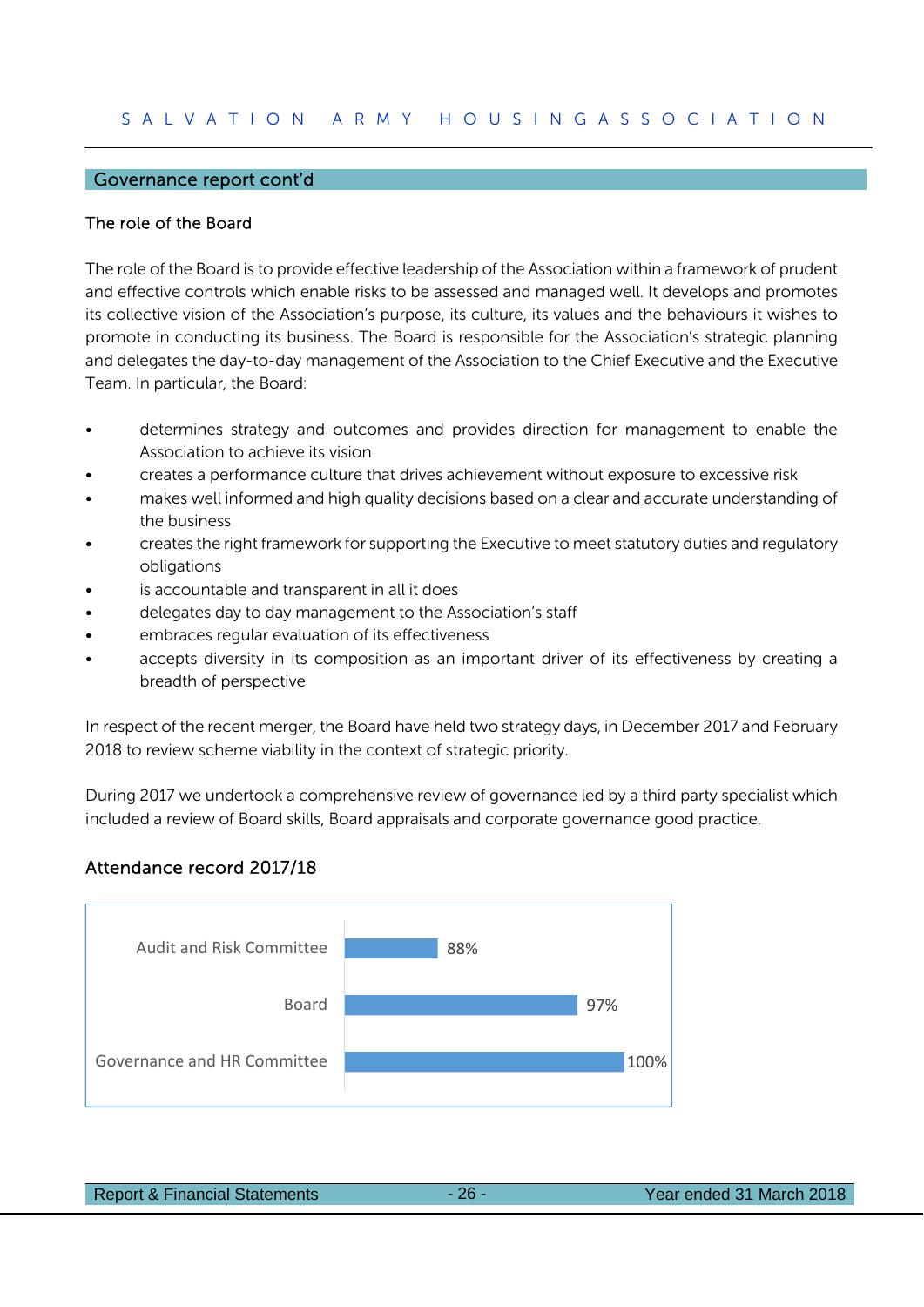## Governance report cont'd

### The role of the Board

The role of the Board is to provide effective leadership of the Association within a framework of prudent and effective controls which enable risks to be assessed and managed well. It develops and promotes its collective vision of the Association's purpose, its culture, its values and the behaviours it wishes to promote in conducting its business. The Board is responsible for the Association's strategic planning and delegates the day-to-day management of the Association to the Chief Executive and the Executive Team. In particular, the Board:

- determines strategy and outcomes and provides direction for management to enable the Association to achieve its vision
- creates a performance culture that drives achievement without exposure to excessive risk
- makes well informed and high quality decisions based on a clear and accurate understanding of the business
- creates the right framework for supporting the Executive to meet statutory duties and regulatory obligations
- is accountable and transparent in all it does
- delegates day to day management to the Association's staff
- embraces regular evaluation of its effectiveness
- accepts diversity in its composition as an important driver of its effectiveness by creating a breadth of perspective

In respect of the recent merger, the Board have held two strategy days, in December 2017 and February 2018 to review scheme viability in the context of strategic priority.

During 2017 we undertook a comprehensive review of governance led by a third party specialist which included a review of Board skills, Board appraisals and corporate governance good practice.

### Attendance record 2017/18

| Committee | Attendance |
|---|---|
| Audit and Risk Committee | 88% |
| Board | 97% |
| Governance and HR Committee | 100% |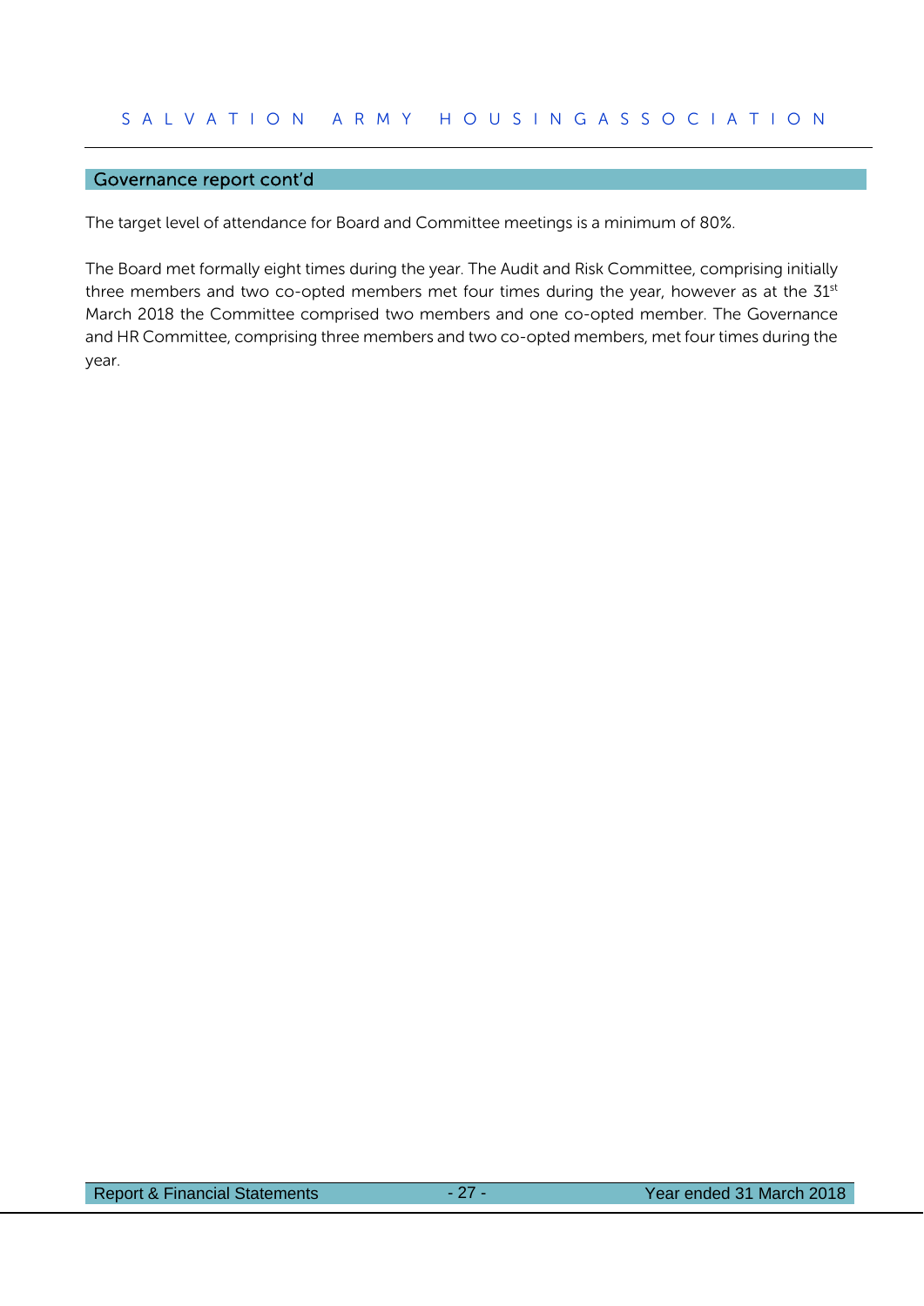## Governance report cont'd

The target level of attendance for Board and Committee meetings is a minimum of 80%.

The Board met formally eight times during the year. The Audit and Risk Committee, comprising initially three members and two co-opted members met four times during the year, however as at the 31st March 2018 the Committee comprised two members and one co-opted member. The Governance and HR Committee, comprising three members and two co-opted members, met four times during the year.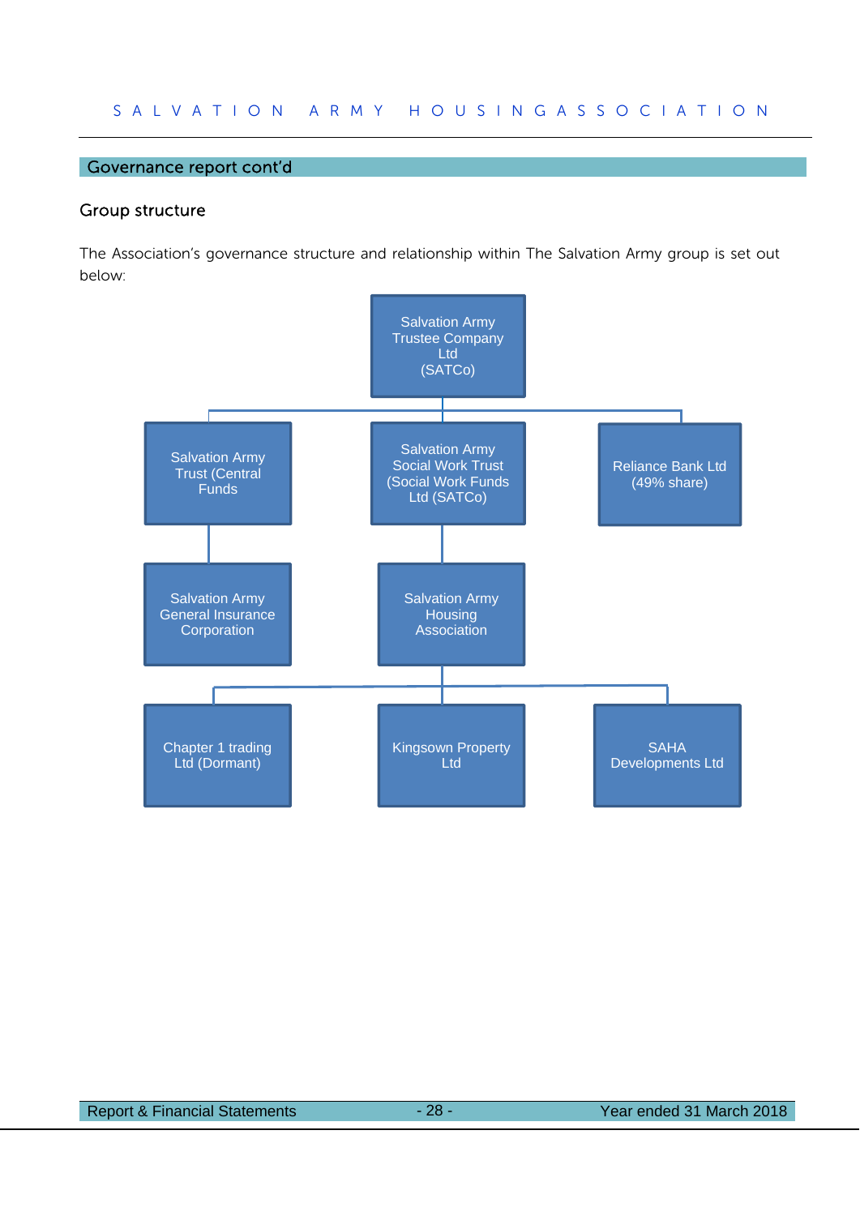## Governance report cont'd

### Group structure

The Association's governance structure and relationship within The Salvation Army group is set out below:

- Salvation Army Trustee Company Ltd (SATCo)
  - Salvation Army Trust (Central Funds
    - Salvation Army General Insurance Corporation
  - Salvation Army Social Work Trust (Social Work Funds Ltd (SATCo)
    - Salvation Army Housing Association
      - Chapter 1 trading Ltd (Dormant)
      - Kingsown Property Ltd
      - SAHA Developments Ltd
  - Reliance Bank Ltd (49% share)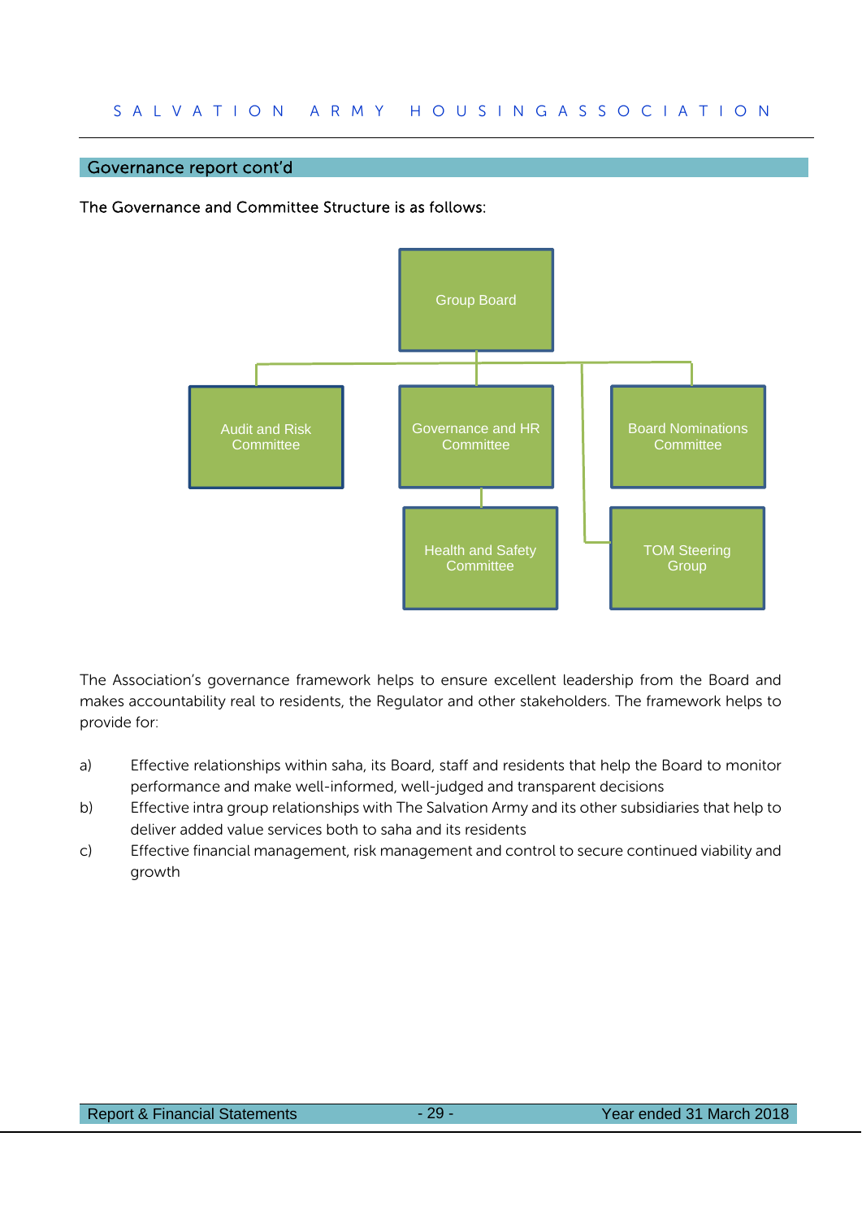## Governance report cont'd

The Governance and Committee Structure is as follows:

- Group Board
  - Audit and Risk Committee
  - Governance and HR Committee
    - Health and Safety Committee
  - Board Nominations Committee
  - TOM Steering Group

The Association's governance framework helps to ensure excellent leadership from the Board and makes accountability real to residents, the Regulator and other stakeholders. The framework helps to provide for:

a) Effective relationships within saha, its Board, staff and residents that help the Board to monitor performance and make well-informed, well-judged and transparent decisions

b) Effective intra group relationships with The Salvation Army and its other subsidiaries that help to deliver added value services both to saha and its residents

c) Effective financial management, risk management and control to secure continued viability and growth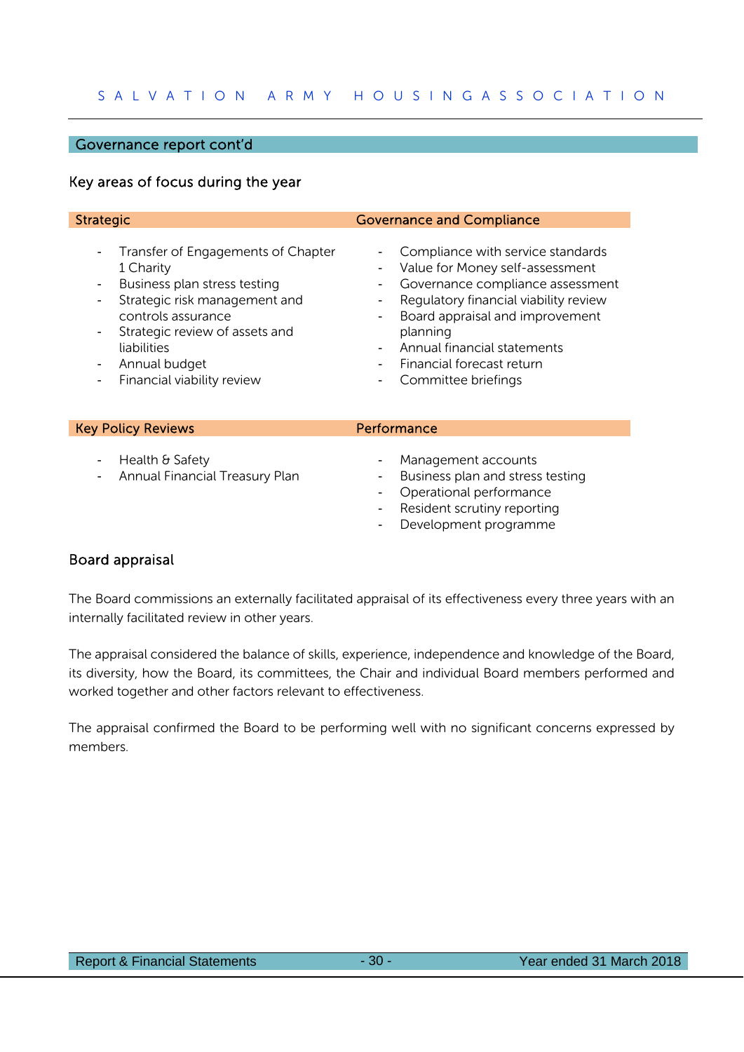## Governance report cont'd

### Key areas of focus during the year

#### Strategic

- Transfer of Engagements of Chapter 1 Charity
- Business plan stress testing
- Strategic risk management and controls assurance
- Strategic review of assets and liabilities
- Annual budget
- Financial viability review

#### Governance and Compliance

- Compliance with service standards
- Value for Money self-assessment
- Governance compliance assessment
- Regulatory financial viability review
- Board appraisal and improvement planning
- Annual financial statements
- Financial forecast return
- Committee briefings

#### Key Policy Reviews

- Health & Safety
- Annual Financial Treasury Plan

#### Performance

- Management accounts
- Business plan and stress testing
- Operational performance
- Resident scrutiny reporting
- Development programme

### Board appraisal

The Board commissions an externally facilitated appraisal of its effectiveness every three years with an internally facilitated review in other years.

The appraisal considered the balance of skills, experience, independence and knowledge of the Board, its diversity, how the Board, its committees, the Chair and individual Board members performed and worked together and other factors relevant to effectiveness.

The appraisal confirmed the Board to be performing well with no significant concerns expressed by members.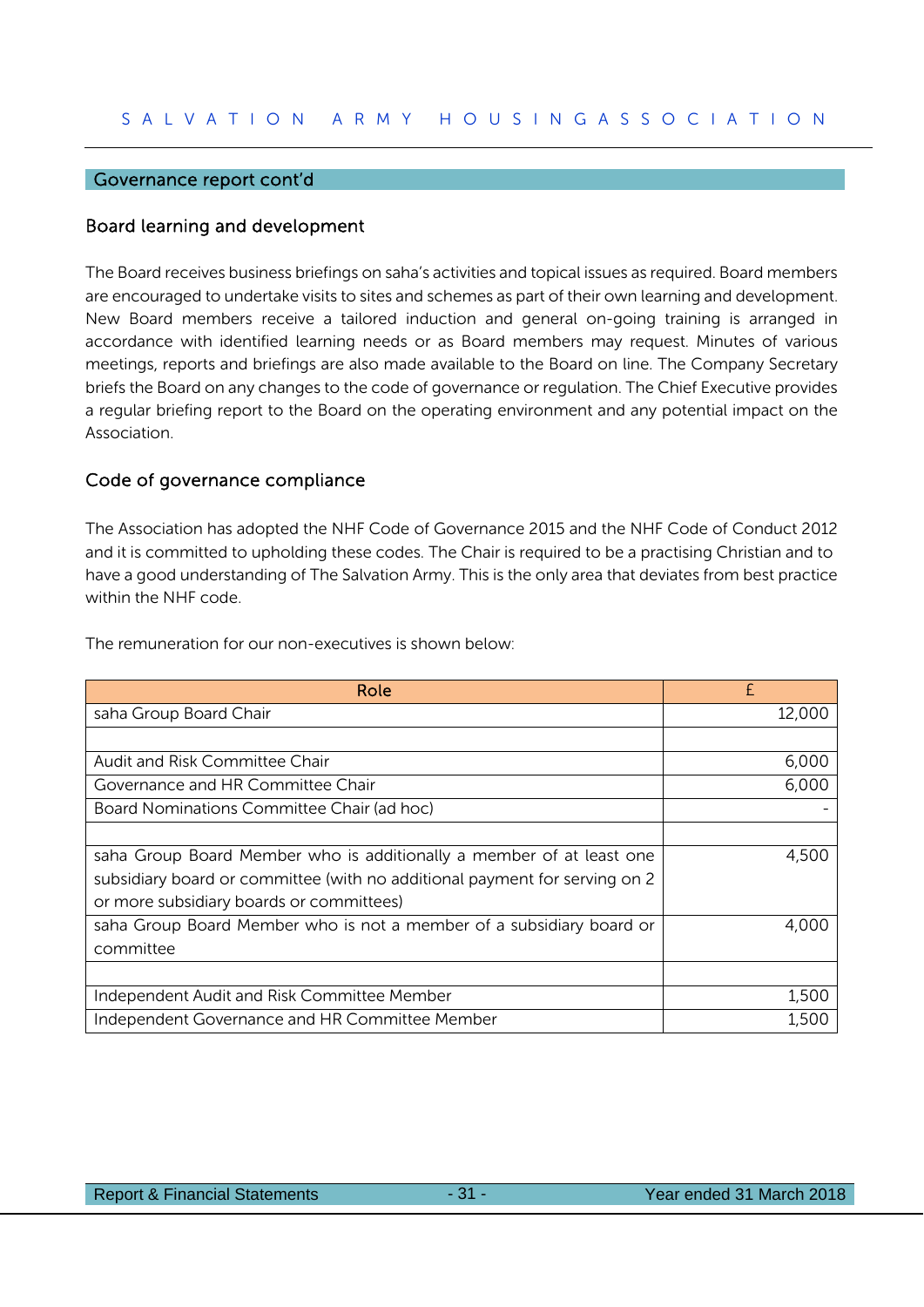## Governance report cont'd

### Board learning and development

The Board receives business briefings on saha's activities and topical issues as required. Board members are encouraged to undertake visits to sites and schemes as part of their own learning and development. New Board members receive a tailored induction and general on-going training is arranged in accordance with identified learning needs or as Board members may request. Minutes of various meetings, reports and briefings are also made available to the Board on line. The Company Secretary briefs the Board on any changes to the code of governance or regulation. The Chief Executive provides a regular briefing report to the Board on the operating environment and any potential impact on the Association.

### Code of governance compliance

The Association has adopted the NHF Code of Governance 2015 and the NHF Code of Conduct 2012 and it is committed to upholding these codes. The Chair is required to be a practising Christian and to have a good understanding of The Salvation Army. This is the only area that deviates from best practice within the NHF code.

The remuneration for our non-executives is shown below:

| Role | £ |
|---|---|
| saha Group Board Chair | 12,000 |
| | |
| Audit and Risk Committee Chair | 6,000 |
| Governance and HR Committee Chair | 6,000 |
| Board Nominations Committee Chair (ad hoc) | - |
| | |
| saha Group Board Member who is additionally a member of at least one subsidiary board or committee (with no additional payment for serving on 2 or more subsidiary boards or committees) | 4,500 |
| saha Group Board Member who is not a member of a subsidiary board or committee | 4,000 |
| | |
| Independent Audit and Risk Committee Member | 1,500 |
| Independent Governance and HR Committee Member | 1,500 |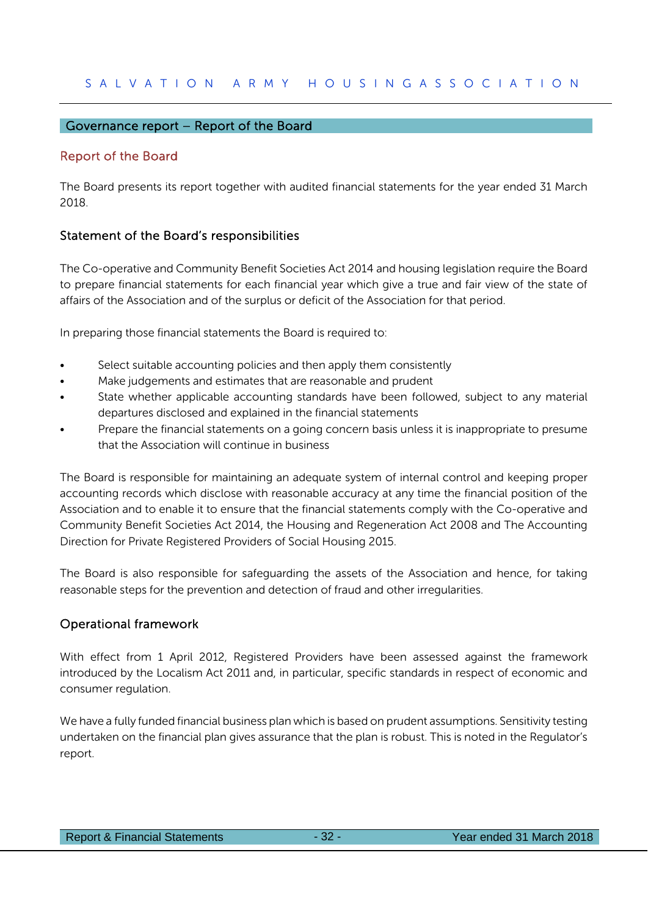## Governance report – Report of the Board

### Report of the Board

The Board presents its report together with audited financial statements for the year ended 31 March 2018.

### Statement of the Board's responsibilities

The Co-operative and Community Benefit Societies Act 2014 and housing legislation require the Board to prepare financial statements for each financial year which give a true and fair view of the state of affairs of the Association and of the surplus or deficit of the Association for that period.

In preparing those financial statements the Board is required to:

- Select suitable accounting policies and then apply them consistently
- Make judgements and estimates that are reasonable and prudent
- State whether applicable accounting standards have been followed, subject to any material departures disclosed and explained in the financial statements
- Prepare the financial statements on a going concern basis unless it is inappropriate to presume that the Association will continue in business

The Board is responsible for maintaining an adequate system of internal control and keeping proper accounting records which disclose with reasonable accuracy at any time the financial position of the Association and to enable it to ensure that the financial statements comply with the Co-operative and Community Benefit Societies Act 2014, the Housing and Regeneration Act 2008 and The Accounting Direction for Private Registered Providers of Social Housing 2015.

The Board is also responsible for safeguarding the assets of the Association and hence, for taking reasonable steps for the prevention and detection of fraud and other irregularities.

### Operational framework

With effect from 1 April 2012, Registered Providers have been assessed against the framework introduced by the Localism Act 2011 and, in particular, specific standards in respect of economic and consumer regulation.

We have a fully funded financial business plan which is based on prudent assumptions. Sensitivity testing undertaken on the financial plan gives assurance that the plan is robust. This is noted in the Regulator's report.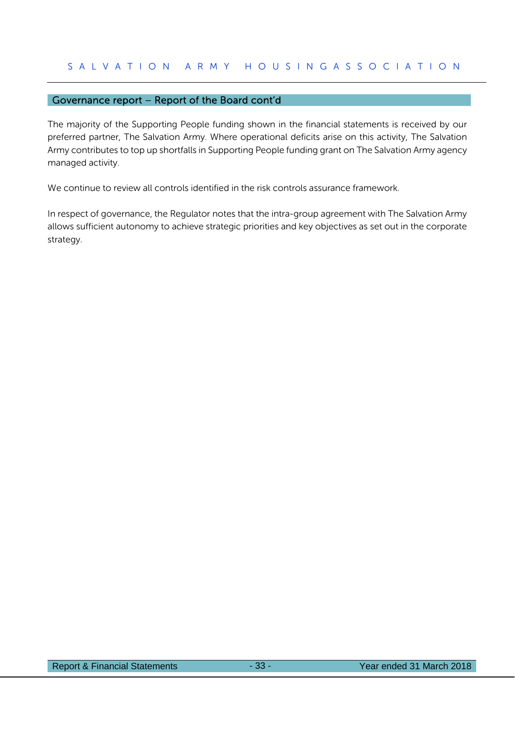## Governance report – Report of the Board cont'd

The majority of the Supporting People funding shown in the financial statements is received by our preferred partner, The Salvation Army. Where operational deficits arise on this activity, The Salvation Army contributes to top up shortfalls in Supporting People funding grant on The Salvation Army agency managed activity.

We continue to review all controls identified in the risk controls assurance framework.

In respect of governance, the Regulator notes that the intra-group agreement with The Salvation Army allows sufficient autonomy to achieve strategic priorities and key objectives as set out in the corporate strategy.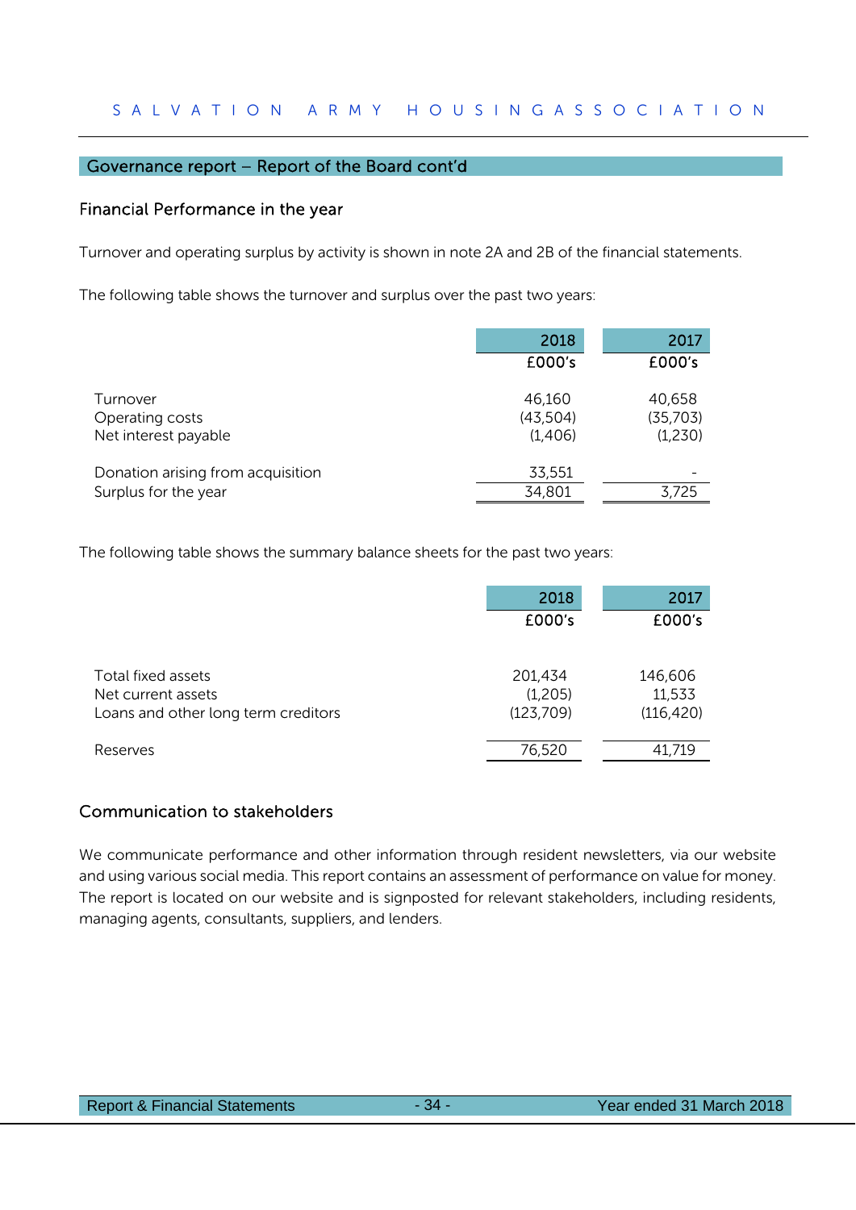## Governance report – Report of the Board cont'd

### Financial Performance in the year

Turnover and operating surplus by activity is shown in note 2A and 2B of the financial statements.

The following table shows the turnover and surplus over the past two years:

| | 2018 | 2017 |
|---|---|---|
| | £000's | £000's |
| Turnover | 46,160 | 40,658 |
| Operating costs | (43,504) | (35,703) |
| Net interest payable | (1,406) | (1,230) |
| Donation arising from acquisition | 33,551 | - |
| Surplus for the year | 34,801 | 3,725 |

The following table shows the summary balance sheets for the past two years:

| | 2018 | 2017 |
|---|---|---|
| | £000's | £000's |
| Total fixed assets | 201,434 | 146,606 |
| Net current assets | (1,205) | 11,533 |
| Loans and other long term creditors | (123,709) | (116,420) |
| Reserves | 76,520 | 41,719 |

### Communication to stakeholders

We communicate performance and other information through resident newsletters, via our website and using various social media. This report contains an assessment of performance on value for money. The report is located on our website and is signposted for relevant stakeholders, including residents, managing agents, consultants, suppliers, and lenders.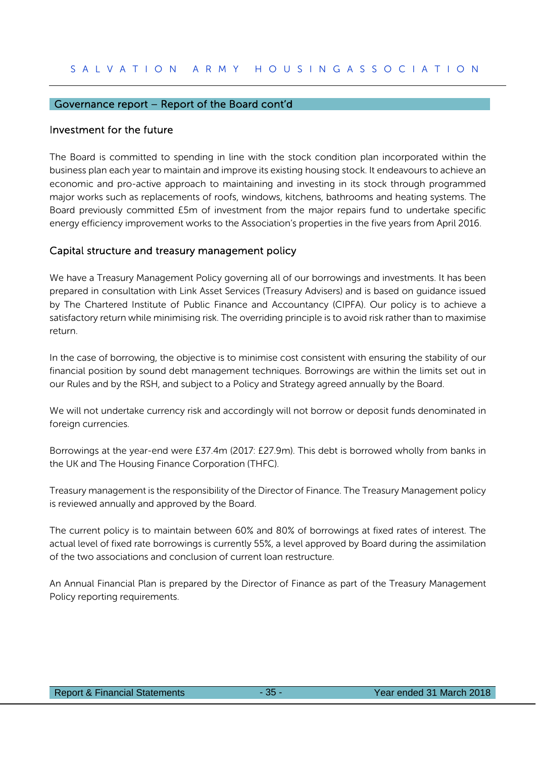## Governance report – Report of the Board cont'd

### Investment for the future

The Board is committed to spending in line with the stock condition plan incorporated within the business plan each year to maintain and improve its existing housing stock. It endeavours to achieve an economic and pro-active approach to maintaining and investing in its stock through programmed major works such as replacements of roofs, windows, kitchens, bathrooms and heating systems. The Board previously committed £5m of investment from the major repairs fund to undertake specific energy efficiency improvement works to the Association's properties in the five years from April 2016.

### Capital structure and treasury management policy

We have a Treasury Management Policy governing all of our borrowings and investments. It has been prepared in consultation with Link Asset Services (Treasury Advisers) and is based on guidance issued by The Chartered Institute of Public Finance and Accountancy (CIPFA). Our policy is to achieve a satisfactory return while minimising risk. The overriding principle is to avoid risk rather than to maximise return.

In the case of borrowing, the objective is to minimise cost consistent with ensuring the stability of our financial position by sound debt management techniques. Borrowings are within the limits set out in our Rules and by the RSH, and subject to a Policy and Strategy agreed annually by the Board.

We will not undertake currency risk and accordingly will not borrow or deposit funds denominated in foreign currencies.

Borrowings at the year-end were £37.4m (2017: £27.9m). This debt is borrowed wholly from banks in the UK and The Housing Finance Corporation (THFC).

Treasury management is the responsibility of the Director of Finance. The Treasury Management policy is reviewed annually and approved by the Board.

The current policy is to maintain between 60% and 80% of borrowings at fixed rates of interest. The actual level of fixed rate borrowings is currently 55%, a level approved by Board during the assimilation of the two associations and conclusion of current loan restructure.

An Annual Financial Plan is prepared by the Director of Finance as part of the Treasury Management Policy reporting requirements.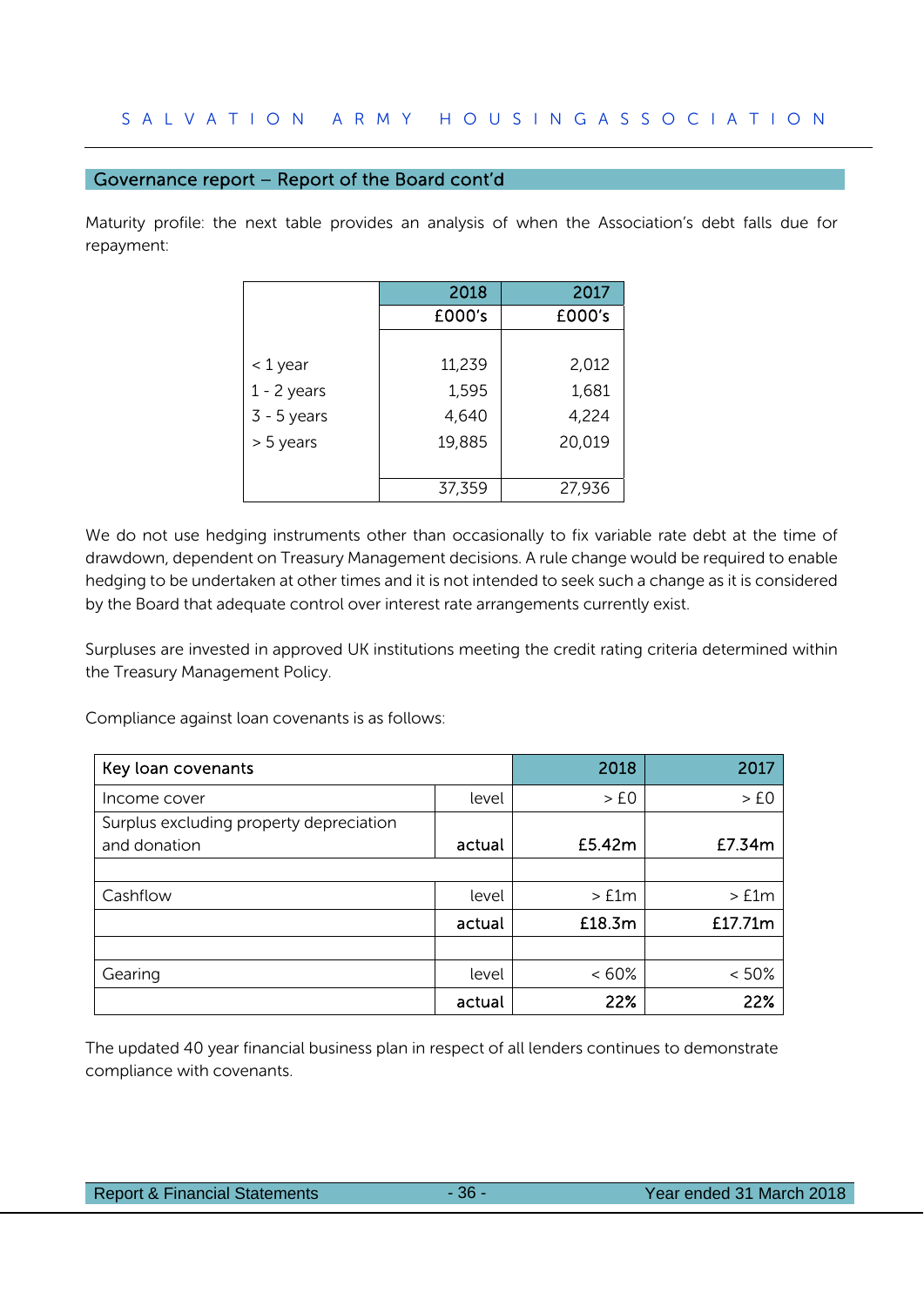## Governance report – Report of the Board cont'd

Maturity profile: the next table provides an analysis of when the Association's debt falls due for repayment:

| | 2018 | 2017 |
|---|---|---|
| | £000's | £000's |
| < 1 year | 11,239 | 2,012 |
| 1 - 2 years | 1,595 | 1,681 |
| 3 - 5 years | 4,640 | 4,224 |
| > 5 years | 19,885 | 20,019 |
| | 37,359 | 27,936 |

We do not use hedging instruments other than occasionally to fix variable rate debt at the time of drawdown, dependent on Treasury Management decisions. A rule change would be required to enable hedging to be undertaken at other times and it is not intended to seek such a change as it is considered by the Board that adequate control over interest rate arrangements currently exist.

Surpluses are invested in approved UK institutions meeting the credit rating criteria determined within the Treasury Management Policy.

Compliance against loan covenants is as follows:

| Key loan covenants | | 2018 | 2017 |
|---|---|---|---|
| Income cover | level | > £0 | > £0 |
| Surplus excluding property depreciation and donation | **actual** | **£5.42m** | **£7.34m** |
| | | | |
| Cashflow | level | > £1m | > £1m |
| | **actual** | **£18.3m** | **£17.71m** |
| | | | |
| Gearing | level | < 60% | < 50% |
| | **actual** | **22%** | **22%** |

The updated 40 year financial business plan in respect of all lenders continues to demonstrate compliance with covenants.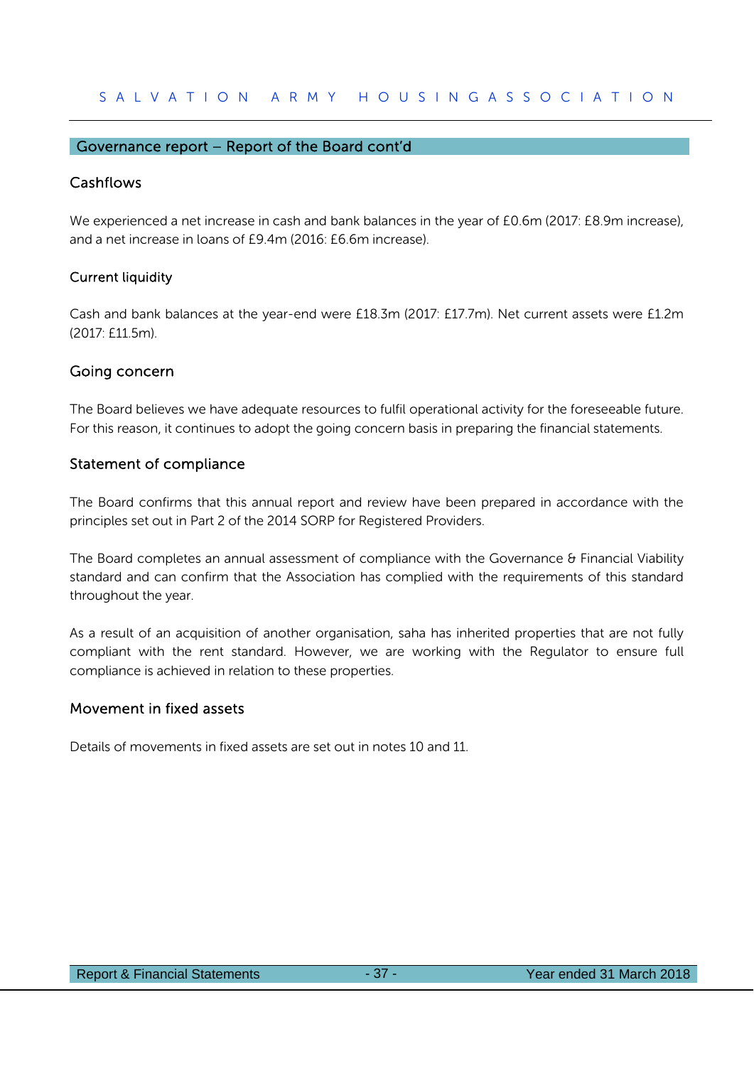## Governance report – Report of the Board cont'd

### Cashflows

We experienced a net increase in cash and bank balances in the year of £0.6m (2017: £8.9m increase), and a net increase in loans of £9.4m (2016: £6.6m increase).

### Current liquidity

Cash and bank balances at the year-end were £18.3m (2017: £17.7m). Net current assets were £1.2m (2017: £11.5m).

### Going concern

The Board believes we have adequate resources to fulfil operational activity for the foreseeable future. For this reason, it continues to adopt the going concern basis in preparing the financial statements.

### Statement of compliance

The Board confirms that this annual report and review have been prepared in accordance with the principles set out in Part 2 of the 2014 SORP for Registered Providers.

The Board completes an annual assessment of compliance with the Governance & Financial Viability standard and can confirm that the Association has complied with the requirements of this standard throughout the year.

As a result of an acquisition of another organisation, saha has inherited properties that are not fully compliant with the rent standard. However, we are working with the Regulator to ensure full compliance is achieved in relation to these properties.

### Movement in fixed assets

Details of movements in fixed assets are set out in notes 10 and 11.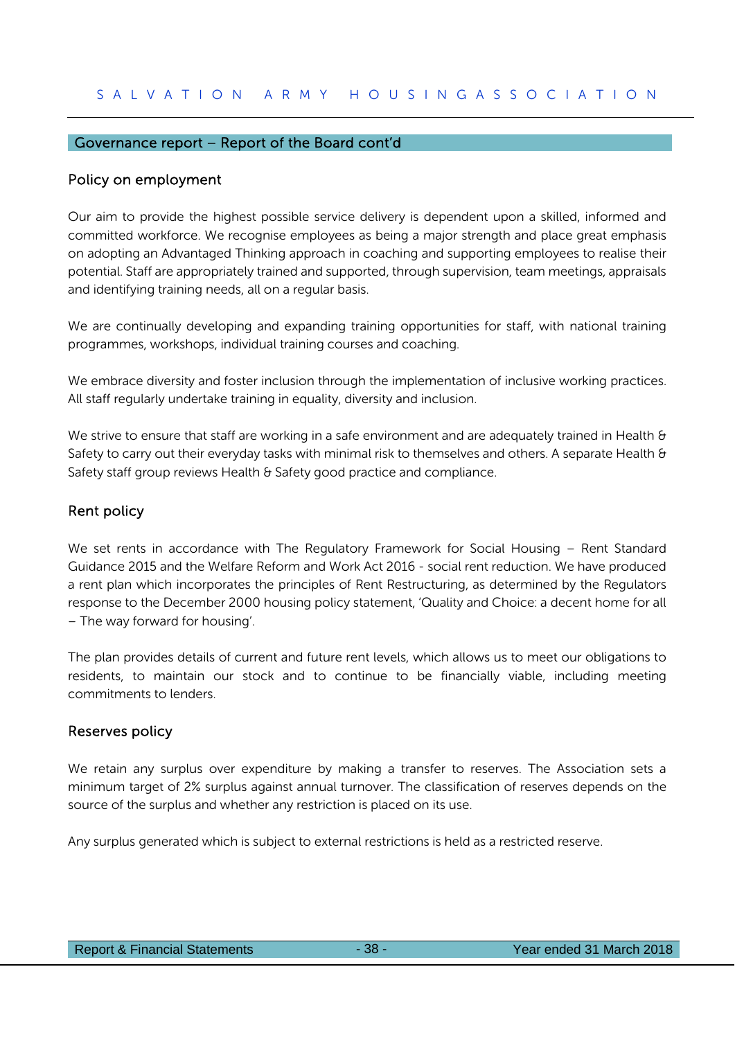## Governance report – Report of the Board cont'd

### Policy on employment

Our aim to provide the highest possible service delivery is dependent upon a skilled, informed and committed workforce. We recognise employees as being a major strength and place great emphasis on adopting an Advantaged Thinking approach in coaching and supporting employees to realise their potential. Staff are appropriately trained and supported, through supervision, team meetings, appraisals and identifying training needs, all on a regular basis.

We are continually developing and expanding training opportunities for staff, with national training programmes, workshops, individual training courses and coaching.

We embrace diversity and foster inclusion through the implementation of inclusive working practices. All staff regularly undertake training in equality, diversity and inclusion.

We strive to ensure that staff are working in a safe environment and are adequately trained in Health & Safety to carry out their everyday tasks with minimal risk to themselves and others. A separate Health & Safety staff group reviews Health & Safety good practice and compliance.

### Rent policy

We set rents in accordance with The Regulatory Framework for Social Housing – Rent Standard Guidance 2015 and the Welfare Reform and Work Act 2016 - social rent reduction. We have produced a rent plan which incorporates the principles of Rent Restructuring, as determined by the Regulators response to the December 2000 housing policy statement, 'Quality and Choice: a decent home for all – The way forward for housing'.

The plan provides details of current and future rent levels, which allows us to meet our obligations to residents, to maintain our stock and to continue to be financially viable, including meeting commitments to lenders.

### Reserves policy

We retain any surplus over expenditure by making a transfer to reserves. The Association sets a minimum target of 2% surplus against annual turnover. The classification of reserves depends on the source of the surplus and whether any restriction is placed on its use.

Any surplus generated which is subject to external restrictions is held as a restricted reserve.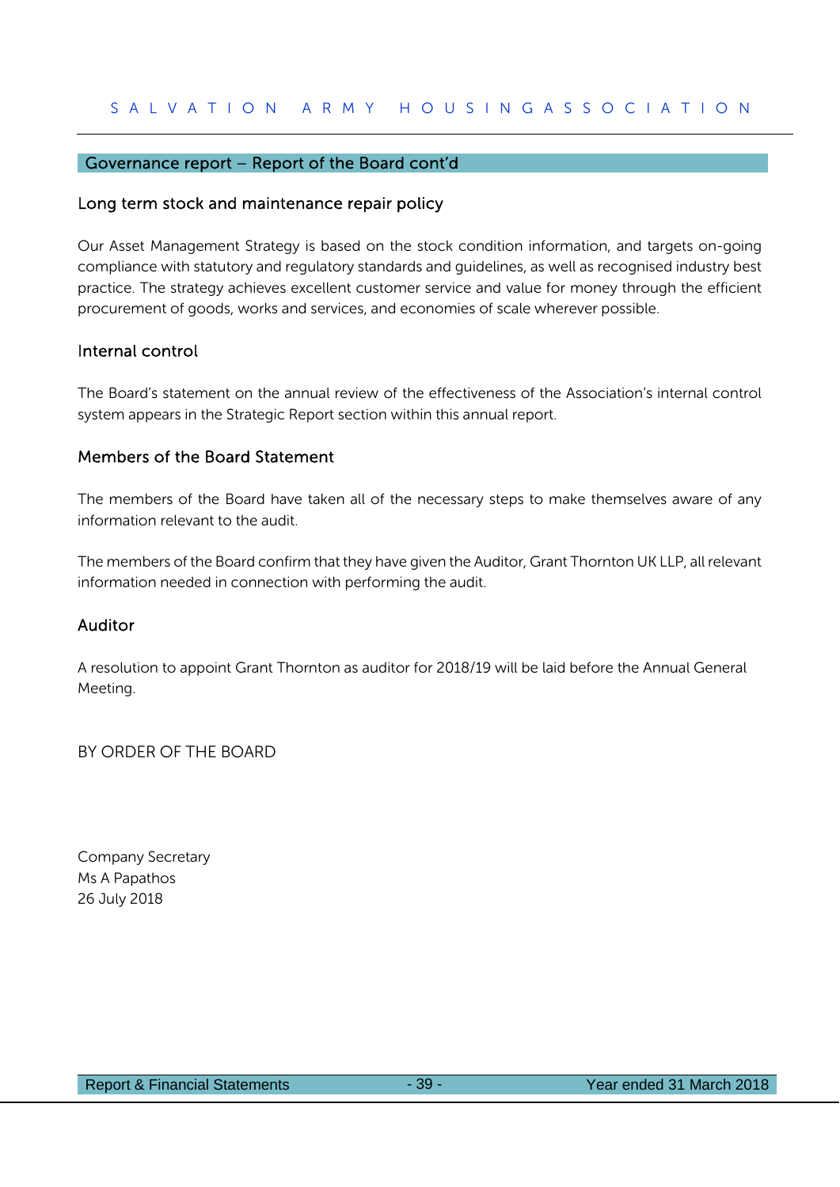## Governance report – Report of the Board cont'd

### Long term stock and maintenance repair policy

Our Asset Management Strategy is based on the stock condition information, and targets on-going compliance with statutory and regulatory standards and guidelines, as well as recognised industry best practice. The strategy achieves excellent customer service and value for money through the efficient procurement of goods, works and services, and economies of scale wherever possible.

### Internal control

The Board's statement on the annual review of the effectiveness of the Association's internal control system appears in the Strategic Report section within this annual report.

### Members of the Board Statement

The members of the Board have taken all of the necessary steps to make themselves aware of any information relevant to the audit.

The members of the Board confirm that they have given the Auditor, Grant Thornton UK LLP, all relevant information needed in connection with performing the audit.

### Auditor

A resolution to appoint Grant Thornton as auditor for 2018/19 will be laid before the Annual General Meeting.

BY ORDER OF THE BOARD

Company Secretary
Ms A Papathos
26 July 2018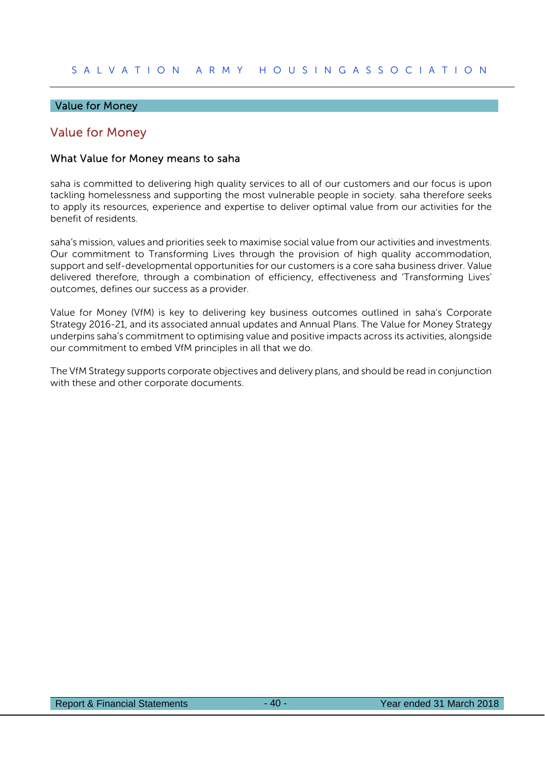## Value for Money

# Value for Money

### What Value for Money means to saha

saha is committed to delivering high quality services to all of our customers and our focus is upon tackling homelessness and supporting the most vulnerable people in society. saha therefore seeks to apply its resources, experience and expertise to deliver optimal value from our activities for the benefit of residents.

saha's mission, values and priorities seek to maximise social value from our activities and investments. Our commitment to Transforming Lives through the provision of high quality accommodation, support and self-developmental opportunities for our customers is a core saha business driver. Value delivered therefore, through a combination of efficiency, effectiveness and 'Transforming Lives' outcomes, defines our success as a provider.

Value for Money (VfM) is key to delivering key business outcomes outlined in saha's Corporate Strategy 2016-21, and its associated annual updates and Annual Plans. The Value for Money Strategy underpins saha's commitment to optimising value and positive impacts across its activities, alongside our commitment to embed VfM principles in all that we do.

The VfM Strategy supports corporate objectives and delivery plans, and should be read in conjunction with these and other corporate documents.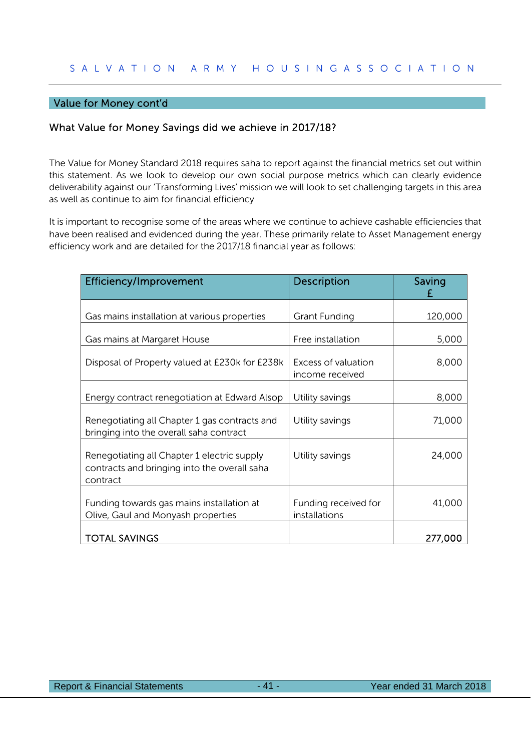## Value for Money cont'd

### What Value for Money Savings did we achieve in 2017/18?

The Value for Money Standard 2018 requires saha to report against the financial metrics set out within this statement. As we look to develop our own social purpose metrics which can clearly evidence deliverability against our 'Transforming Lives' mission we will look to set challenging targets in this area as well as continue to aim for financial efficiency

It is important to recognise some of the areas where we continue to achieve cashable efficiencies that have been realised and evidenced during the year. These primarily relate to Asset Management energy efficiency work and are detailed for the 2017/18 financial year as follows:

| Efficiency/Improvement | Description | Saving £ |
|---|---|---|
| Gas mains installation at various properties | Grant Funding | 120,000 |
| Gas mains at Margaret House | Free installation | 5,000 |
| Disposal of Property valued at £230k for £238k | Excess of valuation income received | 8,000 |
| Energy contract renegotiation at Edward Alsop | Utility savings | 8,000 |
| Renegotiating all Chapter 1 gas contracts and bringing into the overall saha contract | Utility savings | 71,000 |
| Renegotiating all Chapter 1 electric supply contracts and bringing into the overall saha contract | Utility savings | 24,000 |
| Funding towards gas mains installation at Olive, Gaul and Monyash properties | Funding received for installations | 41,000 |
| TOTAL SAVINGS | | **277,000** |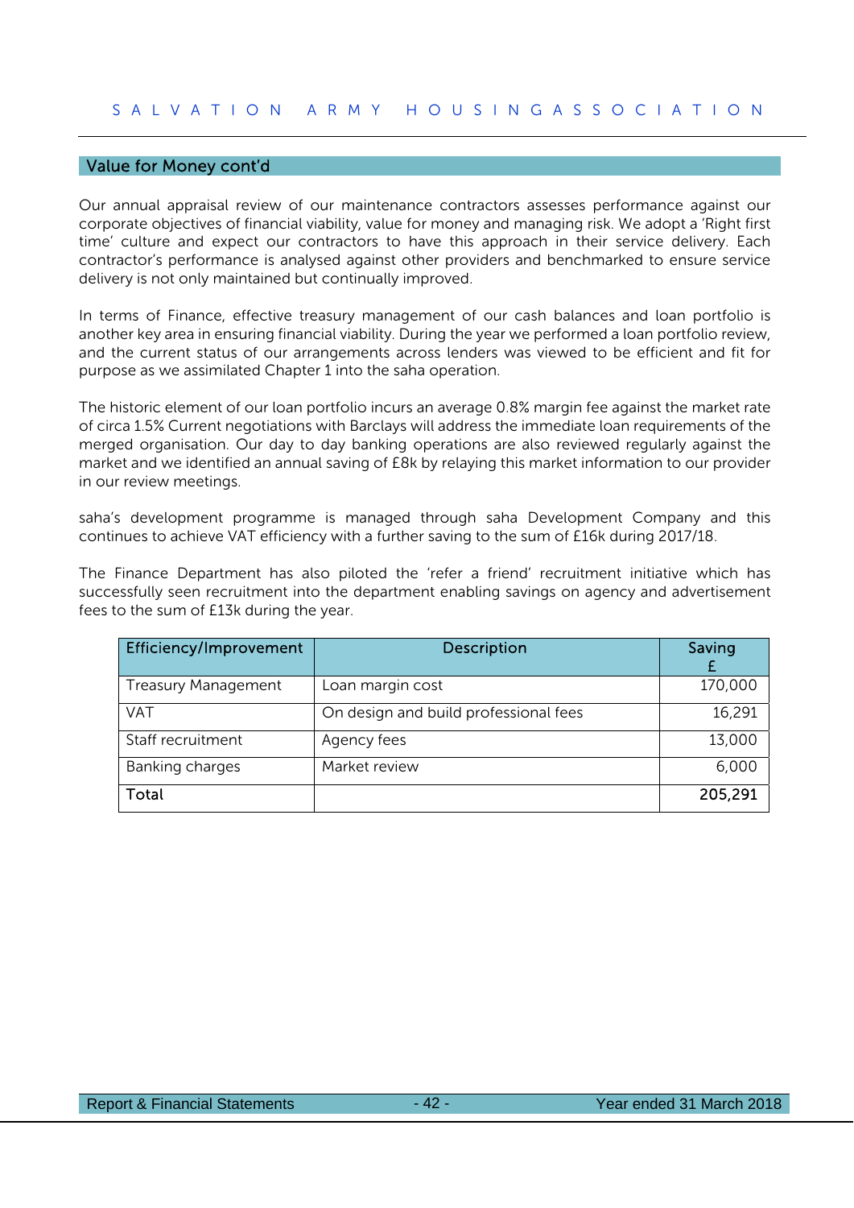## Value for Money cont'd

Our annual appraisal review of our maintenance contractors assesses performance against our corporate objectives of financial viability, value for money and managing risk. We adopt a 'Right first time' culture and expect our contractors to have this approach in their service delivery. Each contractor's performance is analysed against other providers and benchmarked to ensure service delivery is not only maintained but continually improved.

In terms of Finance, effective treasury management of our cash balances and loan portfolio is another key area in ensuring financial viability. During the year we performed a loan portfolio review, and the current status of our arrangements across lenders was viewed to be efficient and fit for purpose as we assimilated Chapter 1 into the saha operation.

The historic element of our loan portfolio incurs an average 0.8% margin fee against the market rate of circa 1.5% Current negotiations with Barclays will address the immediate loan requirements of the merged organisation. Our day to day banking operations are also reviewed regularly against the market and we identified an annual saving of £8k by relaying this market information to our provider in our review meetings.

saha's development programme is managed through saha Development Company and this continues to achieve VAT efficiency with a further saving to the sum of £16k during 2017/18.

The Finance Department has also piloted the 'refer a friend' recruitment initiative which has successfully seen recruitment into the department enabling savings on agency and advertisement fees to the sum of £13k during the year.

| Efficiency/Improvement | Description | Saving £ |
|---|---|---|
| Treasury Management | Loan margin cost | 170,000 |
| VAT | On design and build professional fees | 16,291 |
| Staff recruitment | Agency fees | 13,000 |
| Banking charges | Market review | 6,000 |
| **Total** | | **205,291** |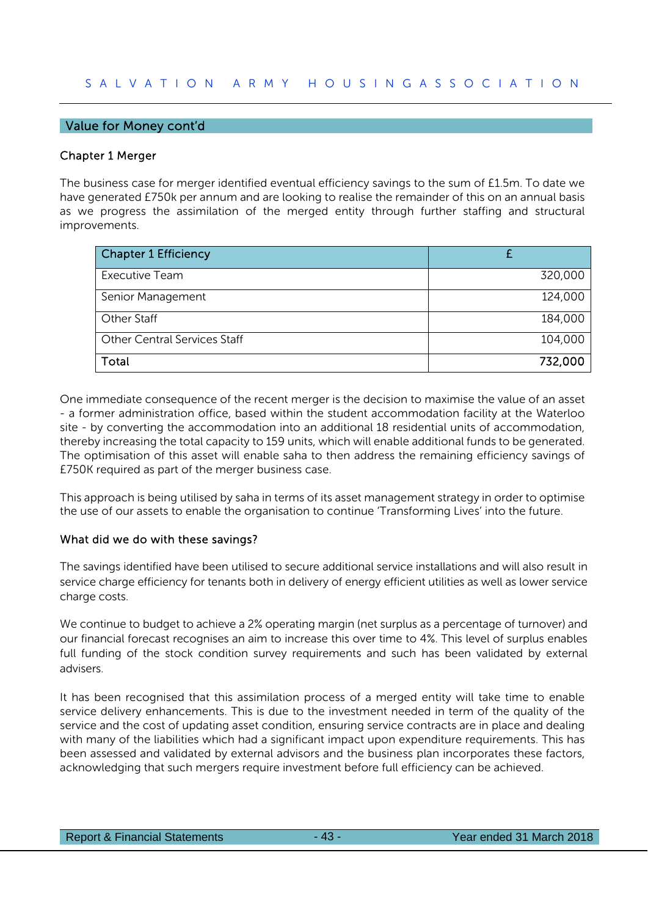## Value for Money cont'd

### Chapter 1 Merger

The business case for merger identified eventual efficiency savings to the sum of £1.5m. To date we have generated £750k per annum and are looking to realise the remainder of this on an annual basis as we progress the assimilation of the merged entity through further staffing and structural improvements.

| Chapter 1 Efficiency | £ |
|---|---|
| Executive Team | 320,000 |
| Senior Management | 124,000 |
| Other Staff | 184,000 |
| Other Central Services Staff | 104,000 |
| **Total** | **732,000** |

One immediate consequence of the recent merger is the decision to maximise the value of an asset - a former administration office, based within the student accommodation facility at the Waterloo site - by converting the accommodation into an additional 18 residential units of accommodation, thereby increasing the total capacity to 159 units, which will enable additional funds to be generated. The optimisation of this asset will enable saha to then address the remaining efficiency savings of £750K required as part of the merger business case.

This approach is being utilised by saha in terms of its asset management strategy in order to optimise the use of our assets to enable the organisation to continue 'Transforming Lives' into the future.

### What did we do with these savings?

The savings identified have been utilised to secure additional service installations and will also result in service charge efficiency for tenants both in delivery of energy efficient utilities as well as lower service charge costs.

We continue to budget to achieve a 2% operating margin (net surplus as a percentage of turnover) and our financial forecast recognises an aim to increase this over time to 4%. This level of surplus enables full funding of the stock condition survey requirements and such has been validated by external advisers.

It has been recognised that this assimilation process of a merged entity will take time to enable service delivery enhancements. This is due to the investment needed in term of the quality of the service and the cost of updating asset condition, ensuring service contracts are in place and dealing with many of the liabilities which had a significant impact upon expenditure requirements. This has been assessed and validated by external advisors and the business plan incorporates these factors, acknowledging that such mergers require investment before full efficiency can be achieved.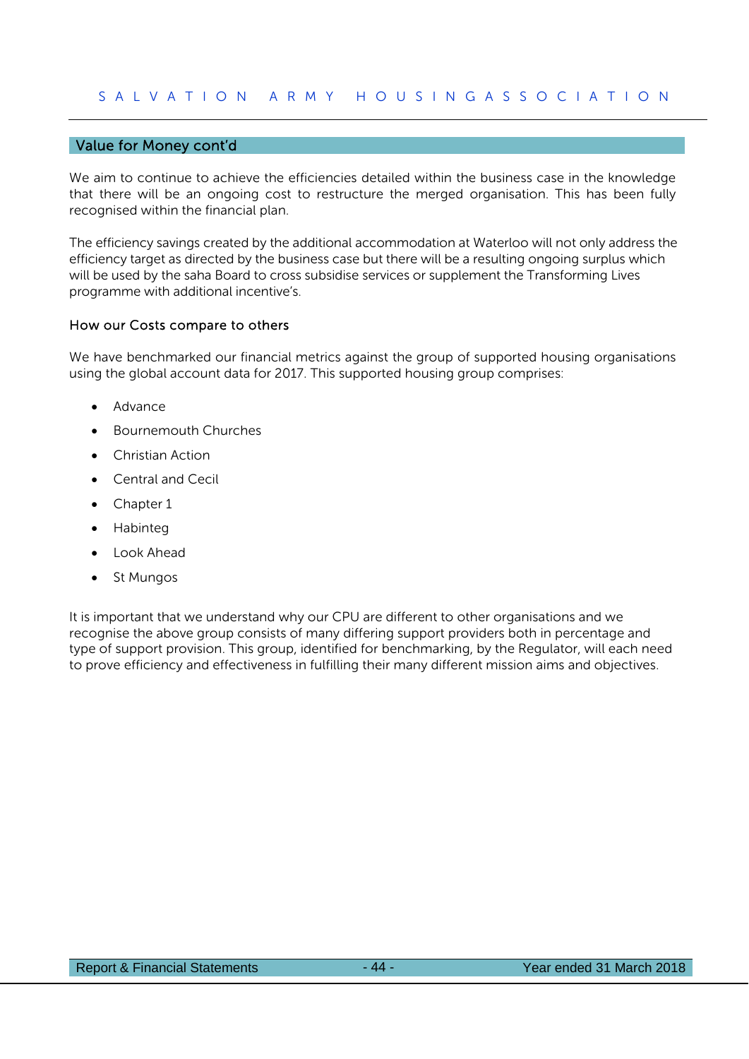## Value for Money cont'd

We aim to continue to achieve the efficiencies detailed within the business case in the knowledge that there will be an ongoing cost to restructure the merged organisation. This has been fully recognised within the financial plan.

The efficiency savings created by the additional accommodation at Waterloo will not only address the efficiency target as directed by the business case but there will be a resulting ongoing surplus which will be used by the saha Board to cross subsidise services or supplement the Transforming Lives programme with additional incentive's.

### How our Costs compare to others

We have benchmarked our financial metrics against the group of supported housing organisations using the global account data for 2017. This supported housing group comprises:

- Advance
- Bournemouth Churches
- Christian Action
- Central and Cecil
- Chapter 1
- Habinteg
- Look Ahead
- St Mungos

It is important that we understand why our CPU are different to other organisations and we recognise the above group consists of many differing support providers both in percentage and type of support provision. This group, identified for benchmarking, by the Regulator, will each need to prove efficiency and effectiveness in fulfilling their many different mission aims and objectives.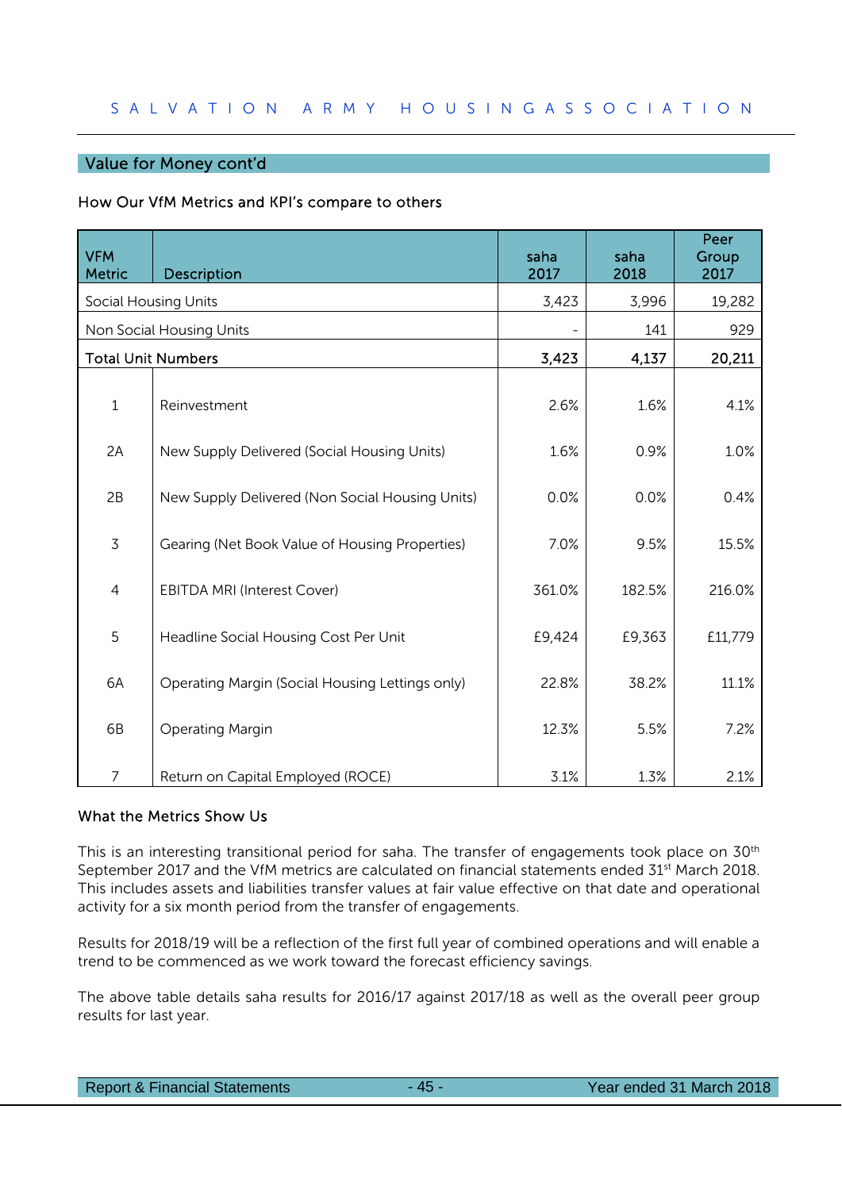## Value for Money cont'd

How Our VfM Metrics and KPI's compare to others

| VFM Metric | Description | saha 2017 | saha 2018 | Peer Group 2017 |
|---|---|---|---|---|
| Social Housing Units | | 3,423 | 3,996 | 19,282 |
| Non Social Housing Units | | - | 141 | 929 |
| **Total Unit Numbers** | | **3,423** | **4,137** | **20,211** |
| 1 | Reinvestment | 2.6% | 1.6% | 4.1% |
| 2A | New Supply Delivered (Social Housing Units) | 1.6% | 0.9% | 1.0% |
| 2B | New Supply Delivered (Non Social Housing Units) | 0.0% | 0.0% | 0.4% |
| 3 | Gearing (Net Book Value of Housing Properties) | 7.0% | 9.5% | 15.5% |
| 4 | EBITDA MRI (Interest Cover) | 361.0% | 182.5% | 216.0% |
| 5 | Headline Social Housing Cost Per Unit | £9,424 | £9,363 | £11,779 |
| 6A | Operating Margin (Social Housing Lettings only) | 22.8% | 38.2% | 11.1% |
| 6B | Operating Margin | 12.3% | 5.5% | 7.2% |
| 7 | Return on Capital Employed (ROCE) | 3.1% | 1.3% | 2.1% |

What the Metrics Show Us

This is an interesting transitional period for saha. The transfer of engagements took place on 30th September 2017 and the VfM metrics are calculated on financial statements ended 31st March 2018. This includes assets and liabilities transfer values at fair value effective on that date and operational activity for a six month period from the transfer of engagements.

Results for 2018/19 will be a reflection of the first full year of combined operations and will enable a trend to be commenced as we work toward the forecast efficiency savings.

The above table details saha results for 2016/17 against 2017/18 as well as the overall peer group results for last year.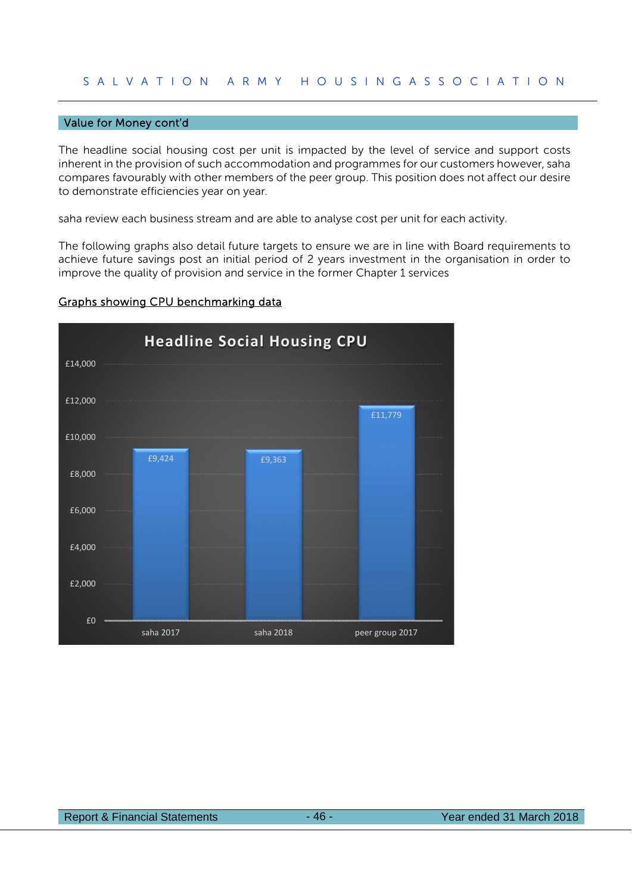## Value for Money cont'd

The headline social housing cost per unit is impacted by the level of service and support costs inherent in the provision of such accommodation and programmes for our customers however, saha compares favourably with other members of the peer group. This position does not affect our desire to demonstrate efficiencies year on year.

saha review each business stream and are able to analyse cost per unit for each activity.

The following graphs also detail future targets to ensure we are in line with Board requirements to achieve future savings post an initial period of 2 years investment in the organisation in order to improve the quality of provision and service in the former Chapter 1 services

Graphs showing CPU benchmarking data

**Headline Social Housing CPU**

| | saha 2017 | saha 2018 | peer group 2017 |
|---|---|---|---|
| Headline Social Housing CPU | £9,424 | £9,363 | £11,779 |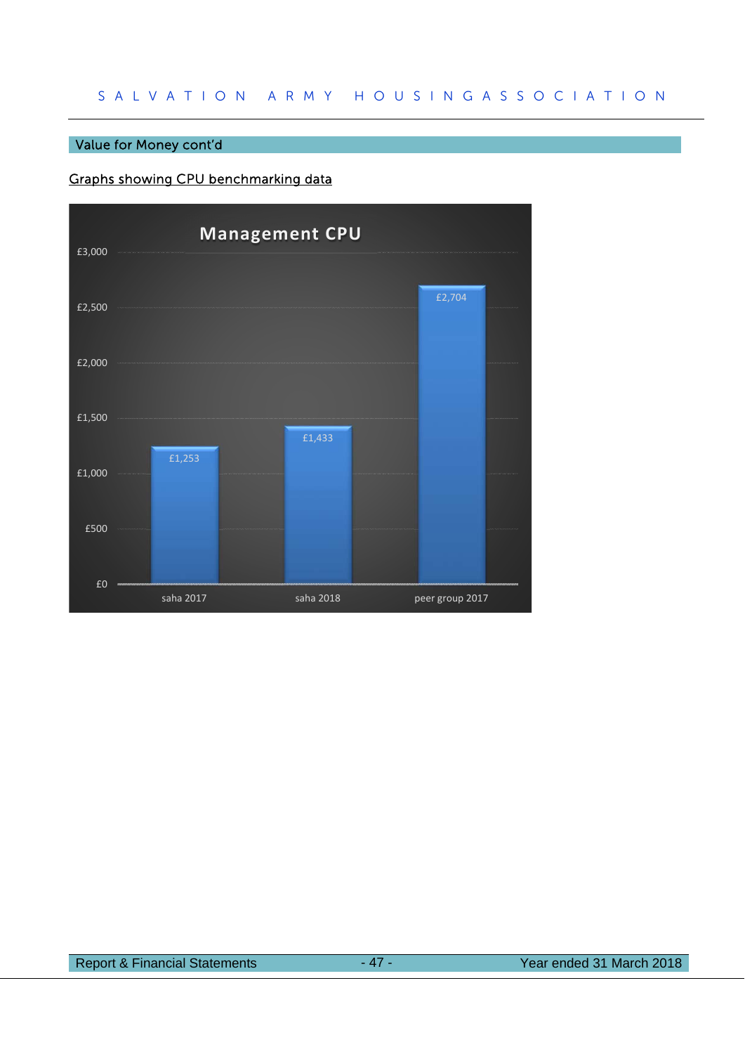## Value for Money cont'd

Graphs showing CPU benchmarking data

**Management CPU**

| | Management CPU |
|---|---|
| saha 2017 | £1,253 |
| saha 2018 | £1,433 |
| peer group 2017 | £2,704 |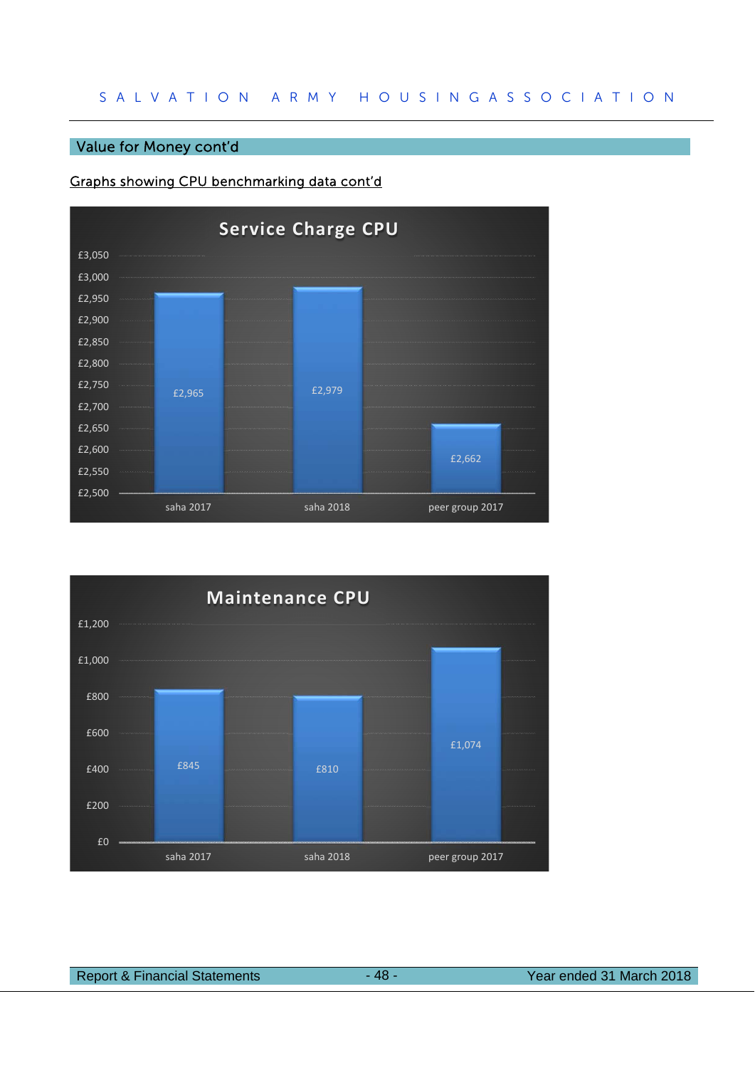## Value for Money cont'd

Graphs showing CPU benchmarking data cont'd

**Service Charge CPU**

| | saha 2017 | saha 2018 | peer group 2017 |
|---|---|---|---|
| Service Charge CPU | £2,965 | £2,979 | £2,662 |

**Maintenance CPU**

| | saha 2017 | saha 2018 | peer group 2017 |
|---|---|---|---|
| Maintenance CPU | £845 | £810 | £1,074 |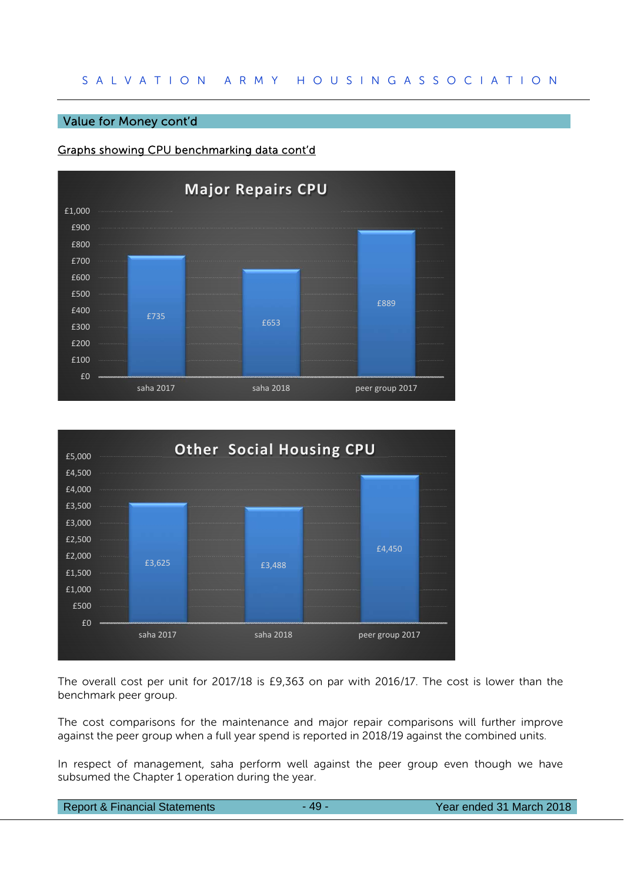## Value for Money cont'd

Graphs showing CPU benchmarking data cont'd

**Major Repairs CPU**

| | saha 2017 | saha 2018 | peer group 2017 |
|---|---|---|---|
| Major Repairs CPU | £735 | £653 | £889 |

**Other Social Housing CPU**

| | saha 2017 | saha 2018 | peer group 2017 |
|---|---|---|---|
| Other Social Housing CPU | £3,625 | £3,488 | £4,450 |

The overall cost per unit for 2017/18 is £9,363 on par with 2016/17. The cost is lower than the benchmark peer group.

The cost comparisons for the maintenance and major repair comparisons will further improve against the peer group when a full year spend is reported in 2018/19 against the combined units.

In respect of management, saha perform well against the peer group even though we have subsumed the Chapter 1 operation during the year.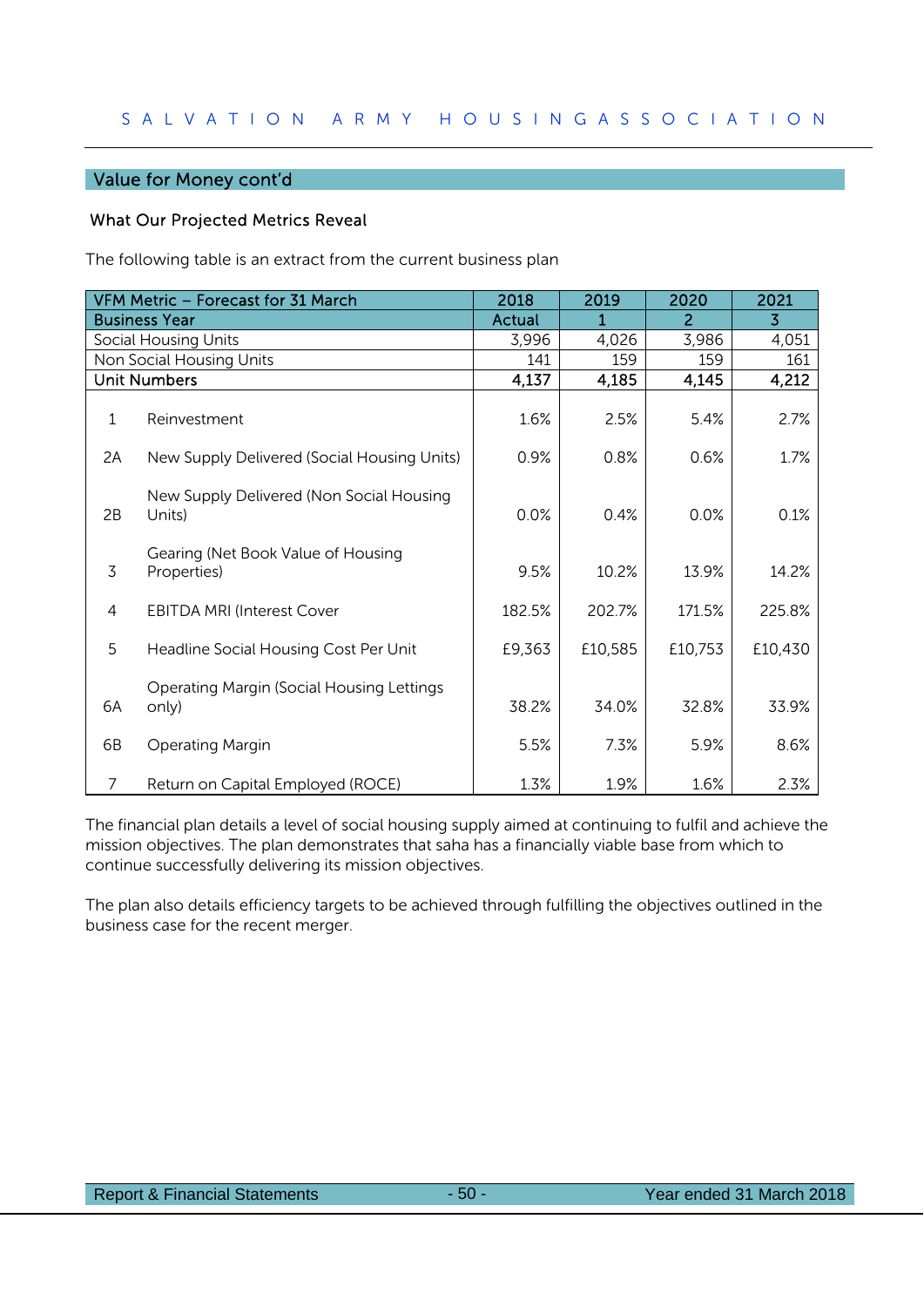## Value for Money cont'd

### What Our Projected Metrics Reveal

The following table is an extract from the current business plan

| VFM Metric – Forecast for 31 March | | 2018 | 2019 | 2020 | 2021 |
|---|---|---|---|---|---|
| Business Year | | Actual | 1 | 2 | 3 |
| Social Housing Units | | 3,996 | 4,026 | 3,986 | 4,051 |
| Non Social Housing Units | | 141 | 159 | 159 | 161 |
| **Unit Numbers** | | **4,137** | **4,185** | **4,145** | **4,212** |
| 1 | Reinvestment | 1.6% | 2.5% | 5.4% | 2.7% |
| 2A | New Supply Delivered (Social Housing Units) | 0.9% | 0.8% | 0.6% | 1.7% |
| 2B | New Supply Delivered (Non Social Housing Units) | 0.0% | 0.4% | 0.0% | 0.1% |
| 3 | Gearing (Net Book Value of Housing Properties) | 9.5% | 10.2% | 13.9% | 14.2% |
| 4 | EBITDA MRI (Interest Cover | 182.5% | 202.7% | 171.5% | 225.8% |
| 5 | Headline Social Housing Cost Per Unit | £9,363 | £10,585 | £10,753 | £10,430 |
| 6A | Operating Margin (Social Housing Lettings only) | 38.2% | 34.0% | 32.8% | 33.9% |
| 6B | Operating Margin | 5.5% | 7.3% | 5.9% | 8.6% |
| 7 | Return on Capital Employed (ROCE) | 1.3% | 1.9% | 1.6% | 2.3% |

The financial plan details a level of social housing supply aimed at continuing to fulfil and achieve the mission objectives. The plan demonstrates that saha has a financially viable base from which to continue successfully delivering its mission objectives.

The plan also details efficiency targets to be achieved through fulfilling the objectives outlined in the business case for the recent merger.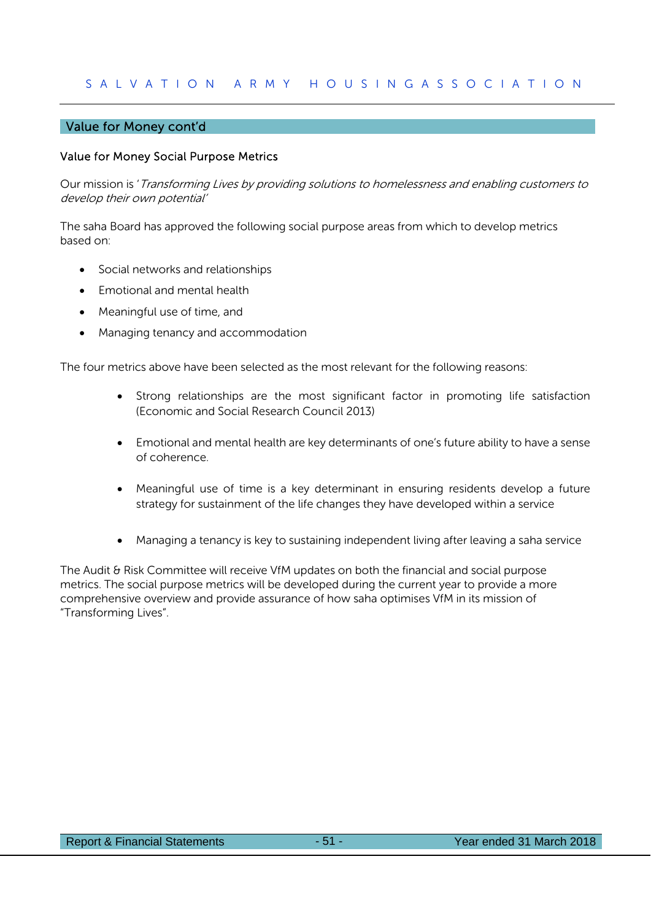## Value for Money cont'd

### Value for Money Social Purpose Metrics

Our mission is '*Transforming Lives by providing solutions to homelessness and enabling customers to develop their own potential*'

The saha Board has approved the following social purpose areas from which to develop metrics based on:

- Social networks and relationships
- Emotional and mental health
- Meaningful use of time, and
- Managing tenancy and accommodation

The four metrics above have been selected as the most relevant for the following reasons:

- Strong relationships are the most significant factor in promoting life satisfaction (Economic and Social Research Council 2013)
- Emotional and mental health are key determinants of one's future ability to have a sense of coherence.
- Meaningful use of time is a key determinant in ensuring residents develop a future strategy for sustainment of the life changes they have developed within a service
- Managing a tenancy is key to sustaining independent living after leaving a saha service

The Audit & Risk Committee will receive VfM updates on both the financial and social purpose metrics. The social purpose metrics will be developed during the current year to provide a more comprehensive overview and provide assurance of how saha optimises VfM in its mission of "Transforming Lives".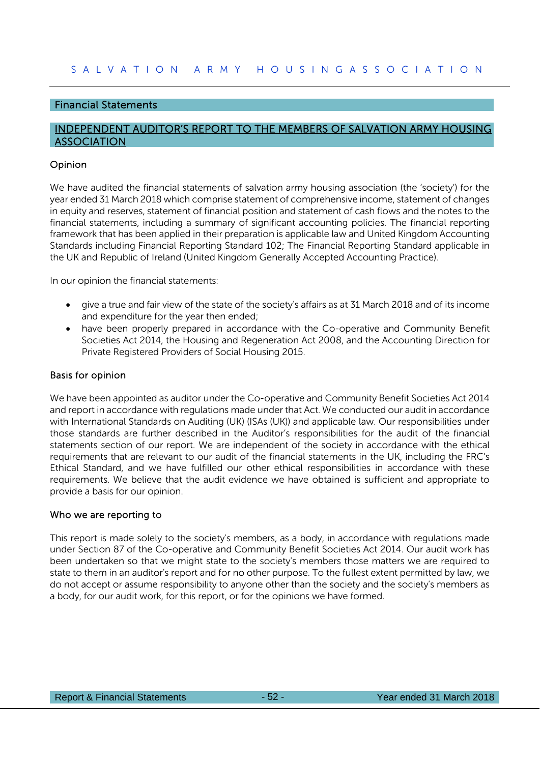## Financial Statements

## INDEPENDENT AUDITOR'S REPORT TO THE MEMBERS OF SALVATION ARMY HOUSING ASSOCIATION

### Opinion

We have audited the financial statements of salvation army housing association (the 'society') for the year ended 31 March 2018 which comprise statement of comprehensive income, statement of changes in equity and reserves, statement of financial position and statement of cash flows and the notes to the financial statements, including a summary of significant accounting policies. The financial reporting framework that has been applied in their preparation is applicable law and United Kingdom Accounting Standards including Financial Reporting Standard 102; The Financial Reporting Standard applicable in the UK and Republic of Ireland (United Kingdom Generally Accepted Accounting Practice).

In our opinion the financial statements:

- give a true and fair view of the state of the society's affairs as at 31 March 2018 and of its income and expenditure for the year then ended;
- have been properly prepared in accordance with the Co-operative and Community Benefit Societies Act 2014, the Housing and Regeneration Act 2008, and the Accounting Direction for Private Registered Providers of Social Housing 2015.

### Basis for opinion

We have been appointed as auditor under the Co-operative and Community Benefit Societies Act 2014 and report in accordance with regulations made under that Act. We conducted our audit in accordance with International Standards on Auditing (UK) (ISAs (UK)) and applicable law. Our responsibilities under those standards are further described in the Auditor's responsibilities for the audit of the financial statements section of our report. We are independent of the society in accordance with the ethical requirements that are relevant to our audit of the financial statements in the UK, including the FRC's Ethical Standard, and we have fulfilled our other ethical responsibilities in accordance with these requirements. We believe that the audit evidence we have obtained is sufficient and appropriate to provide a basis for our opinion.

### Who we are reporting to

This report is made solely to the society's members, as a body, in accordance with regulations made under Section 87 of the Co-operative and Community Benefit Societies Act 2014. Our audit work has been undertaken so that we might state to the society's members those matters we are required to state to them in an auditor's report and for no other purpose. To the fullest extent permitted by law, we do not accept or assume responsibility to anyone other than the society and the society's members as a body, for our audit work, for this report, or for the opinions we have formed.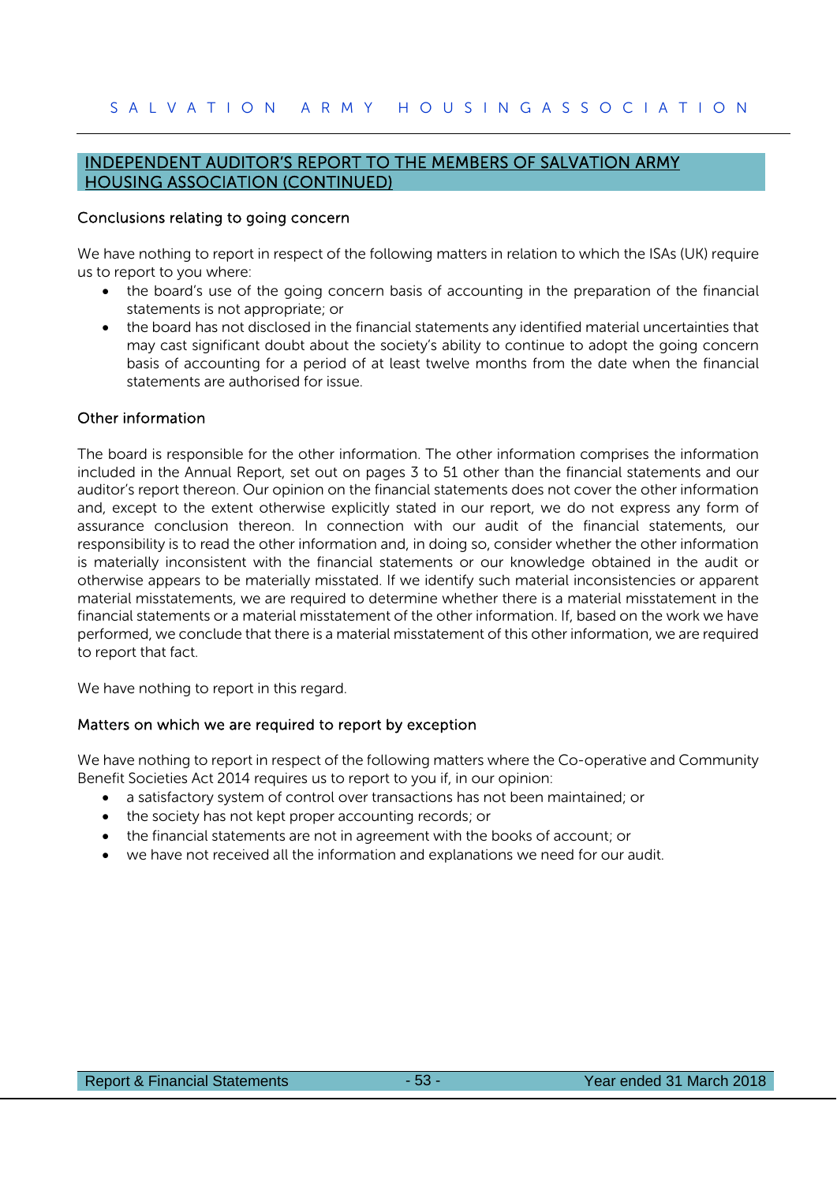## INDEPENDENT AUDITOR'S REPORT TO THE MEMBERS OF SALVATION ARMY HOUSING ASSOCIATION (CONTINUED)

### Conclusions relating to going concern

We have nothing to report in respect of the following matters in relation to which the ISAs (UK) require us to report to you where:

- the board's use of the going concern basis of accounting in the preparation of the financial statements is not appropriate; or
- the board has not disclosed in the financial statements any identified material uncertainties that may cast significant doubt about the society's ability to continue to adopt the going concern basis of accounting for a period of at least twelve months from the date when the financial statements are authorised for issue.

### Other information

The board is responsible for the other information. The other information comprises the information included in the Annual Report, set out on pages 3 to 51 other than the financial statements and our auditor's report thereon. Our opinion on the financial statements does not cover the other information and, except to the extent otherwise explicitly stated in our report, we do not express any form of assurance conclusion thereon. In connection with our audit of the financial statements, our responsibility is to read the other information and, in doing so, consider whether the other information is materially inconsistent with the financial statements or our knowledge obtained in the audit or otherwise appears to be materially misstated. If we identify such material inconsistencies or apparent material misstatements, we are required to determine whether there is a material misstatement in the financial statements or a material misstatement of the other information. If, based on the work we have performed, we conclude that there is a material misstatement of this other information, we are required to report that fact.

We have nothing to report in this regard.

### Matters on which we are required to report by exception

We have nothing to report in respect of the following matters where the Co-operative and Community Benefit Societies Act 2014 requires us to report to you if, in our opinion:

- a satisfactory system of control over transactions has not been maintained; or
- the society has not kept proper accounting records; or
- the financial statements are not in agreement with the books of account; or
- we have not received all the information and explanations we need for our audit.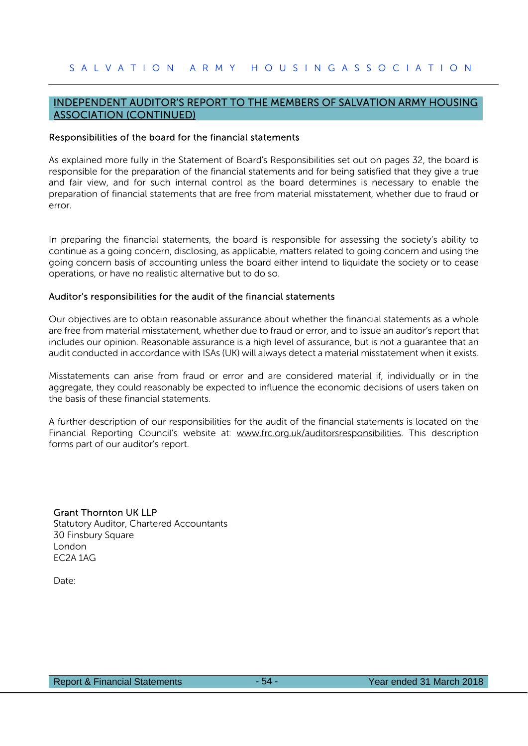## INDEPENDENT AUDITOR'S REPORT TO THE MEMBERS OF SALVATION ARMY HOUSING ASSOCIATION (CONTINUED)

### Responsibilities of the board for the financial statements

As explained more fully in the Statement of Board's Responsibilities set out on pages 32, the board is responsible for the preparation of the financial statements and for being satisfied that they give a true and fair view, and for such internal control as the board determines is necessary to enable the preparation of financial statements that are free from material misstatement, whether due to fraud or error.

In preparing the financial statements, the board is responsible for assessing the society's ability to continue as a going concern, disclosing, as applicable, matters related to going concern and using the going concern basis of accounting unless the board either intend to liquidate the society or to cease operations, or have no realistic alternative but to do so.

### Auditor's responsibilities for the audit of the financial statements

Our objectives are to obtain reasonable assurance about whether the financial statements as a whole are free from material misstatement, whether due to fraud or error, and to issue an auditor's report that includes our opinion. Reasonable assurance is a high level of assurance, but is not a guarantee that an audit conducted in accordance with ISAs (UK) will always detect a material misstatement when it exists.

Misstatements can arise from fraud or error and are considered material if, individually or in the aggregate, they could reasonably be expected to influence the economic decisions of users taken on the basis of these financial statements.

A further description of our responsibilities for the audit of the financial statements is located on the Financial Reporting Council's website at: www.frc.org.uk/auditorsresponsibilities. This description forms part of our auditor's report.

Grant Thornton UK LLP
Statutory Auditor, Chartered Accountants
30 Finsbury Square
London
EC2A 1AG

Date: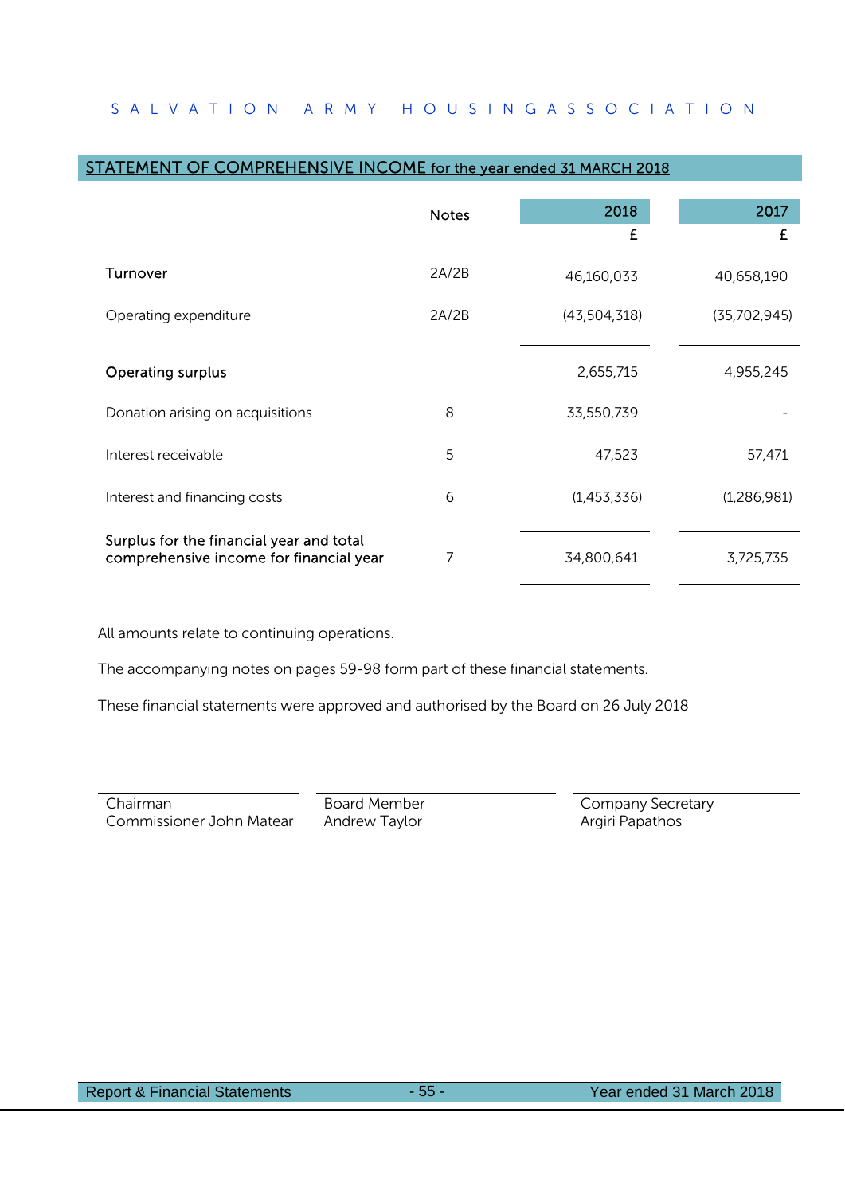## STATEMENT OF COMPREHENSIVE INCOME for the year ended 31 MARCH 2018

| | Notes | 2018 | 2017 |
|---|---|---|---|
| | | £ | £ |
| Turnover | 2A/2B | 46,160,033 | 40,658,190 |
| Operating expenditure | 2A/2B | (43,504,318) | (35,702,945) |
| **Operating surplus** | | 2,655,715 | 4,955,245 |
| Donation arising on acquisitions | 8 | 33,550,739 | - |
| Interest receivable | 5 | 47,523 | 57,471 |
| Interest and financing costs | 6 | (1,453,336) | (1,286,981) |
| **Surplus for the financial year and total comprehensive income for financial year** | 7 | 34,800,641 | 3,725,735 |

All amounts relate to continuing operations.

The accompanying notes on pages 59-98 form part of these financial statements.

These financial statements were approved and authorised by the Board on 26 July 2018

| Chairman | Board Member | Company Secretary |
|---|---|---|
| Commissioner John Matear | Andrew Taylor | Argiri Papathos |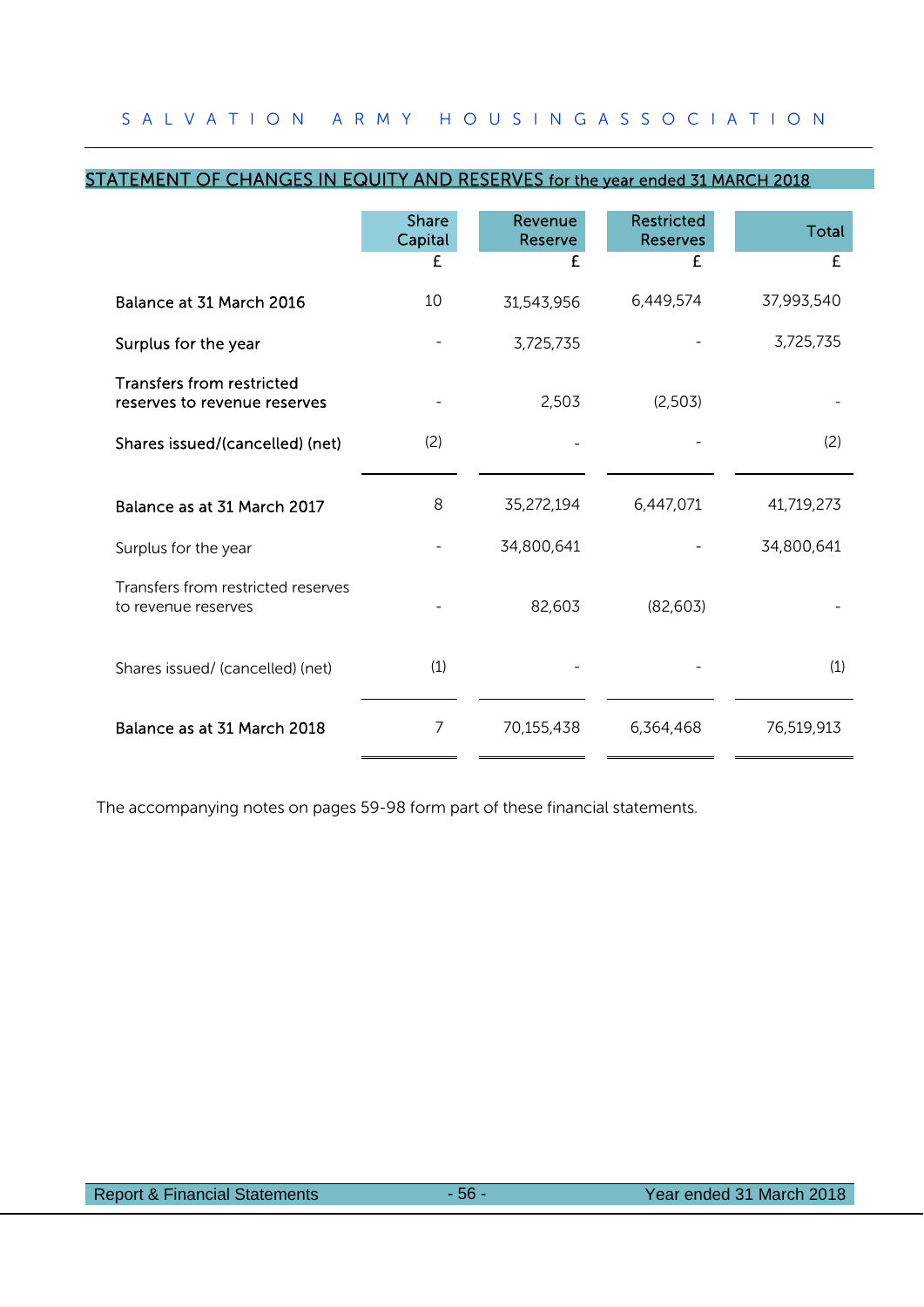## STATEMENT OF CHANGES IN EQUITY AND RESERVES for the year ended 31 MARCH 2018

| | Share Capital | Revenue Reserve | Restricted Reserves | Total |
|---|---|---|---|---|
| | £ | £ | £ | £ |
| **Balance at 31 March 2016** | 10 | 31,543,956 | 6,449,574 | 37,993,540 |
| **Surplus for the year** | - | 3,725,735 | - | 3,725,735 |
| **Transfers from restricted reserves to revenue reserves** | - | 2,503 | (2,503) | - |
| **Shares issued/(cancelled) (net)** | (2) | - | - | (2) |
| **Balance as at 31 March 2017** | 8 | 35,272,194 | 6,447,071 | 41,719,273 |
| Surplus for the year | - | 34,800,641 | - | 34,800,641 |
| Transfers from restricted reserves to revenue reserves | - | 82,603 | (82,603) | - |
| Shares issued/ (cancelled) (net) | (1) | - | - | (1) |
| **Balance as at 31 March 2018** | 7 | 70,155,438 | 6,364,468 | 76,519,913 |

The accompanying notes on pages 59-98 form part of these financial statements.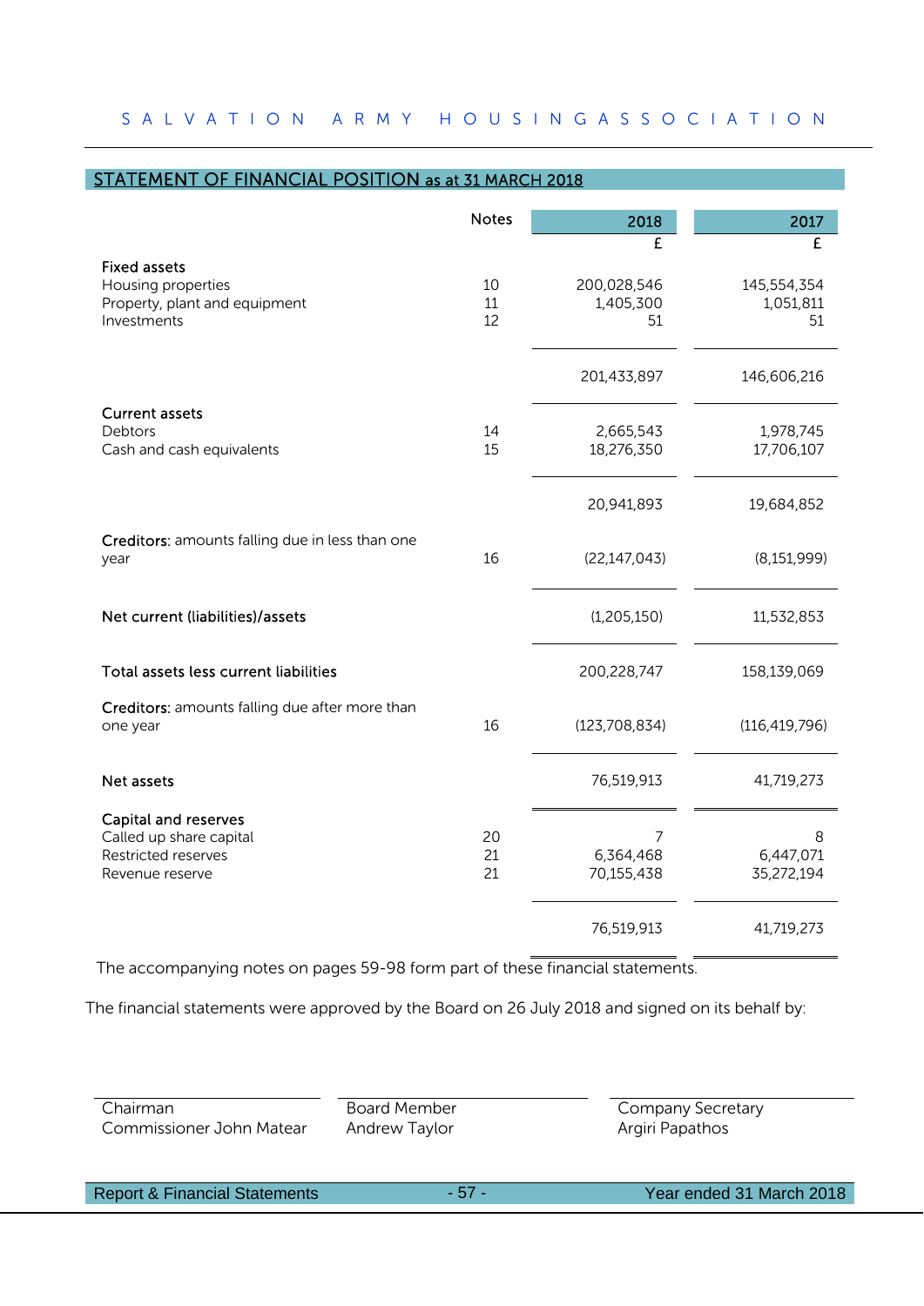## STATEMENT OF FINANCIAL POSITION as at 31 MARCH 2018

| | Notes | 2018 £ | 2017 £ |
|---|---|---|---|
| **Fixed assets** | | | |
| Housing properties | 10 | 200,028,546 | 145,554,354 |
| Property, plant and equipment | 11 | 1,405,300 | 1,051,811 |
| Investments | 12 | 51 | 51 |
| | | 201,433,897 | 146,606,216 |
| **Current assets** | | | |
| Debtors | 14 | 2,665,543 | 1,978,745 |
| Cash and cash equivalents | 15 | 18,276,350 | 17,706,107 |
| | | 20,941,893 | 19,684,852 |
| **Creditors:** amounts falling due in less than one year | 16 | (22,147,043) | (8,151,999) |
| **Net current (liabilities)/assets** | | (1,205,150) | 11,532,853 |
| **Total assets less current liabilities** | | 200,228,747 | 158,139,069 |
| **Creditors:** amounts falling due after more than one year | 16 | (123,708,834) | (116,419,796) |
| **Net assets** | | 76,519,913 | 41,719,273 |
| **Capital and reserves** | | | |
| Called up share capital | 20 | 7 | 8 |
| Restricted reserves | 21 | 6,364,468 | 6,447,071 |
| Revenue reserve | 21 | 70,155,438 | 35,272,194 |
| | | 76,519,913 | 41,719,273 |

The accompanying notes on pages 59-98 form part of these financial statements.

The financial statements were approved by the Board on 26 July 2018 and signed on its behalf by:

| Chairman | Board Member | Company Secretary |
|---|---|---|
| Commissioner John Matear | Andrew Taylor | Argiri Papathos |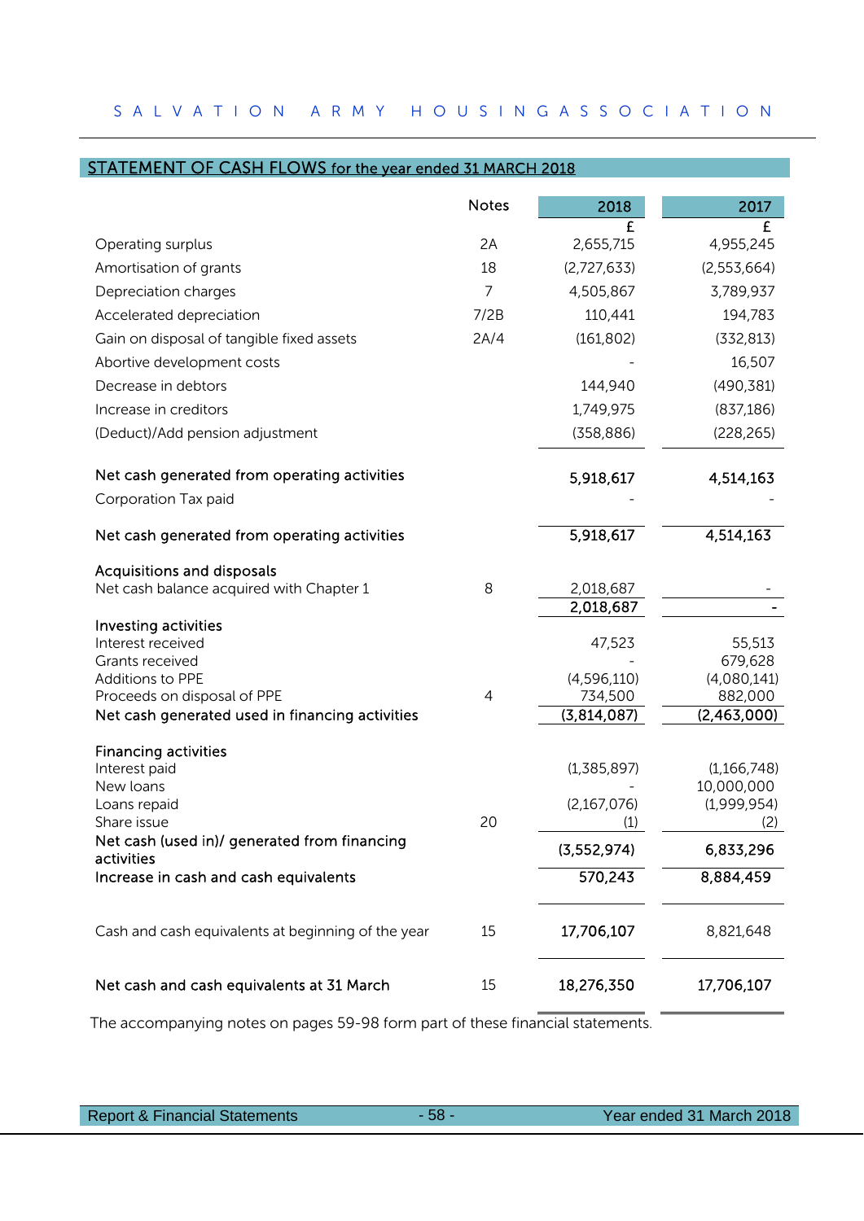## STATEMENT OF CASH FLOWS for the year ended 31 MARCH 2018

| | Notes | 2018 | 2017 |
|---|---|---|---|
| | | £ | £ |
| Operating surplus | 2A | 2,655,715 | 4,955,245 |
| Amortisation of grants | 18 | (2,727,633) | (2,553,664) |
| Depreciation charges | 7 | 4,505,867 | 3,789,937 |
| Accelerated depreciation | 7/2B | 110,441 | 194,783 |
| Gain on disposal of tangible fixed assets | 2A/4 | (161,802) | (332,813) |
| Abortive development costs | | - | 16,507 |
| Decrease in debtors | | 144,940 | (490,381) |
| Increase in creditors | | 1,749,975 | (837,186) |
| (Deduct)/Add pension adjustment | | (358,886) | (228,265) |
| **Net cash generated from operating activities** | | **5,918,617** | **4,514,163** |
| Corporation Tax paid | | - | - |
| **Net cash generated from operating activities** | | **5,918,617** | **4,514,163** |
| **Acquisitions and disposals** | | | |
| Net cash balance acquired with Chapter 1 | 8 | 2,018,687 | - |
| | | **2,018,687** | **-** |
| **Investing activities** | | | |
| Interest received | | 47,523 | 55,513 |
| Grants received | | - | 679,628 |
| Additions to PPE | | (4,596,110) | (4,080,141) |
| Proceeds on disposal of PPE | 4 | 734,500 | 882,000 |
| **Net cash generated used in financing activities** | | **(3,814,087)** | **(2,463,000)** |
| **Financing activities** | | | |
| Interest paid | | (1,385,897) | (1,166,748) |
| New loans | | - | 10,000,000 |
| Loans repaid | | (2,167,076) | (1,999,954) |
| Share issue | 20 | (1) | (2) |
| **Net cash (used in)/ generated from financing activities** | | **(3,552,974)** | **6,833,296** |
| **Increase in cash and cash equivalents** | | **570,243** | **8,884,459** |
| Cash and cash equivalents at beginning of the year | 15 | **17,706,107** | 8,821,648 |
| **Net cash and cash equivalents at 31 March** | 15 | **18,276,350** | **17,706,107** |

The accompanying notes on pages 59-98 form part of these financial statements.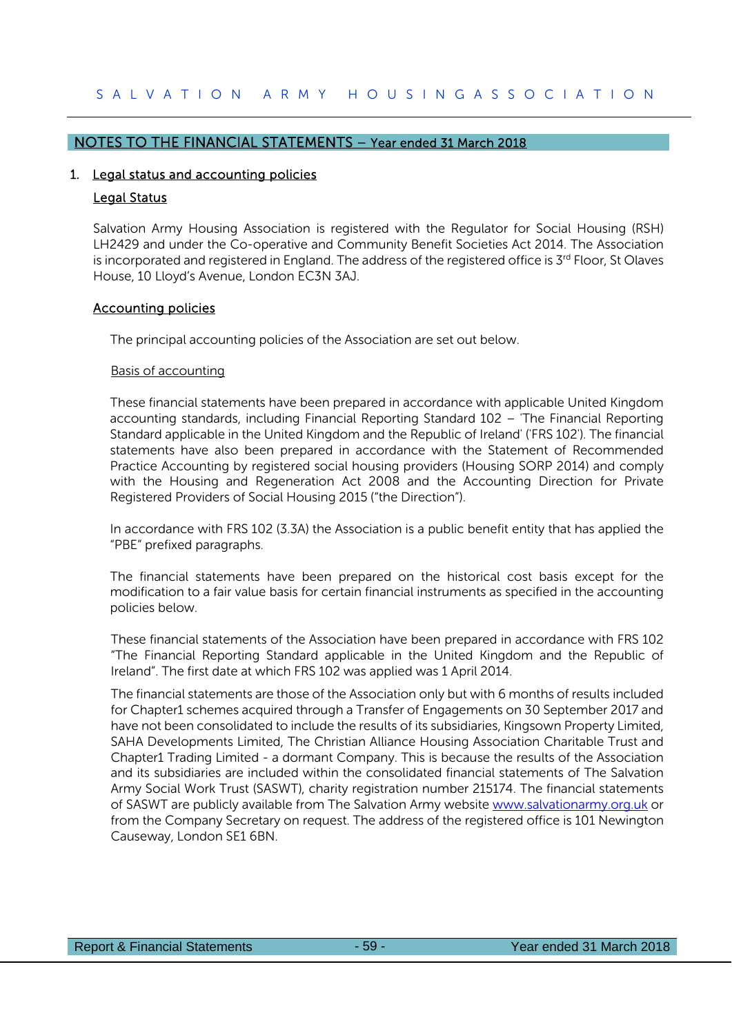## NOTES TO THE FINANCIAL STATEMENTS – Year ended 31 March 2018

### 1. Legal status and accounting policies

#### Legal Status

Salvation Army Housing Association is registered with the Regulator for Social Housing (RSH) LH2429 and under the Co-operative and Community Benefit Societies Act 2014. The Association is incorporated and registered in England. The address of the registered office is 3rd Floor, St Olaves House, 10 Lloyd's Avenue, London EC3N 3AJ.

#### Accounting policies

The principal accounting policies of the Association are set out below.

##### Basis of accounting

These financial statements have been prepared in accordance with applicable United Kingdom accounting standards, including Financial Reporting Standard 102 – 'The Financial Reporting Standard applicable in the United Kingdom and the Republic of Ireland' ('FRS 102'). The financial statements have also been prepared in accordance with the Statement of Recommended Practice Accounting by registered social housing providers (Housing SORP 2014) and comply with the Housing and Regeneration Act 2008 and the Accounting Direction for Private Registered Providers of Social Housing 2015 ("the Direction").

In accordance with FRS 102 (3.3A) the Association is a public benefit entity that has applied the "PBE" prefixed paragraphs.

The financial statements have been prepared on the historical cost basis except for the modification to a fair value basis for certain financial instruments as specified in the accounting policies below.

These financial statements of the Association have been prepared in accordance with FRS 102 "The Financial Reporting Standard applicable in the United Kingdom and the Republic of Ireland". The first date at which FRS 102 was applied was 1 April 2014.

The financial statements are those of the Association only but with 6 months of results included for Chapter1 schemes acquired through a Transfer of Engagements on 30 September 2017 and have not been consolidated to include the results of its subsidiaries, Kingsown Property Limited, SAHA Developments Limited, The Christian Alliance Housing Association Charitable Trust and Chapter1 Trading Limited - a dormant Company. This is because the results of the Association and its subsidiaries are included within the consolidated financial statements of The Salvation Army Social Work Trust (SASWT), charity registration number 215174. The financial statements of SASWT are publicly available from The Salvation Army website www.salvationarmy.org.uk or from the Company Secretary on request. The address of the registered office is 101 Newington Causeway, London SE1 6BN.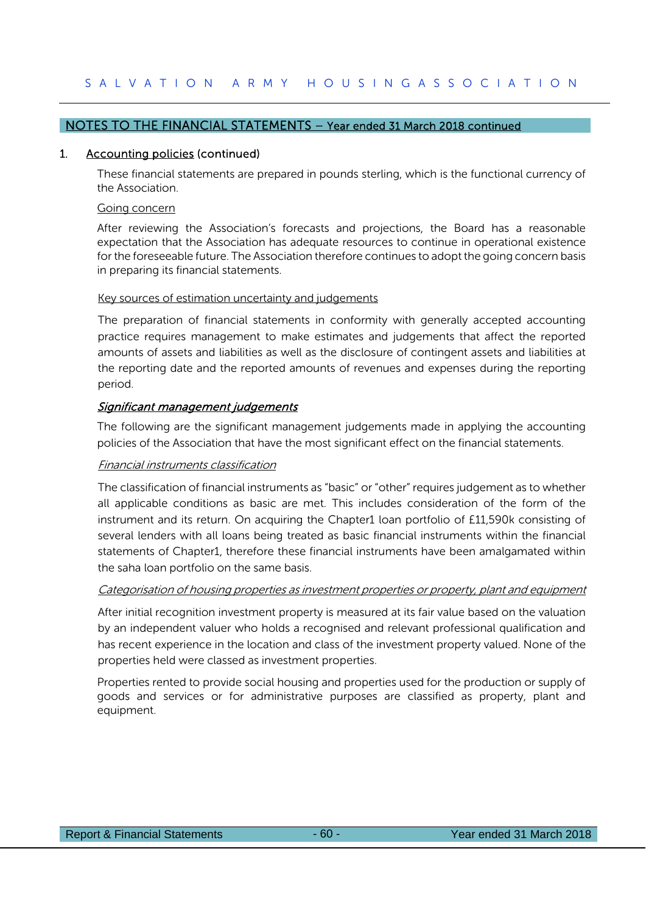## NOTES TO THE FINANCIAL STATEMENTS – Year ended 31 March 2018 continued

### 1. Accounting policies (continued)

These financial statements are prepared in pounds sterling, which is the functional currency of the Association.

Going concern

After reviewing the Association's forecasts and projections, the Board has a reasonable expectation that the Association has adequate resources to continue in operational existence for the foreseeable future. The Association therefore continues to adopt the going concern basis in preparing its financial statements.

Key sources of estimation uncertainty and judgements

The preparation of financial statements in conformity with generally accepted accounting practice requires management to make estimates and judgements that affect the reported amounts of assets and liabilities as well as the disclosure of contingent assets and liabilities at the reporting date and the reported amounts of revenues and expenses during the reporting period.

***Significant management judgements***

The following are the significant management judgements made in applying the accounting policies of the Association that have the most significant effect on the financial statements.

*Financial instruments classification*

The classification of financial instruments as "basic" or "other" requires judgement as to whether all applicable conditions as basic are met. This includes consideration of the form of the instrument and its return. On acquiring the Chapter1 loan portfolio of £11,590k consisting of several lenders with all loans being treated as basic financial instruments within the financial statements of Chapter1, therefore these financial instruments have been amalgamated within the saha loan portfolio on the same basis.

*Categorisation of housing properties as investment properties or property, plant and equipment*

After initial recognition investment property is measured at its fair value based on the valuation by an independent valuer who holds a recognised and relevant professional qualification and has recent experience in the location and class of the investment property valued. None of the properties held were classed as investment properties.

Properties rented to provide social housing and properties used for the production or supply of goods and services or for administrative purposes are classified as property, plant and equipment.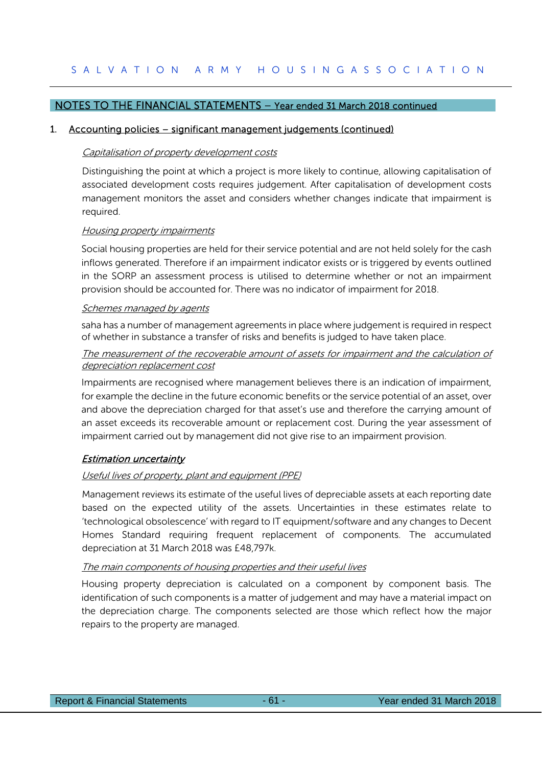## NOTES TO THE FINANCIAL STATEMENTS – Year ended 31 March 2018 continued

### 1. Accounting policies – significant management judgements (continued)

*Capitalisation of property development costs*

Distinguishing the point at which a project is more likely to continue, allowing capitalisation of associated development costs requires judgement. After capitalisation of development costs management monitors the asset and considers whether changes indicate that impairment is required.

*Housing property impairments*

Social housing properties are held for their service potential and are not held solely for the cash inflows generated. Therefore if an impairment indicator exists or is triggered by events outlined in the SORP an assessment process is utilised to determine whether or not an impairment provision should be accounted for. There was no indicator of impairment for 2018.

*Schemes managed by agents*

saha has a number of management agreements in place where judgement is required in respect of whether in substance a transfer of risks and benefits is judged to have taken place.

*The measurement of the recoverable amount of assets for impairment and the calculation of depreciation replacement cost*

Impairments are recognised where management believes there is an indication of impairment, for example the decline in the future economic benefits or the service potential of an asset, over and above the depreciation charged for that asset's use and therefore the carrying amount of an asset exceeds its recoverable amount or replacement cost. During the year assessment of impairment carried out by management did not give rise to an impairment provision.

***Estimation uncertainty***

*Useful lives of property, plant and equipment (PPE)*

Management reviews its estimate of the useful lives of depreciable assets at each reporting date based on the expected utility of the assets. Uncertainties in these estimates relate to 'technological obsolescence' with regard to IT equipment/software and any changes to Decent Homes Standard requiring frequent replacement of components. The accumulated depreciation at 31 March 2018 was £48,797k.

*The main components of housing properties and their useful lives*

Housing property depreciation is calculated on a component by component basis. The identification of such components is a matter of judgement and may have a material impact on the depreciation charge. The components selected are those which reflect how the major repairs to the property are managed.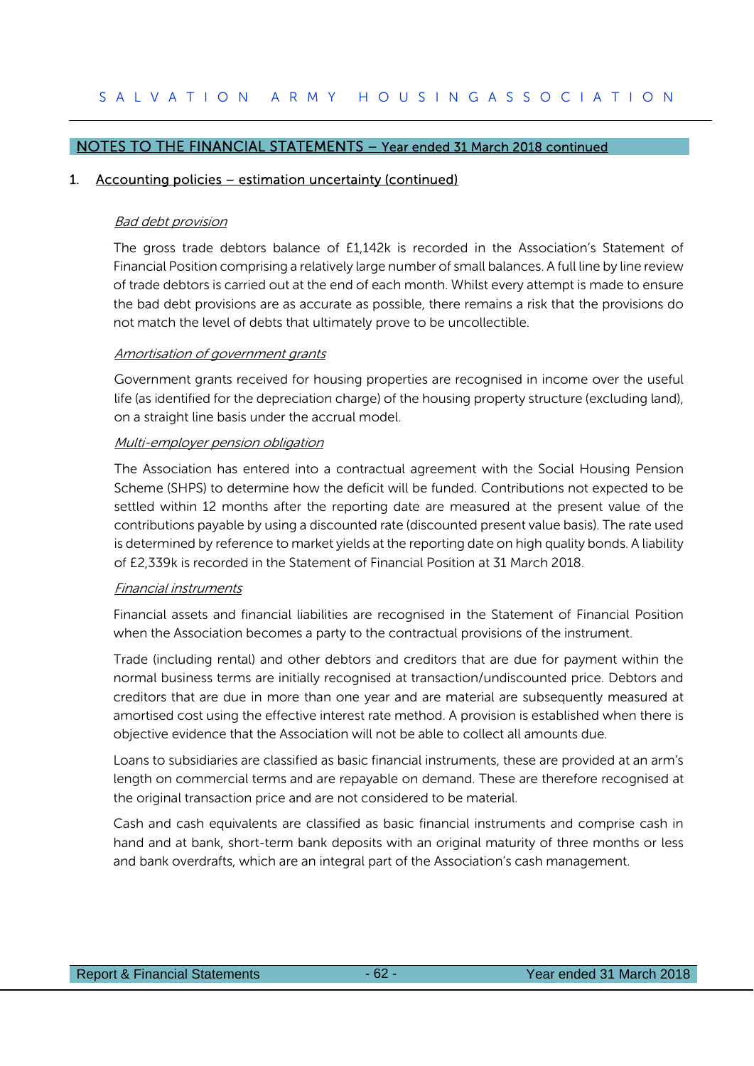## NOTES TO THE FINANCIAL STATEMENTS – Year ended 31 March 2018 continued

### 1. Accounting policies – estimation uncertainty (continued)

*Bad debt provision*

The gross trade debtors balance of £1,142k is recorded in the Association's Statement of Financial Position comprising a relatively large number of small balances. A full line by line review of trade debtors is carried out at the end of each month. Whilst every attempt is made to ensure the bad debt provisions are as accurate as possible, there remains a risk that the provisions do not match the level of debts that ultimately prove to be uncollectible.

*Amortisation of government grants*

Government grants received for housing properties are recognised in income over the useful life (as identified for the depreciation charge) of the housing property structure (excluding land), on a straight line basis under the accrual model.

*Multi-employer pension obligation*

The Association has entered into a contractual agreement with the Social Housing Pension Scheme (SHPS) to determine how the deficit will be funded. Contributions not expected to be settled within 12 months after the reporting date are measured at the present value of the contributions payable by using a discounted rate (discounted present value basis). The rate used is determined by reference to market yields at the reporting date on high quality bonds. A liability of £2,339k is recorded in the Statement of Financial Position at 31 March 2018.

*Financial instruments*

Financial assets and financial liabilities are recognised in the Statement of Financial Position when the Association becomes a party to the contractual provisions of the instrument.

Trade (including rental) and other debtors and creditors that are due for payment within the normal business terms are initially recognised at transaction/undiscounted price. Debtors and creditors that are due in more than one year and are material are subsequently measured at amortised cost using the effective interest rate method. A provision is established when there is objective evidence that the Association will not be able to collect all amounts due.

Loans to subsidiaries are classified as basic financial instruments, these are provided at an arm's length on commercial terms and are repayable on demand. These are therefore recognised at the original transaction price and are not considered to be material.

Cash and cash equivalents are classified as basic financial instruments and comprise cash in hand and at bank, short-term bank deposits with an original maturity of three months or less and bank overdrafts, which are an integral part of the Association's cash management.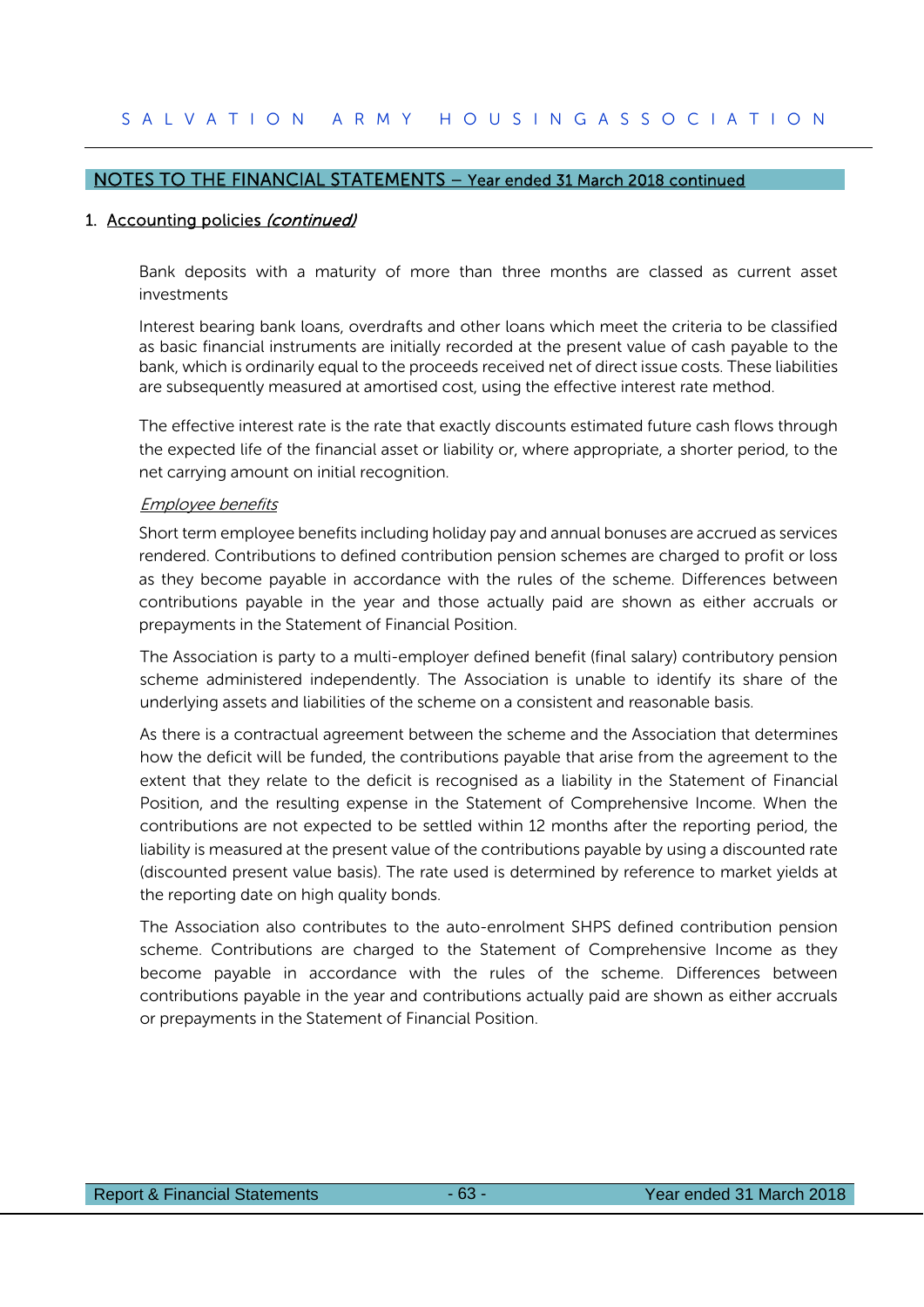## NOTES TO THE FINANCIAL STATEMENTS – Year ended 31 March 2018 continued

### 1. Accounting policies *(continued)*

Bank deposits with a maturity of more than three months are classed as current asset investments

Interest bearing bank loans, overdrafts and other loans which meet the criteria to be classified as basic financial instruments are initially recorded at the present value of cash payable to the bank, which is ordinarily equal to the proceeds received net of direct issue costs. These liabilities are subsequently measured at amortised cost, using the effective interest rate method.

The effective interest rate is the rate that exactly discounts estimated future cash flows through the expected life of the financial asset or liability or, where appropriate, a shorter period, to the net carrying amount on initial recognition.

*Employee benefits*

Short term employee benefits including holiday pay and annual bonuses are accrued as services rendered. Contributions to defined contribution pension schemes are charged to profit or loss as they become payable in accordance with the rules of the scheme. Differences between contributions payable in the year and those actually paid are shown as either accruals or prepayments in the Statement of Financial Position.

The Association is party to a multi-employer defined benefit (final salary) contributory pension scheme administered independently. The Association is unable to identify its share of the underlying assets and liabilities of the scheme on a consistent and reasonable basis.

As there is a contractual agreement between the scheme and the Association that determines how the deficit will be funded, the contributions payable that arise from the agreement to the extent that they relate to the deficit is recognised as a liability in the Statement of Financial Position, and the resulting expense in the Statement of Comprehensive Income. When the contributions are not expected to be settled within 12 months after the reporting period, the liability is measured at the present value of the contributions payable by using a discounted rate (discounted present value basis). The rate used is determined by reference to market yields at the reporting date on high quality bonds.

The Association also contributes to the auto-enrolment SHPS defined contribution pension scheme. Contributions are charged to the Statement of Comprehensive Income as they become payable in accordance with the rules of the scheme. Differences between contributions payable in the year and contributions actually paid are shown as either accruals or prepayments in the Statement of Financial Position.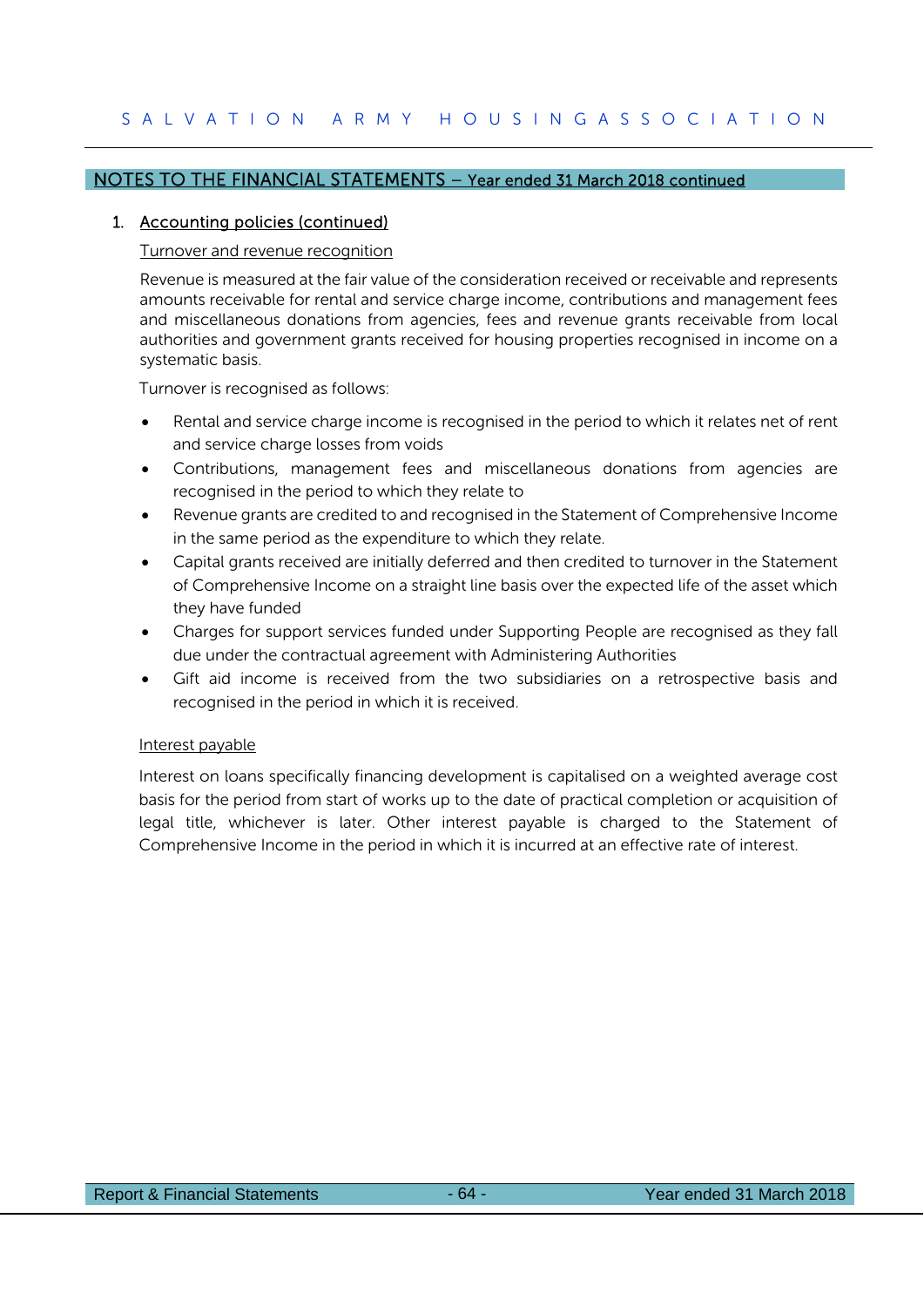## NOTES TO THE FINANCIAL STATEMENTS – Year ended 31 March 2018 continued

### 1. Accounting policies (continued)

Turnover and revenue recognition

Revenue is measured at the fair value of the consideration received or receivable and represents amounts receivable for rental and service charge income, contributions and management fees and miscellaneous donations from agencies, fees and revenue grants receivable from local authorities and government grants received for housing properties recognised in income on a systematic basis.

Turnover is recognised as follows:

- Rental and service charge income is recognised in the period to which it relates net of rent and service charge losses from voids
- Contributions, management fees and miscellaneous donations from agencies are recognised in the period to which they relate to
- Revenue grants are credited to and recognised in the Statement of Comprehensive Income in the same period as the expenditure to which they relate.
- Capital grants received are initially deferred and then credited to turnover in the Statement of Comprehensive Income on a straight line basis over the expected life of the asset which they have funded
- Charges for support services funded under Supporting People are recognised as they fall due under the contractual agreement with Administering Authorities
- Gift aid income is received from the two subsidiaries on a retrospective basis and recognised in the period in which it is received.

Interest payable

Interest on loans specifically financing development is capitalised on a weighted average cost basis for the period from start of works up to the date of practical completion or acquisition of legal title, whichever is later. Other interest payable is charged to the Statement of Comprehensive Income in the period in which it is incurred at an effective rate of interest.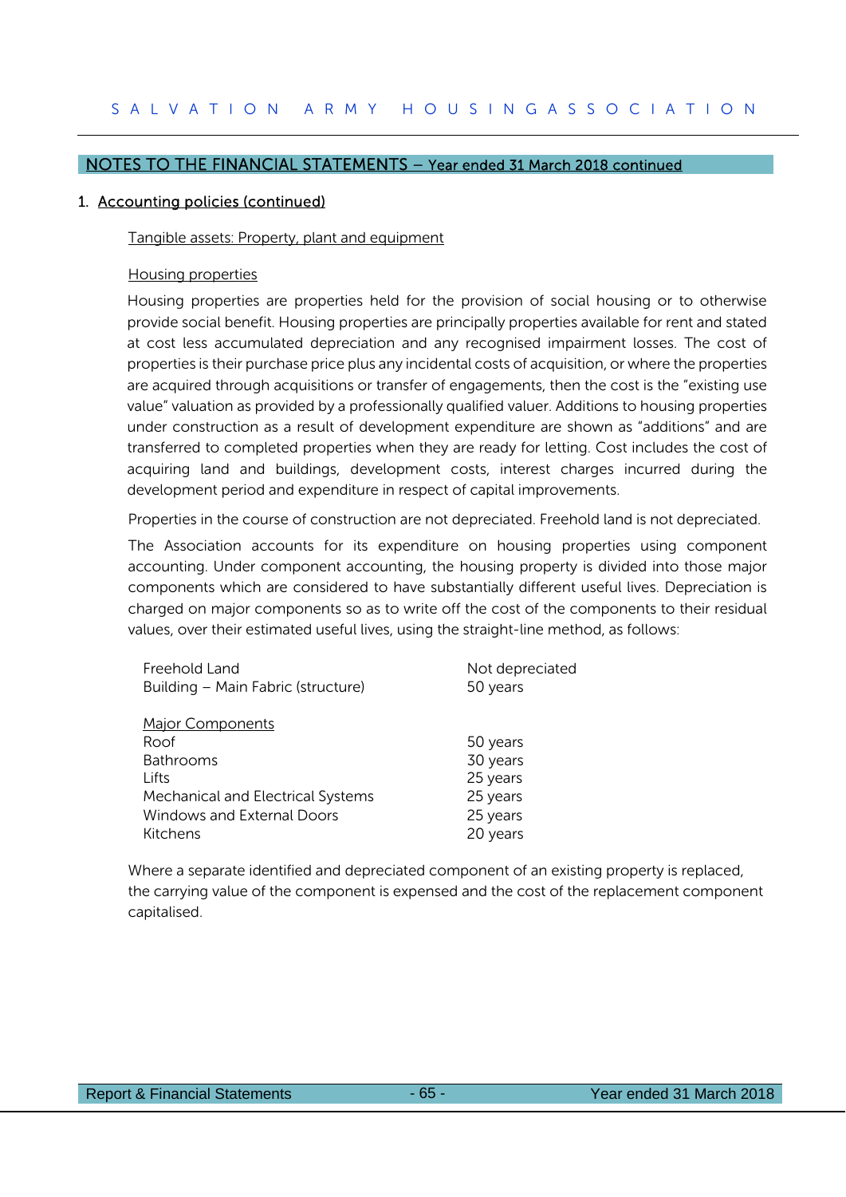## NOTES TO THE FINANCIAL STATEMENTS – Year ended 31 March 2018 continued

### 1. Accounting policies (continued)

#### Tangible assets: Property, plant and equipment

#### Housing properties

Housing properties are properties held for the provision of social housing or to otherwise provide social benefit. Housing properties are principally properties available for rent and stated at cost less accumulated depreciation and any recognised impairment losses. The cost of properties is their purchase price plus any incidental costs of acquisition, or where the properties are acquired through acquisitions or transfer of engagements, then the cost is the "existing use value" valuation as provided by a professionally qualified valuer. Additions to housing properties under construction as a result of development expenditure are shown as "additions" and are transferred to completed properties when they are ready for letting. Cost includes the cost of acquiring land and buildings, development costs, interest charges incurred during the development period and expenditure in respect of capital improvements.

Properties in the course of construction are not depreciated. Freehold land is not depreciated.

The Association accounts for its expenditure on housing properties using component accounting. Under component accounting, the housing property is divided into those major components which are considered to have substantially different useful lives. Depreciation is charged on major components so as to write off the cost of the components to their residual values, over their estimated useful lives, using the straight-line method, as follows:

| | |
|---|---|
| Freehold Land | Not depreciated |
| Building – Main Fabric (structure) | 50 years |
| **Major Components** | |
| Roof | 50 years |
| Bathrooms | 30 years |
| Lifts | 25 years |
| Mechanical and Electrical Systems | 25 years |
| Windows and External Doors | 25 years |
| Kitchens | 20 years |

Where a separate identified and depreciated component of an existing property is replaced, the carrying value of the component is expensed and the cost of the replacement component capitalised.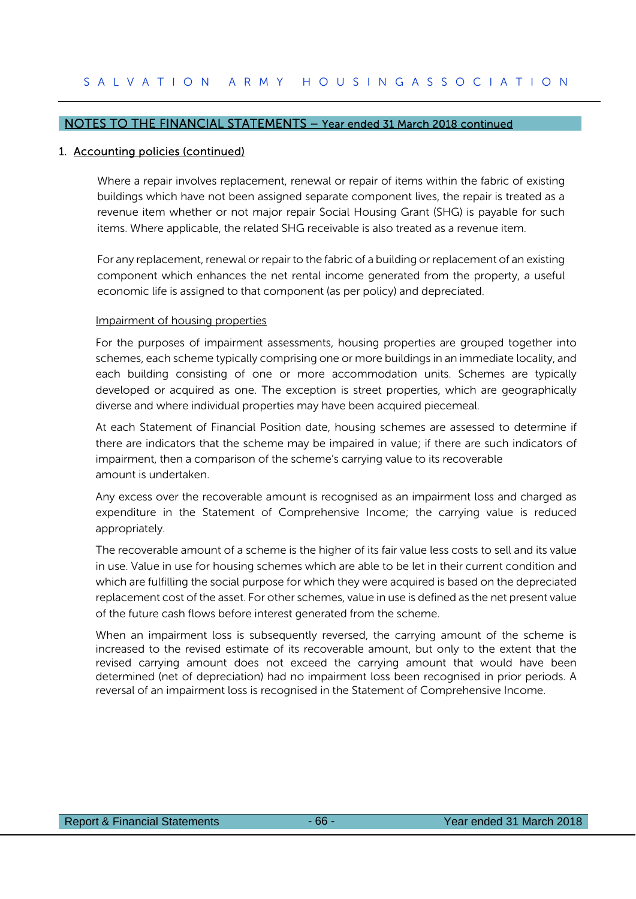## NOTES TO THE FINANCIAL STATEMENTS – Year ended 31 March 2018 continued

### 1. Accounting policies (continued)

Where a repair involves replacement, renewal or repair of items within the fabric of existing buildings which have not been assigned separate component lives, the repair is treated as a revenue item whether or not major repair Social Housing Grant (SHG) is payable for such items. Where applicable, the related SHG receivable is also treated as a revenue item.

For any replacement, renewal or repair to the fabric of a building or replacement of an existing component which enhances the net rental income generated from the property, a useful economic life is assigned to that component (as per policy) and depreciated.

#### Impairment of housing properties

For the purposes of impairment assessments, housing properties are grouped together into schemes, each scheme typically comprising one or more buildings in an immediate locality, and each building consisting of one or more accommodation units. Schemes are typically developed or acquired as one. The exception is street properties, which are geographically diverse and where individual properties may have been acquired piecemeal.

At each Statement of Financial Position date, housing schemes are assessed to determine if there are indicators that the scheme may be impaired in value; if there are such indicators of impairment, then a comparison of the scheme's carrying value to its recoverable amount is undertaken.

Any excess over the recoverable amount is recognised as an impairment loss and charged as expenditure in the Statement of Comprehensive Income; the carrying value is reduced appropriately.

The recoverable amount of a scheme is the higher of its fair value less costs to sell and its value in use. Value in use for housing schemes which are able to be let in their current condition and which are fulfilling the social purpose for which they were acquired is based on the depreciated replacement cost of the asset. For other schemes, value in use is defined as the net present value of the future cash flows before interest generated from the scheme.

When an impairment loss is subsequently reversed, the carrying amount of the scheme is increased to the revised estimate of its recoverable amount, but only to the extent that the revised carrying amount does not exceed the carrying amount that would have been determined (net of depreciation) had no impairment loss been recognised in prior periods. A reversal of an impairment loss is recognised in the Statement of Comprehensive Income.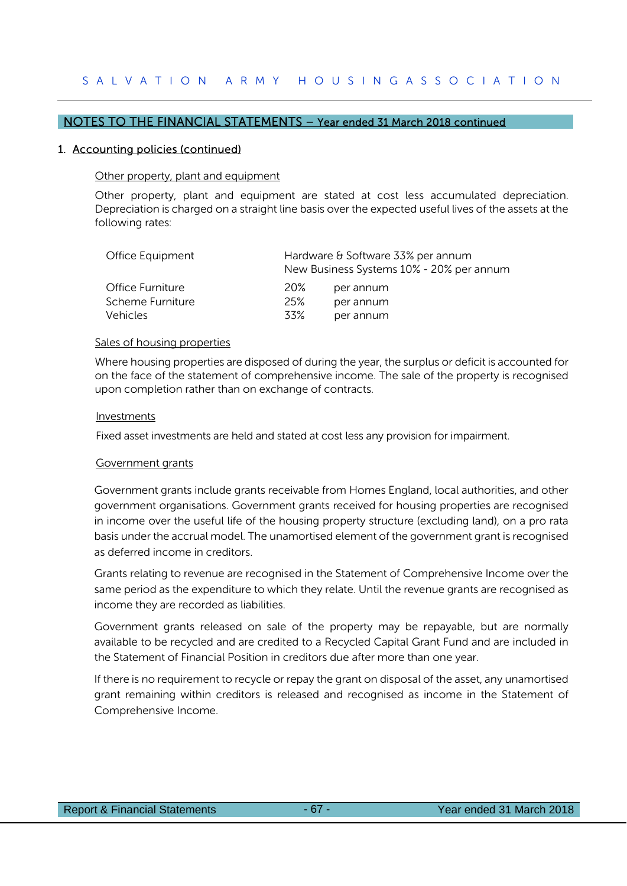## NOTES TO THE FINANCIAL STATEMENTS – Year ended 31 March 2018 continued

1. Accounting policies (continued)

### Other property, plant and equipment

Other property, plant and equipment are stated at cost less accumulated depreciation. Depreciation is charged on a straight line basis over the expected useful lives of the assets at the following rates:

| | |
|---|---|
| Office Equipment | Hardware & Software 33% per annum<br>New Business Systems 10% - 20% per annum |
| Office Furniture | 20% per annum |
| Scheme Furniture | 25% per annum |
| Vehicles | 33% per annum |

### Sales of housing properties

Where housing properties are disposed of during the year, the surplus or deficit is accounted for on the face of the statement of comprehensive income. The sale of the property is recognised upon completion rather than on exchange of contracts.

### Investments

Fixed asset investments are held and stated at cost less any provision for impairment.

### Government grants

Government grants include grants receivable from Homes England, local authorities, and other government organisations. Government grants received for housing properties are recognised in income over the useful life of the housing property structure (excluding land), on a pro rata basis under the accrual model. The unamortised element of the government grant is recognised as deferred income in creditors.

Grants relating to revenue are recognised in the Statement of Comprehensive Income over the same period as the expenditure to which they relate. Until the revenue grants are recognised as income they are recorded as liabilities.

Government grants released on sale of the property may be repayable, but are normally available to be recycled and are credited to a Recycled Capital Grant Fund and are included in the Statement of Financial Position in creditors due after more than one year.

If there is no requirement to recycle or repay the grant on disposal of the asset, any unamortised grant remaining within creditors is released and recognised as income in the Statement of Comprehensive Income.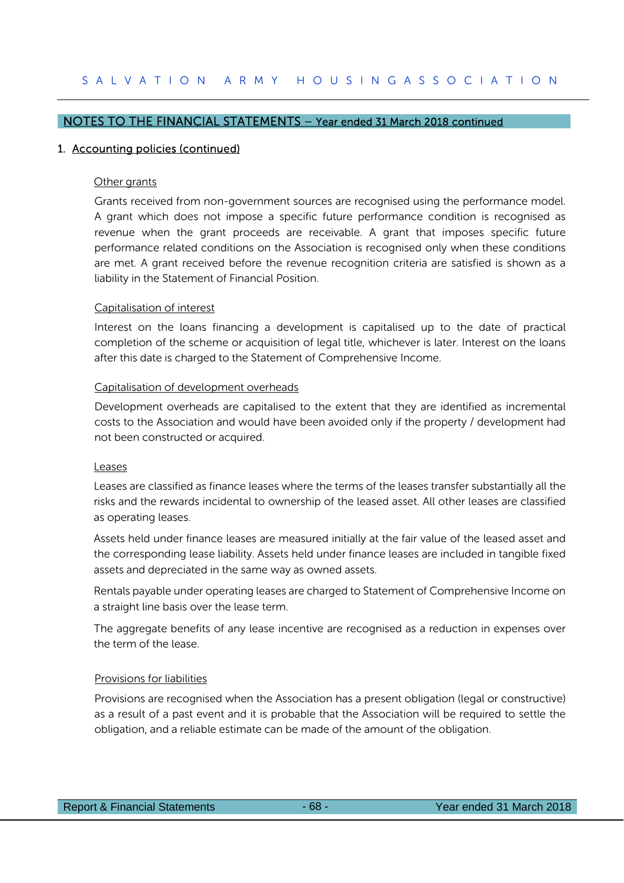## NOTES TO THE FINANCIAL STATEMENTS – Year ended 31 March 2018 continued

### 1. Accounting policies (continued)

#### Other grants

Grants received from non-government sources are recognised using the performance model. A grant which does not impose a specific future performance condition is recognised as revenue when the grant proceeds are receivable. A grant that imposes specific future performance related conditions on the Association is recognised only when these conditions are met. A grant received before the revenue recognition criteria are satisfied is shown as a liability in the Statement of Financial Position.

#### Capitalisation of interest

Interest on the loans financing a development is capitalised up to the date of practical completion of the scheme or acquisition of legal title, whichever is later. Interest on the loans after this date is charged to the Statement of Comprehensive Income.

#### Capitalisation of development overheads

Development overheads are capitalised to the extent that they are identified as incremental costs to the Association and would have been avoided only if the property / development had not been constructed or acquired.

#### Leases

Leases are classified as finance leases where the terms of the leases transfer substantially all the risks and the rewards incidental to ownership of the leased asset. All other leases are classified as operating leases.

Assets held under finance leases are measured initially at the fair value of the leased asset and the corresponding lease liability. Assets held under finance leases are included in tangible fixed assets and depreciated in the same way as owned assets.

Rentals payable under operating leases are charged to Statement of Comprehensive Income on a straight line basis over the lease term.

The aggregate benefits of any lease incentive are recognised as a reduction in expenses over the term of the lease.

#### Provisions for liabilities

Provisions are recognised when the Association has a present obligation (legal or constructive) as a result of a past event and it is probable that the Association will be required to settle the obligation, and a reliable estimate can be made of the amount of the obligation.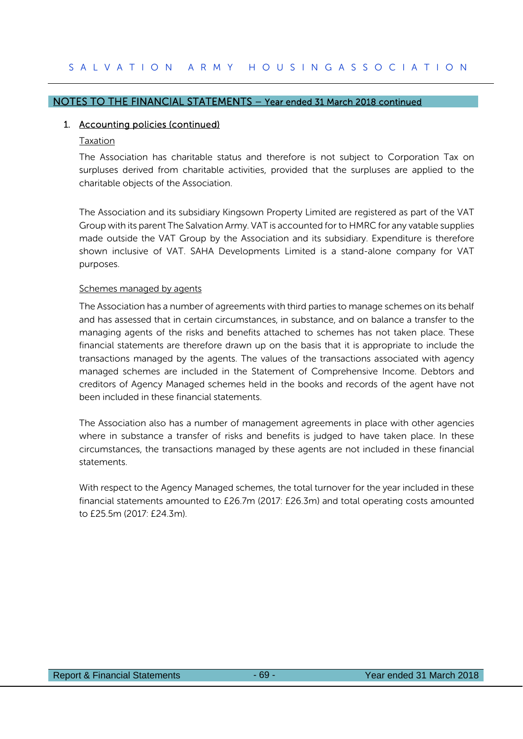## NOTES TO THE FINANCIAL STATEMENTS – Year ended 31 March 2018 continued

### 1. Accounting policies (continued)

#### Taxation

The Association has charitable status and therefore is not subject to Corporation Tax on surpluses derived from charitable activities, provided that the surpluses are applied to the charitable objects of the Association.

The Association and its subsidiary Kingsown Property Limited are registered as part of the VAT Group with its parent The Salvation Army. VAT is accounted for to HMRC for any vatable supplies made outside the VAT Group by the Association and its subsidiary. Expenditure is therefore shown inclusive of VAT. SAHA Developments Limited is a stand-alone company for VAT purposes.

#### Schemes managed by agents

The Association has a number of agreements with third parties to manage schemes on its behalf and has assessed that in certain circumstances, in substance, and on balance a transfer to the managing agents of the risks and benefits attached to schemes has not taken place. These financial statements are therefore drawn up on the basis that it is appropriate to include the transactions managed by the agents. The values of the transactions associated with agency managed schemes are included in the Statement of Comprehensive Income. Debtors and creditors of Agency Managed schemes held in the books and records of the agent have not been included in these financial statements.

The Association also has a number of management agreements in place with other agencies where in substance a transfer of risks and benefits is judged to have taken place. In these circumstances, the transactions managed by these agents are not included in these financial statements.

With respect to the Agency Managed schemes, the total turnover for the year included in these financial statements amounted to £26.7m (2017: £26.3m) and total operating costs amounted to £25.5m (2017: £24.3m).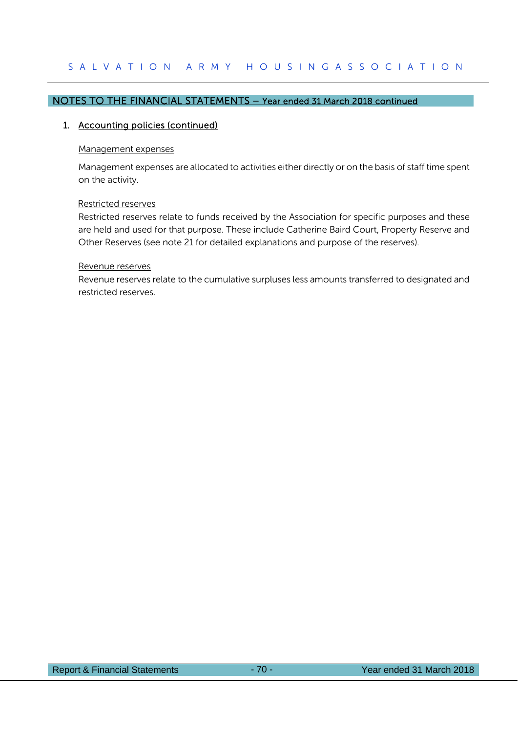## NOTES TO THE FINANCIAL STATEMENTS – Year ended 31 March 2018 continued

### 1. Accounting policies (continued)

#### Management expenses

Management expenses are allocated to activities either directly or on the basis of staff time spent on the activity.

#### Restricted reserves

Restricted reserves relate to funds received by the Association for specific purposes and these are held and used for that purpose. These include Catherine Baird Court, Property Reserve and Other Reserves (see note 21 for detailed explanations and purpose of the reserves).

#### Revenue reserves

Revenue reserves relate to the cumulative surpluses less amounts transferred to designated and restricted reserves.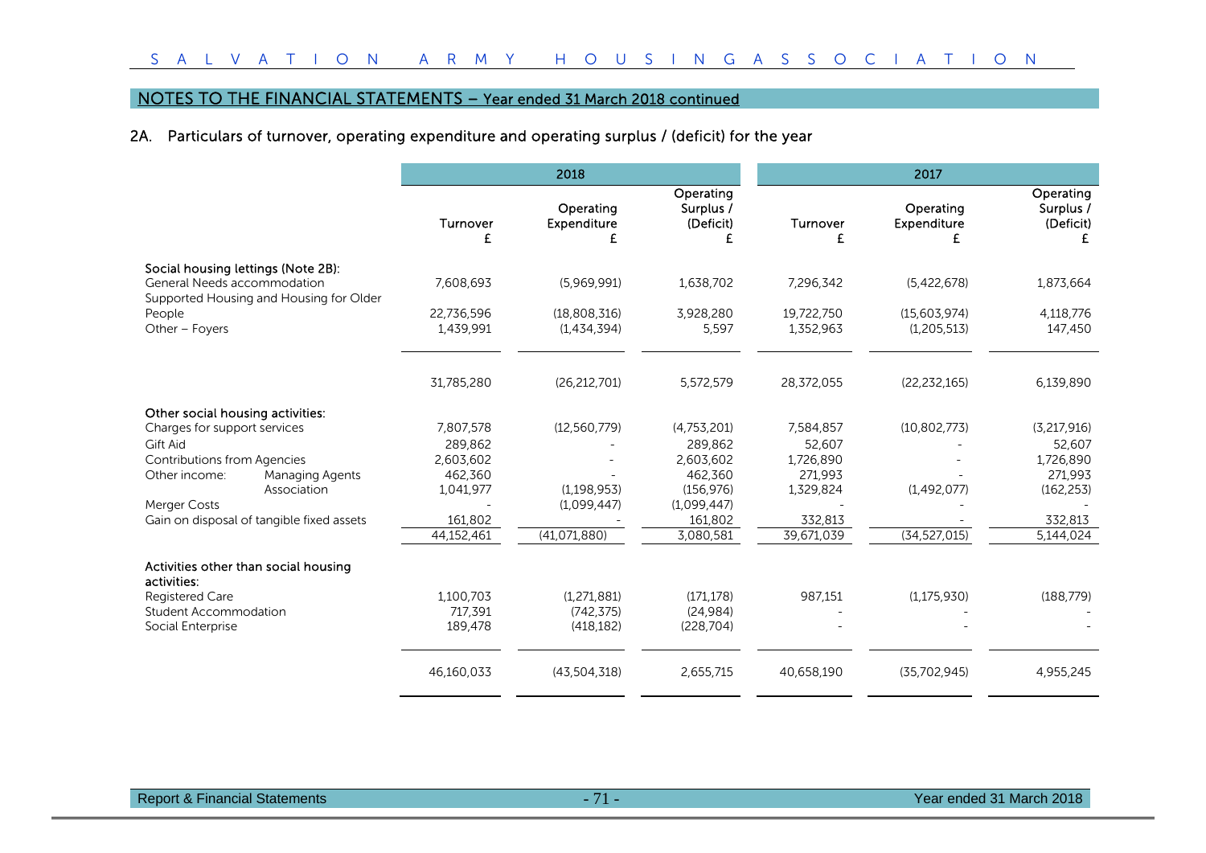## NOTES TO THE FINANCIAL STATEMENTS – Year ended 31 March 2018 continued

### 2A. Particulars of turnover, operating expenditure and operating surplus / (deficit) for the year

| | 2018 | | | 2017 | | |
|---|---|---|---|---|---|---|
| | Turnover £ | Operating Expenditure £ | Operating Surplus / (Deficit) £ | Turnover £ | Operating Expenditure £ | Operating Surplus / (Deficit) £ |
| **Social housing lettings (Note 2B):** | | | | | | |
| General Needs accommodation | 7,608,693 | (5,969,991) | 1,638,702 | 7,296,342 | (5,422,678) | 1,873,664 |
| Supported Housing and Housing for Older People | 22,736,596 | (18,808,316) | 3,928,280 | 19,722,750 | (15,603,974) | 4,118,776 |
| Other – Foyers | 1,439,991 | (1,434,394) | 5,597 | 1,352,963 | (1,205,513) | 147,450 |
| | 31,785,280 | (26,212,701) | 5,572,579 | 28,372,055 | (22,232,165) | 6,139,890 |
| **Other social housing activities:** | | | | | | |
| Charges for support services | 7,807,578 | (12,560,779) | (4,753,201) | 7,584,857 | (10,802,773) | (3,217,916) |
| Gift Aid | 289,862 | - | 289,862 | 52,607 | - | 52,607 |
| Contributions from Agencies | 2,603,602 | - | 2,603,602 | 1,726,890 | - | 1,726,890 |
| Other income: Managing Agents | 462,360 | - | 462,360 | 271,993 | - | 271,993 |
| Other income: Association | 1,041,977 | (1,198,953) | (156,976) | 1,329,824 | (1,492,077) | (162,253) |
| Merger Costs | - | (1,099,447) | (1,099,447) | - | - | - |
| Gain on disposal of tangible fixed assets | 161,802 | - | 161,802 | 332,813 | - | 332,813 |
| | 44,152,461 | (41,071,880) | 3,080,581 | 39,671,039 | (34,527,015) | 5,144,024 |
| **Activities other than social housing activities:** | | | | | | |
| Registered Care | 1,100,703 | (1,271,881) | (171,178) | 987,151 | (1,175,930) | (188,779) |
| Student Accommodation | 717,391 | (742,375) | (24,984) | - | - | - |
| Social Enterprise | 189,478 | (418,182) | (228,704) | - | - | - |
| | 46,160,033 | (43,504,318) | 2,655,715 | 40,658,190 | (35,702,945) | 4,955,245 |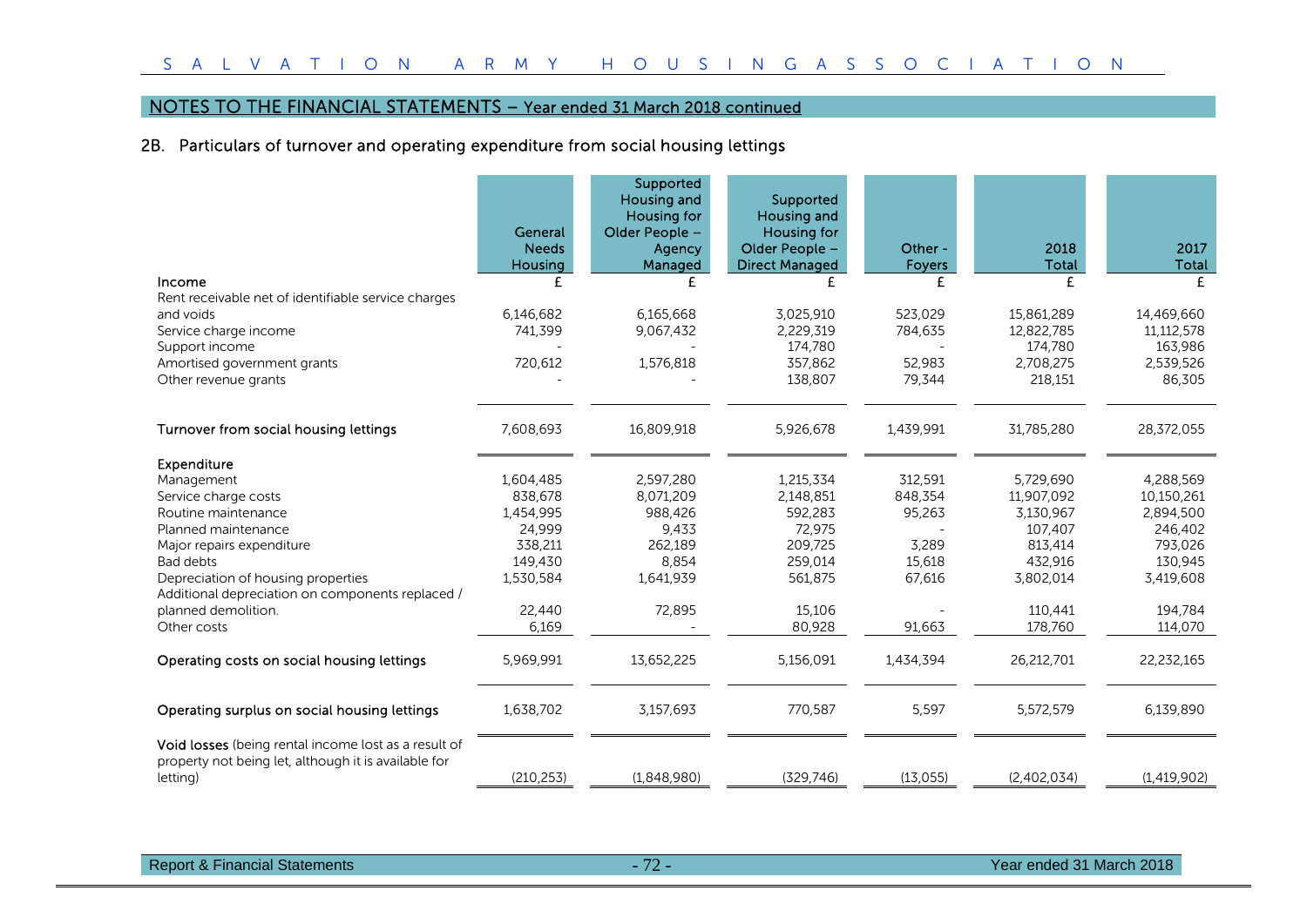## NOTES TO THE FINANCIAL STATEMENTS – Year ended 31 March 2018 continued

### 2B. Particulars of turnover and operating expenditure from social housing lettings

| | General Needs Housing | Supported Housing and Housing for Older People – Agency Managed | Supported Housing and Housing for Older People – Direct Managed | Other - Foyers | 2018 Total | 2017 Total |
|---|---|---|---|---|---|---|
| **Income** | £ | £ | £ | £ | £ | £ |
| Rent receivable net of identifiable service charges and voids | 6,146,682 | 6,165,668 | 3,025,910 | 523,029 | 15,861,289 | 14,469,660 |
| Service charge income | 741,399 | 9,067,432 | 2,229,319 | 784,635 | 12,822,785 | 11,112,578 |
| Support income | - | - | 174,780 | - | 174,780 | 163,986 |
| Amortised government grants | 720,612 | 1,576,818 | 357,862 | 52,983 | 2,708,275 | 2,539,526 |
| Other revenue grants | - | - | 138,807 | 79,344 | 218,151 | 86,305 |
| **Turnover from social housing lettings** | 7,608,693 | 16,809,918 | 5,926,678 | 1,439,991 | 31,785,280 | 28,372,055 |
| **Expenditure** | | | | | | |
| Management | 1,604,485 | 2,597,280 | 1,215,334 | 312,591 | 5,729,690 | 4,288,569 |
| Service charge costs | 838,678 | 8,071,209 | 2,148,851 | 848,354 | 11,907,092 | 10,150,261 |
| Routine maintenance | 1,454,995 | 988,426 | 592,283 | 95,263 | 3,130,967 | 2,894,500 |
| Planned maintenance | 24,999 | 9,433 | 72,975 | - | 107,407 | 246,402 |
| Major repairs expenditure | 338,211 | 262,189 | 209,725 | 3,289 | 813,414 | 793,026 |
| Bad debts | 149,430 | 8,854 | 259,014 | 15,618 | 432,916 | 130,945 |
| Depreciation of housing properties | 1,530,584 | 1,641,939 | 561,875 | 67,616 | 3,802,014 | 3,419,608 |
| Additional depreciation on components replaced / planned demolition. | 22,440 | 72,895 | 15,106 | - | 110,441 | 194,784 |
| Other costs | 6,169 | - | 80,928 | 91,663 | 178,760 | 114,070 |
| **Operating costs on social housing lettings** | 5,969,991 | 13,652,225 | 5,156,091 | 1,434,394 | 26,212,701 | 22,232,165 |
| **Operating surplus on social housing lettings** | 1,638,702 | 3,157,693 | 770,587 | 5,597 | 5,572,579 | 6,139,890 |
| **Void losses** (being rental income lost as a result of property not being let, although it is available for letting) | (210,253) | (1,848,980) | (329,746) | (13,055) | (2,402,034) | (1,419,902) |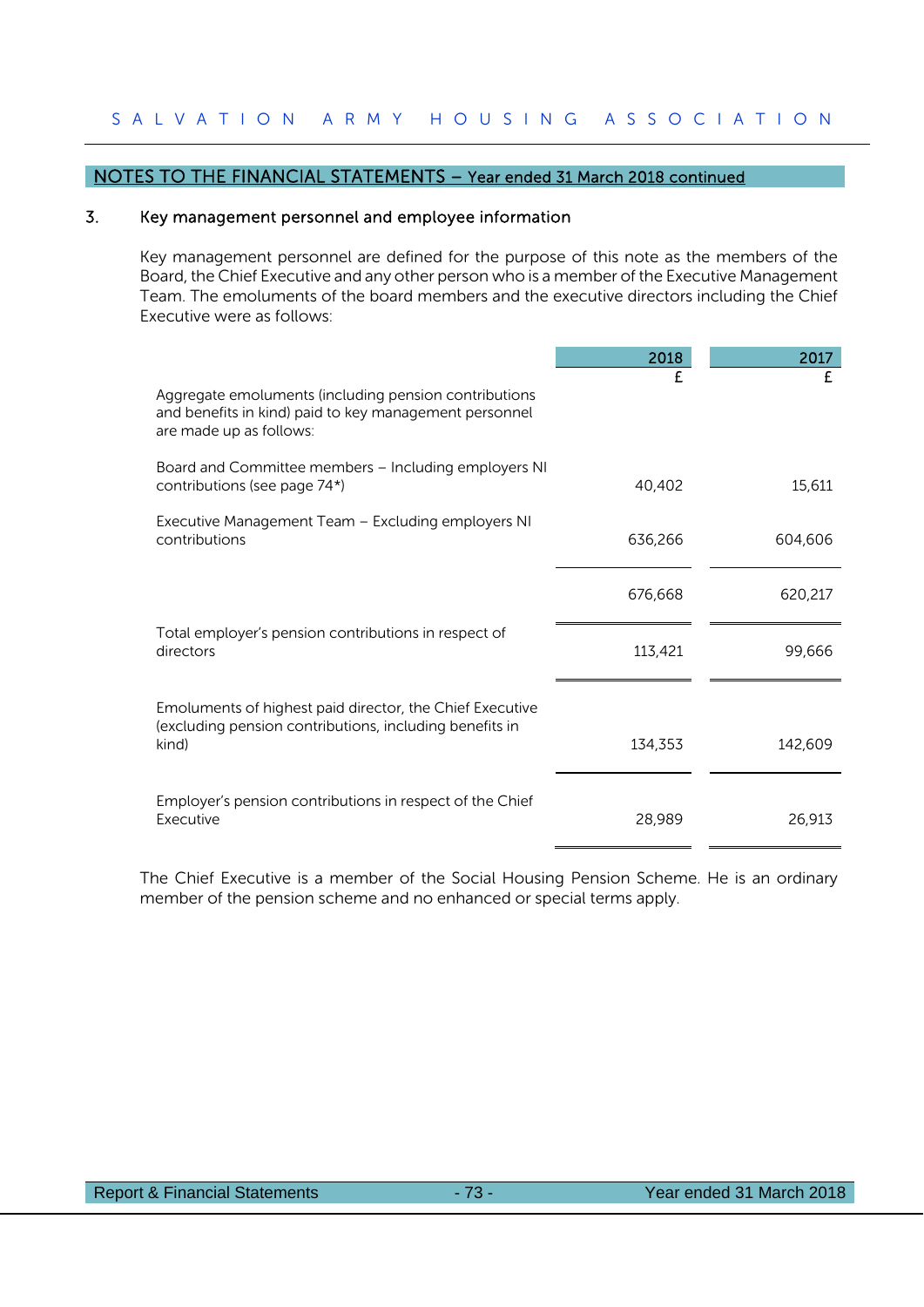## NOTES TO THE FINANCIAL STATEMENTS – Year ended 31 March 2018 continued

### 3. Key management personnel and employee information

Key management personnel are defined for the purpose of this note as the members of the Board, the Chief Executive and any other person who is a member of the Executive Management Team. The emoluments of the board members and the executive directors including the Chief Executive were as follows:

| | 2018<br>£ | 2017<br>£ |
|---|---|---|
| Aggregate emoluments (including pension contributions and benefits in kind) paid to key management personnel are made up as follows: | | |
| Board and Committee members – Including employers NI contributions (see page 74*) | 40,402 | 15,611 |
| Executive Management Team – Excluding employers NI contributions | 636,266 | 604,606 |
| | 676,668 | 620,217 |
| Total employer's pension contributions in respect of directors | 113,421 | 99,666 |
| Emoluments of highest paid director, the Chief Executive (excluding pension contributions, including benefits in kind) | 134,353 | 142,609 |
| Employer's pension contributions in respect of the Chief Executive | 28,989 | 26,913 |

The Chief Executive is a member of the Social Housing Pension Scheme. He is an ordinary member of the pension scheme and no enhanced or special terms apply.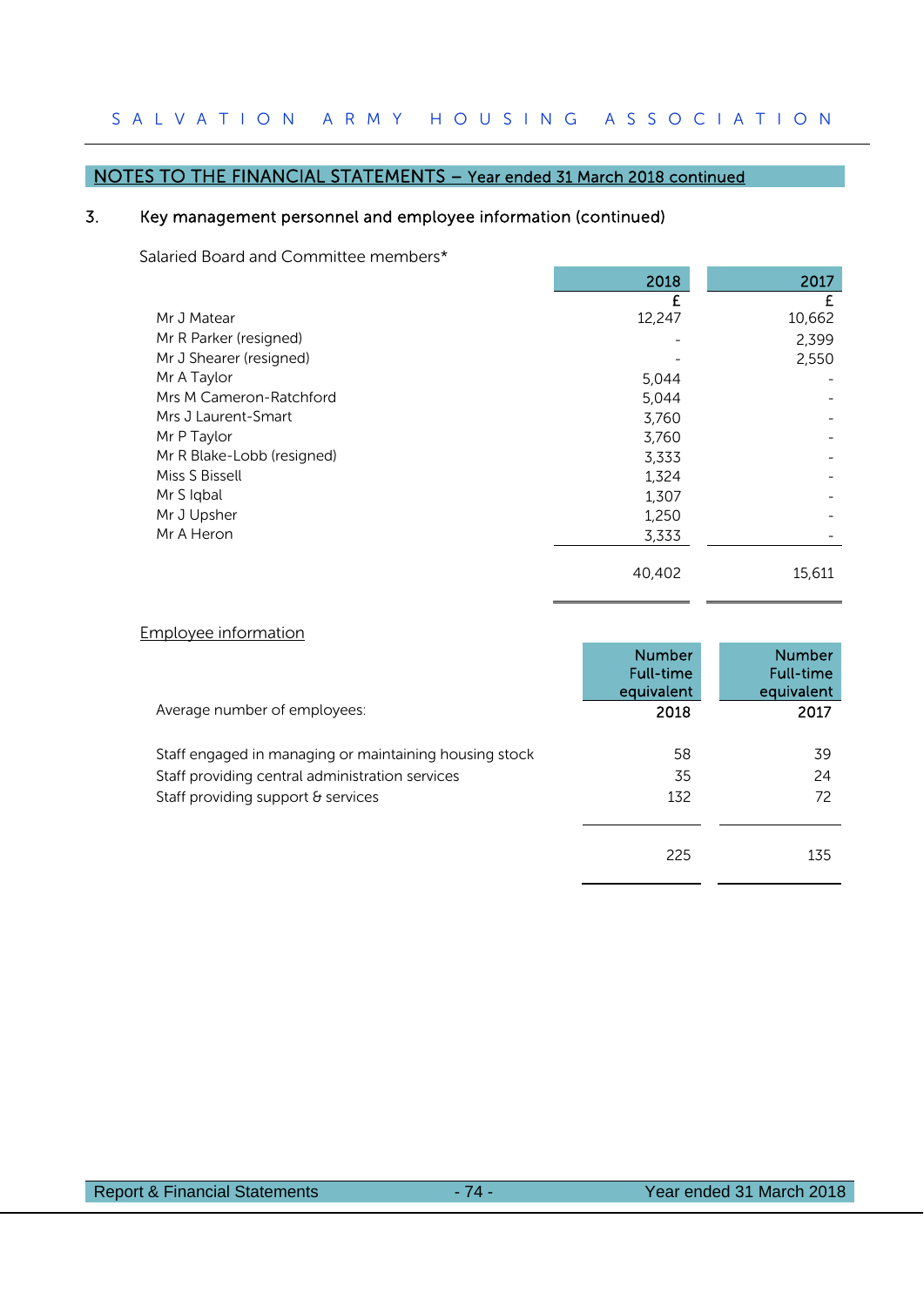## NOTES TO THE FINANCIAL STATEMENTS – Year ended 31 March 2018 continued

### 3. Key management personnel and employee information (continued)

Salaried Board and Committee members*

| | 2018 | 2017 |
|---|---|---|
| | £ | £ |
| Mr J Matear | 12,247 | 10,662 |
| Mr R Parker (resigned) | - | 2,399 |
| Mr J Shearer (resigned) | - | 2,550 |
| Mr A Taylor | 5,044 | - |
| Mrs M Cameron-Ratchford | 5,044 | - |
| Mrs J Laurent-Smart | 3,760 | - |
| Mr P Taylor | 3,760 | - |
| Mr R Blake-Lobb (resigned) | 3,333 | - |
| Miss S Bissell | 1,324 | - |
| Mr S Iqbal | 1,307 | - |
| Mr J Upsher | 1,250 | - |
| Mr A Heron | 3,333 | - |
| | 40,402 | 15,611 |

Employee information

| Average number of employees: | Number Full-time equivalent 2018 | Number Full-time equivalent 2017 |
|---|---|---|
| Staff engaged in managing or maintaining housing stock | 58 | 39 |
| Staff providing central administration services | 35 | 24 |
| Staff providing support & services | 132 | 72 |
| | 225 | 135 |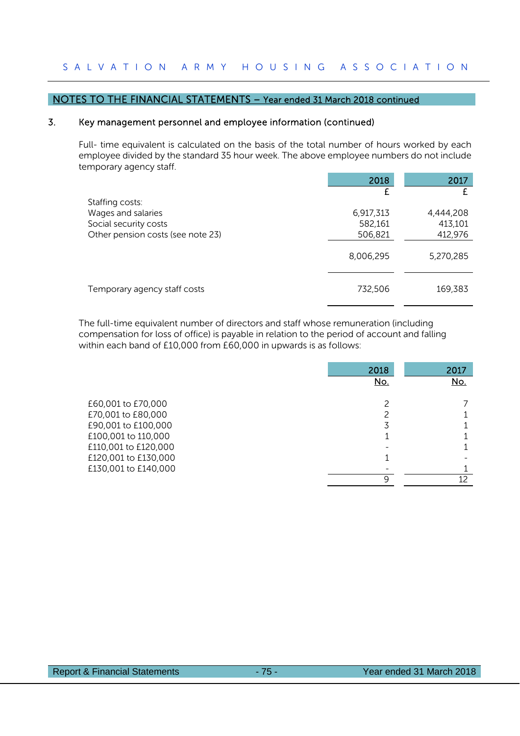## NOTES TO THE FINANCIAL STATEMENTS – Year ended 31 March 2018 continued

### 3. Key management personnel and employee information (continued)

Full- time equivalent is calculated on the basis of the total number of hours worked by each employee divided by the standard 35 hour week. The above employee numbers do not include temporary agency staff.

| | 2018 | 2017 |
|---|---|---|
| | £ | £ |
| Staffing costs: | | |
| Wages and salaries | 6,917,313 | 4,444,208 |
| Social security costs | 582,161 | 413,101 |
| Other pension costs (see note 23) | 506,821 | 412,976 |
| | 8,006,295 | 5,270,285 |
| Temporary agency staff costs | 732,506 | 169,383 |

The full-time equivalent number of directors and staff whose remuneration (including compensation for loss of office) is payable in relation to the period of account and falling within each band of £10,000 from £60,000 in upwards is as follows:

| | 2018 | 2017 |
|---|---|---|
| | No. | No. |
| £60,001 to £70,000 | 2 | 7 |
| £70,001 to £80,000 | 2 | 1 |
| £90,001 to £100,000 | 3 | 1 |
| £100,001 to 110,000 | 1 | 1 |
| £110,001 to £120,000 | - | 1 |
| £120,001 to £130,000 | 1 | - |
| £130,001 to £140,000 | - | 1 |
| | 9 | 12 |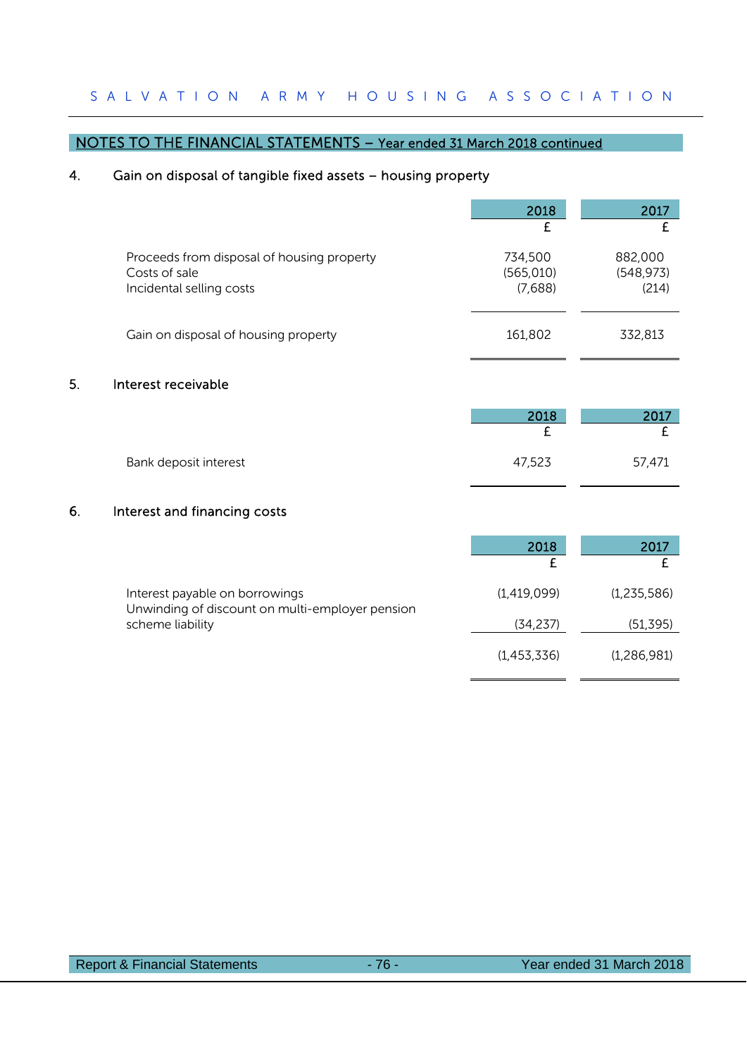## NOTES TO THE FINANCIAL STATEMENTS – Year ended 31 March 2018 continued

### 4. Gain on disposal of tangible fixed assets – housing property

| | 2018 £ | 2017 £ |
|---|---|---|
| Proceeds from disposal of housing property | 734,500 | 882,000 |
| Costs of sale | (565,010) | (548,973) |
| Incidental selling costs | (7,688) | (214) |
| Gain on disposal of housing property | 161,802 | 332,813 |

### 5. Interest receivable

| | 2018 £ | 2017 £ |
|---|---|---|
| Bank deposit interest | 47,523 | 57,471 |

### 6. Interest and financing costs

| | 2018 £ | 2017 £ |
|---|---|---|
| Interest payable on borrowings | (1,419,099) | (1,235,586) |
| Unwinding of discount on multi-employer pension scheme liability | (34,237) | (51,395) |
| | (1,453,336) | (1,286,981) |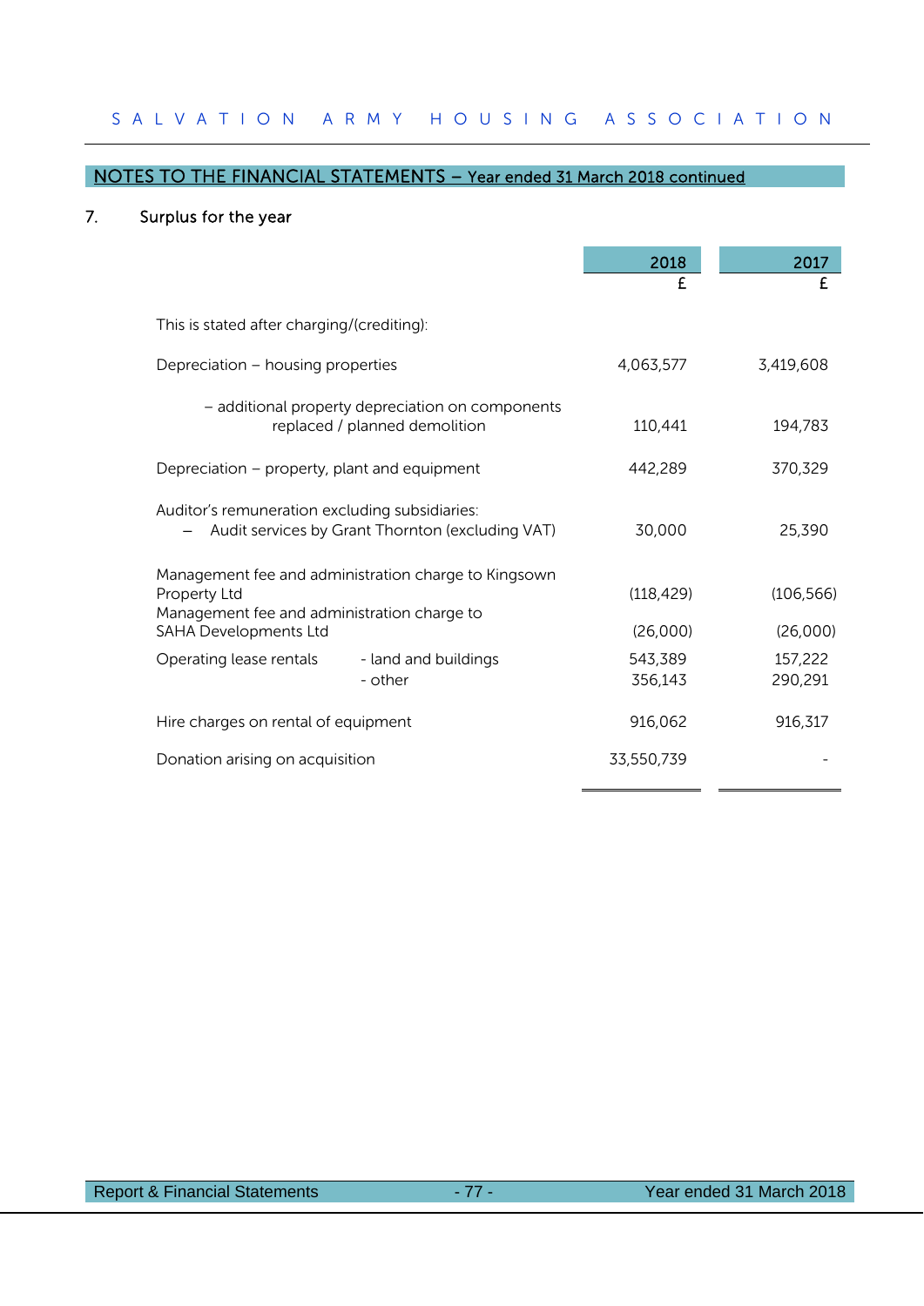## NOTES TO THE FINANCIAL STATEMENTS – Year ended 31 March 2018 continued

### 7. Surplus for the year

| | 2018 £ | 2017 £ |
|---|---|---|
| This is stated after charging/(crediting): | | |
| Depreciation – housing properties | 4,063,577 | 3,419,608 |
| – additional property depreciation on components replaced / planned demolition | 110,441 | 194,783 |
| Depreciation – property, plant and equipment | 442,289 | 370,329 |
| Auditor's remuneration excluding subsidiaries: – Audit services by Grant Thornton (excluding VAT) | 30,000 | 25,390 |
| Management fee and administration charge to Kingsown Property Ltd | (118,429) | (106,566) |
| Management fee and administration charge to SAHA Developments Ltd | (26,000) | (26,000) |
| Operating lease rentals - land and buildings | 543,389 | 157,222 |
| Operating lease rentals - other | 356,143 | 290,291 |
| Hire charges on rental of equipment | 916,062 | 916,317 |
| Donation arising on acquisition | 33,550,739 | - |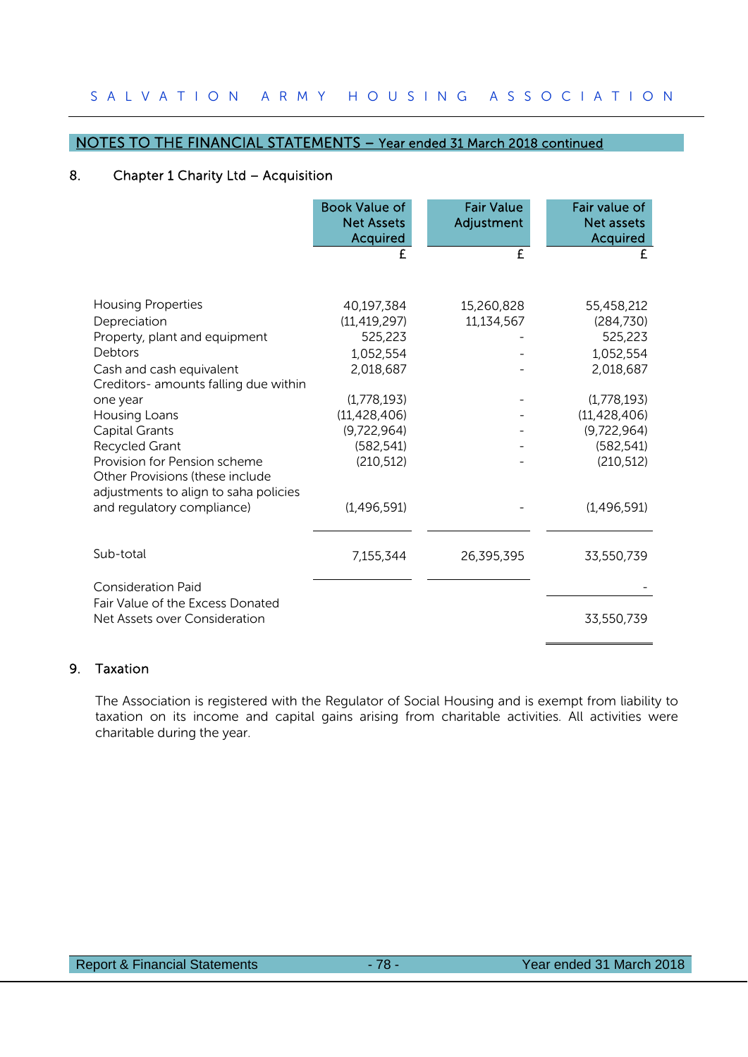## NOTES TO THE FINANCIAL STATEMENTS – Year ended 31 March 2018 continued

### 8. Chapter 1 Charity Ltd – Acquisition

| | Book Value of Net Assets Acquired | Fair Value Adjustment | Fair value of Net assets Acquired |
|---|---|---|---|
| | £ | £ | £ |
| Housing Properties | 40,197,384 | 15,260,828 | 55,458,212 |
| Depreciation | (11,419,297) | 11,134,567 | (284,730) |
| Property, plant and equipment | 525,223 | - | 525,223 |
| Debtors | 1,052,554 | - | 1,052,554 |
| Cash and cash equivalent | 2,018,687 | - | 2,018,687 |
| Creditors- amounts falling due within one year | (1,778,193) | - | (1,778,193) |
| Housing Loans | (11,428,406) | - | (11,428,406) |
| Capital Grants | (9,722,964) | - | (9,722,964) |
| Recycled Grant | (582,541) | - | (582,541) |
| Provision for Pension scheme | (210,512) | - | (210,512) |
| Other Provisions (these include adjustments to align to saha policies and regulatory compliance) | (1,496,591) | - | (1,496,591) |
| Sub-total | 7,155,344 | 26,395,395 | 33,550,739 |
| Consideration Paid | | | - |
| Fair Value of the Excess Donated Net Assets over Consideration | | | 33,550,739 |

### 9. Taxation

The Association is registered with the Regulator of Social Housing and is exempt from liability to taxation on its income and capital gains arising from charitable activities. All activities were charitable during the year.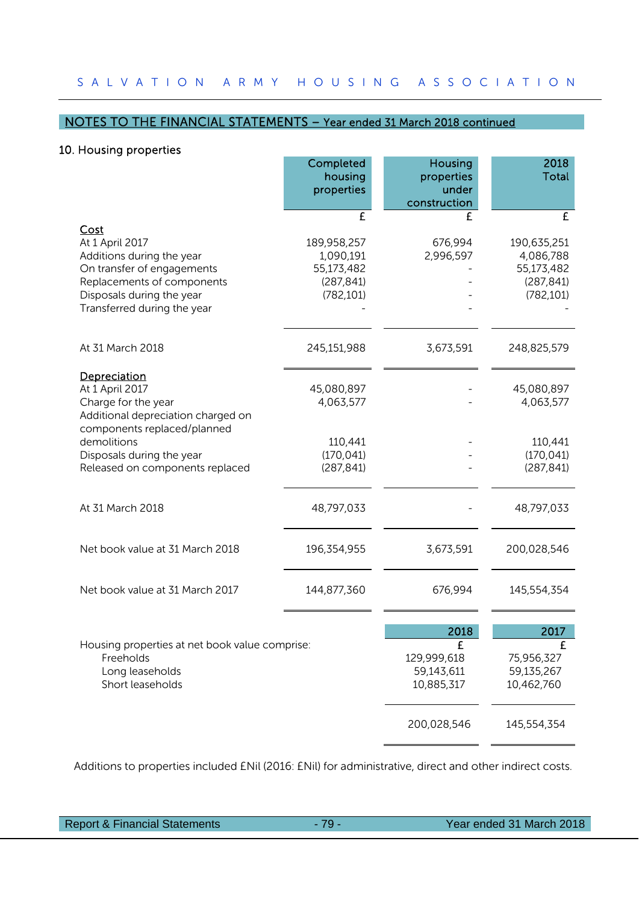## NOTES TO THE FINANCIAL STATEMENTS – Year ended 31 March 2018 continued

### 10. Housing properties

| | Completed housing properties | Housing properties under construction | 2018 Total |
|---|---|---|---|
| | £ | £ | £ |
| **Cost** | | | |
| At 1 April 2017 | 189,958,257 | 676,994 | 190,635,251 |
| Additions during the year | 1,090,191 | 2,996,597 | 4,086,788 |
| On transfer of engagements | 55,173,482 | - | 55,173,482 |
| Replacements of components | (287,841) | - | (287,841) |
| Disposals during the year | (782,101) | - | (782,101) |
| Transferred during the year | - | - | - |
| At 31 March 2018 | 245,151,988 | 3,673,591 | 248,825,579 |
| **Depreciation** | | | |
| At 1 April 2017 | 45,080,897 | - | 45,080,897 |
| Charge for the year | 4,063,577 | - | 4,063,577 |
| Additional depreciation charged on components replaced/planned demolitions | 110,441 | - | 110,441 |
| Disposals during the year | (170,041) | - | (170,041) |
| Released on components replaced | (287,841) | - | (287,841) |
| At 31 March 2018 | 48,797,033 | - | 48,797,033 |
| Net book value at 31 March 2018 | 196,354,955 | 3,673,591 | 200,028,546 |
| Net book value at 31 March 2017 | 144,877,360 | 676,994 | 145,554,354 |

| Housing properties at net book value comprise: | 2018 | 2017 |
|---|---|---|
| | £ | £ |
| Freeholds | 129,999,618 | 75,956,327 |
| Long leaseholds | 59,143,611 | 59,135,267 |
| Short leaseholds | 10,885,317 | 10,462,760 |
| | 200,028,546 | 145,554,354 |

Additions to properties included £Nil (2016: £Nil) for administrative, direct and other indirect costs.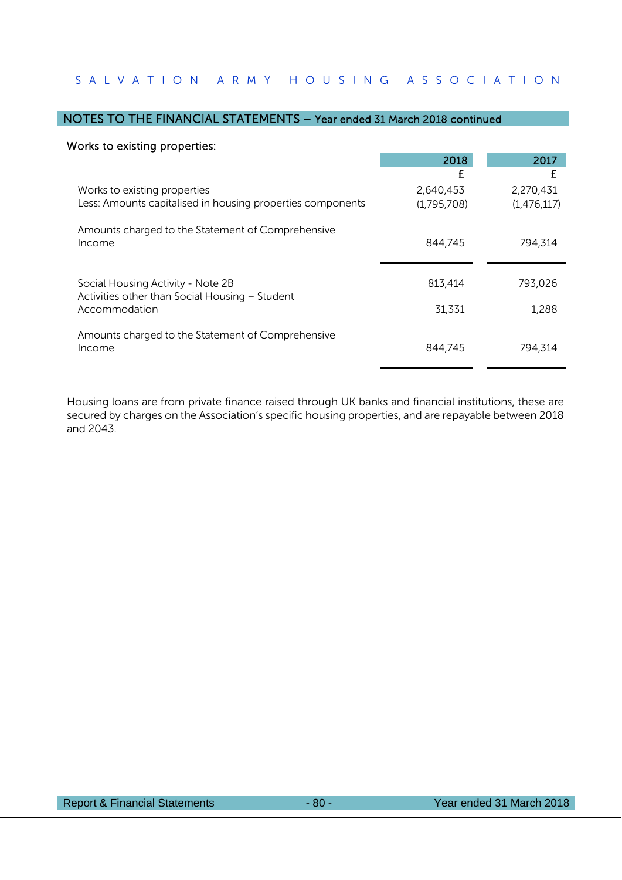## NOTES TO THE FINANCIAL STATEMENTS – Year ended 31 March 2018 continued

**Works to existing properties:**

| | 2018 | 2017 |
|---|---|---|
| | £ | £ |
| Works to existing properties | 2,640,453 | 2,270,431 |
| Less: Amounts capitalised in housing properties components | (1,795,708) | (1,476,117) |
| Amounts charged to the Statement of Comprehensive Income | 844,745 | 794,314 |
| Social Housing Activity - Note 2B | 813,414 | 793,026 |
| Activities other than Social Housing – Student Accommodation | 31,331 | 1,288 |
| Amounts charged to the Statement of Comprehensive Income | 844,745 | 794,314 |

Housing loans are from private finance raised through UK banks and financial institutions, these are secured by charges on the Association's specific housing properties, and are repayable between 2018 and 2043.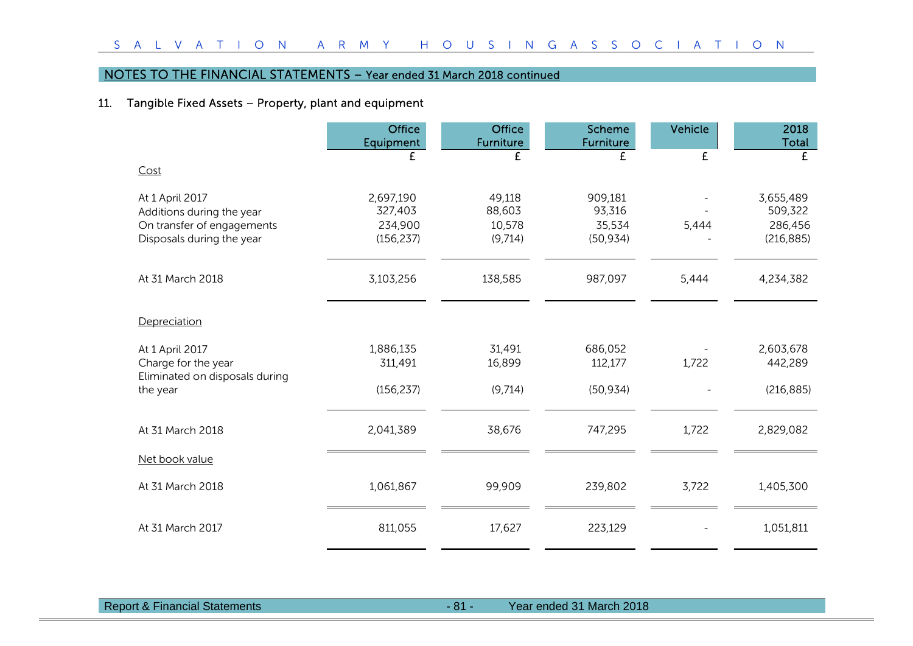## NOTES TO THE FINANCIAL STATEMENTS – Year ended 31 March 2018 continued

### 11. Tangible Fixed Assets – Property, plant and equipment

| | Office Equipment | Office Furniture | Scheme Furniture | Vehicle | 2018 Total |
|---|---|---|---|---|---|
| | £ | £ | £ | £ | £ |
| Cost | | | | | |
| At 1 April 2017 | 2,697,190 | 49,118 | 909,181 | - | 3,655,489 |
| Additions during the year | 327,403 | 88,603 | 93,316 | - | 509,322 |
| On transfer of engagements | 234,900 | 10,578 | 35,534 | 5,444 | 286,456 |
| Disposals during the year | (156,237) | (9,714) | (50,934) | - | (216,885) |
| At 31 March 2018 | 3,103,256 | 138,585 | 987,097 | 5,444 | 4,234,382 |
| Depreciation | | | | | |
| At 1 April 2017 | 1,886,135 | 31,491 | 686,052 | - | 2,603,678 |
| Charge for the year | 311,491 | 16,899 | 112,177 | 1,722 | 442,289 |
| Eliminated on disposals during the year | (156,237) | (9,714) | (50,934) | - | (216,885) |
| At 31 March 2018 | 2,041,389 | 38,676 | 747,295 | 1,722 | 2,829,082 |
| Net book value | | | | | |
| At 31 March 2018 | 1,061,867 | 99,909 | 239,802 | 3,722 | 1,405,300 |
| At 31 March 2017 | 811,055 | 17,627 | 223,129 | - | 1,051,811 |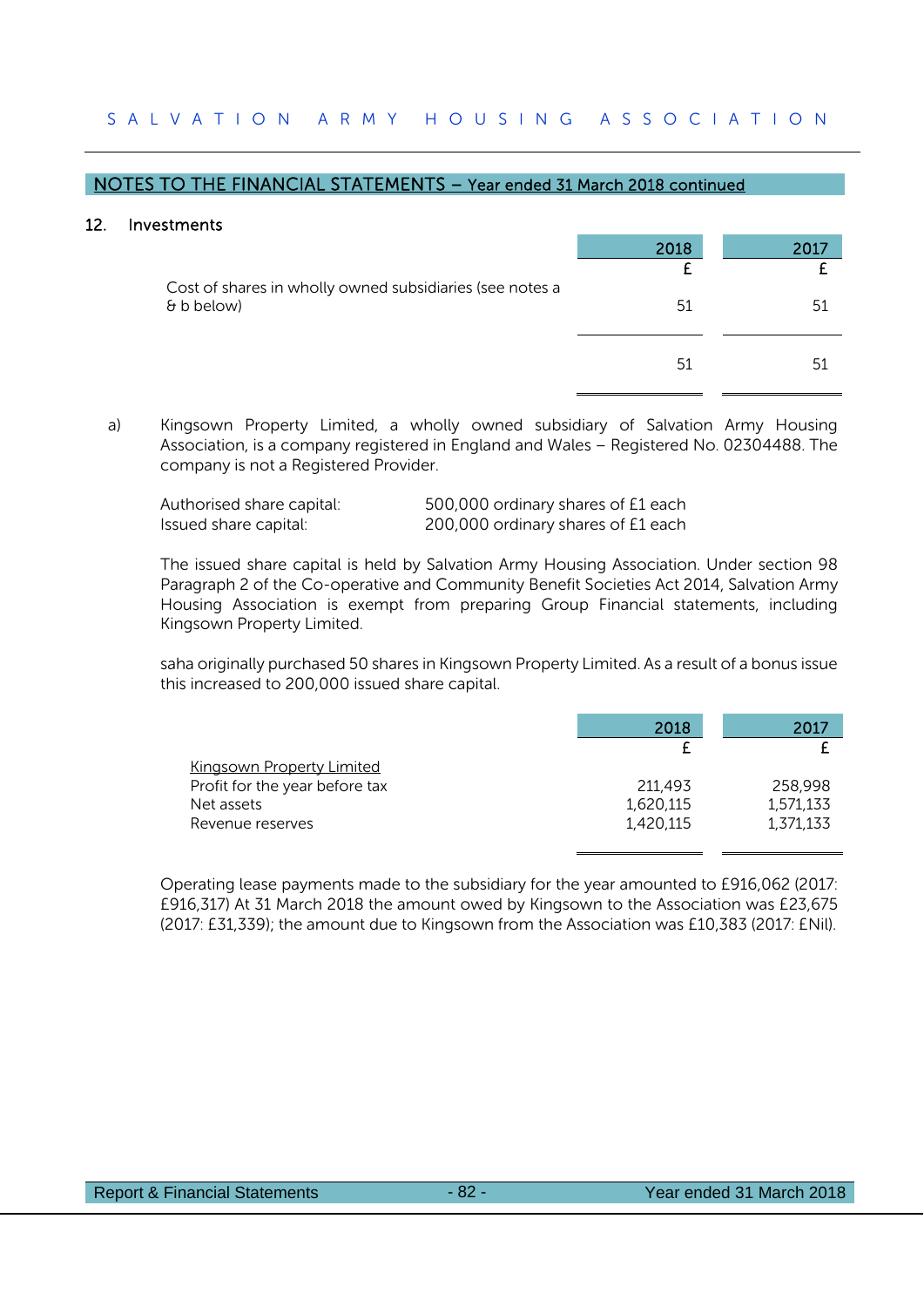## NOTES TO THE FINANCIAL STATEMENTS – Year ended 31 March 2018 continued

### 12. Investments

| | 2018 | 2017 |
|---|---|---|
| | £ | £ |
| Cost of shares in wholly owned subsidiaries (see notes a & b below) | 51 | 51 |
| | 51 | 51 |

a) Kingsown Property Limited, a wholly owned subsidiary of Salvation Army Housing Association, is a company registered in England and Wales – Registered No. 02304488. The company is not a Registered Provider.

| | |
|---|---|
| Authorised share capital: | 500,000 ordinary shares of £1 each |
| Issued share capital: | 200,000 ordinary shares of £1 each |

The issued share capital is held by Salvation Army Housing Association. Under section 98 Paragraph 2 of the Co-operative and Community Benefit Societies Act 2014, Salvation Army Housing Association is exempt from preparing Group Financial statements, including Kingsown Property Limited.

saha originally purchased 50 shares in Kingsown Property Limited. As a result of a bonus issue this increased to 200,000 issued share capital.

| | 2018 | 2017 |
|---|---|---|
| | £ | £ |
| Kingsown Property Limited | | |
| Profit for the year before tax | 211,493 | 258,998 |
| Net assets | 1,620,115 | 1,571,133 |
| Revenue reserves | 1,420,115 | 1,371,133 |

Operating lease payments made to the subsidiary for the year amounted to £916,062 (2017: £916,317) At 31 March 2018 the amount owed by Kingsown to the Association was £23,675 (2017: £31,339); the amount due to Kingsown from the Association was £10,383 (2017: £Nil).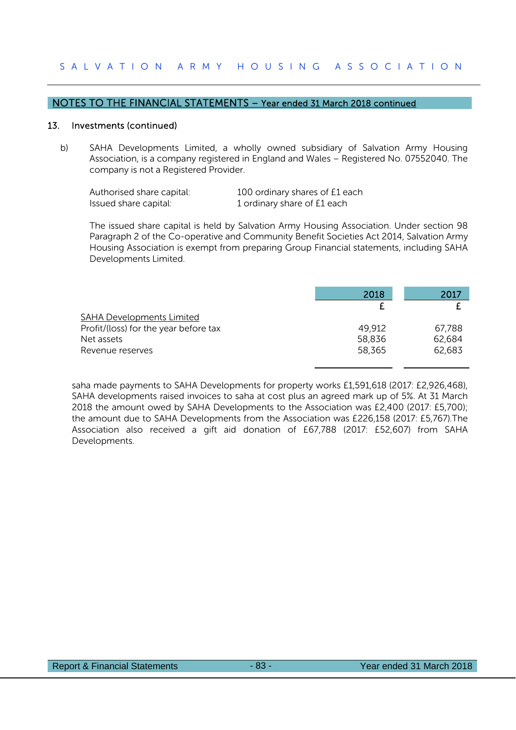## NOTES TO THE FINANCIAL STATEMENTS – Year ended 31 March 2018 continued

### 13. Investments (continued)

b) SAHA Developments Limited, a wholly owned subsidiary of Salvation Army Housing Association, is a company registered in England and Wales – Registered No. 07552040. The company is not a Registered Provider.

| | |
|---|---|
| Authorised share capital: | 100 ordinary shares of £1 each |
| Issued share capital: | 1 ordinary share of £1 each |

The issued share capital is held by Salvation Army Housing Association. Under section 98 Paragraph 2 of the Co-operative and Community Benefit Societies Act 2014, Salvation Army Housing Association is exempt from preparing Group Financial statements, including SAHA Developments Limited.

| | 2018 | 2017 |
|---|---|---|
| | £ | £ |
| SAHA Developments Limited | | |
| Profit/(loss) for the year before tax | 49,912 | 67,788 |
| Net assets | 58,836 | 62,684 |
| Revenue reserves | 58,365 | 62,683 |

saha made payments to SAHA Developments for property works £1,591,618 (2017: £2,926,468), SAHA developments raised invoices to saha at cost plus an agreed mark up of 5%. At 31 March 2018 the amount owed by SAHA Developments to the Association was £2,400 (2017: £5,700); the amount due to SAHA Developments from the Association was £226,158 (2017: £5,767).The Association also received a gift aid donation of £67,788 (2017: £52,607) from SAHA Developments.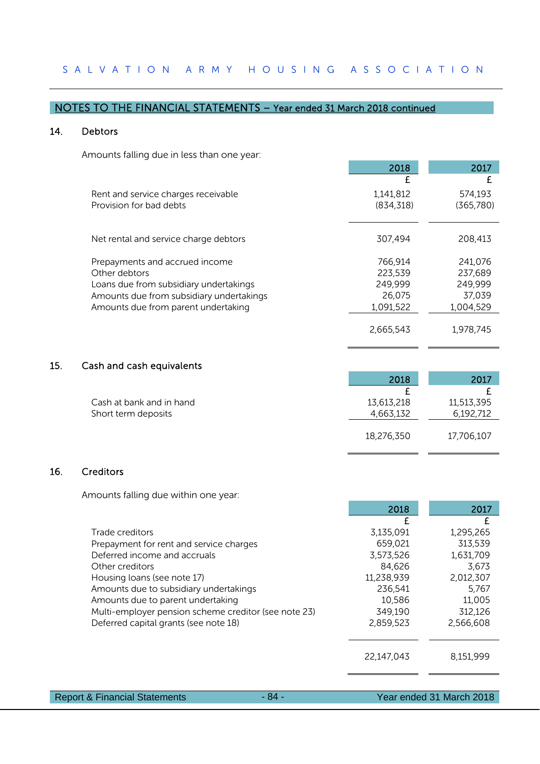## NOTES TO THE FINANCIAL STATEMENTS – Year ended 31 March 2018 continued

### 14. Debtors

Amounts falling due in less than one year:

| | 2018 | 2017 |
|---|---|---|
| | £ | £ |
| Rent and service charges receivable | 1,141,812 | 574,193 |
| Provision for bad debts | (834,318) | (365,780) |
| Net rental and service charge debtors | 307,494 | 208,413 |
| Prepayments and accrued income | 766,914 | 241,076 |
| Other debtors | 223,539 | 237,689 |
| Loans due from subsidiary undertakings | 249,999 | 249,999 |
| Amounts due from subsidiary undertakings | 26,075 | 37,039 |
| Amounts due from parent undertaking | 1,091,522 | 1,004,529 |
| | 2,665,543 | 1,978,745 |

### 15. Cash and cash equivalents

| | 2018 | 2017 |
|---|---|---|
| | £ | £ |
| Cash at bank and in hand | 13,613,218 | 11,513,395 |
| Short term deposits | 4,663,132 | 6,192,712 |
| | 18,276,350 | 17,706,107 |

### 16. Creditors

Amounts falling due within one year:

| | 2018 | 2017 |
|---|---|---|
| | £ | £ |
| Trade creditors | 3,135,091 | 1,295,265 |
| Prepayment for rent and service charges | 659,021 | 313,539 |
| Deferred income and accruals | 3,573,526 | 1,631,709 |
| Other creditors | 84,626 | 3,673 |
| Housing loans (see note 17) | 11,238,939 | 2,012,307 |
| Amounts due to subsidiary undertakings | 236,541 | 5,767 |
| Amounts due to parent undertaking | 10,586 | 11,005 |
| Multi-employer pension scheme creditor (see note 23) | 349,190 | 312,126 |
| Deferred capital grants (see note 18) | 2,859,523 | 2,566,608 |
| | 22,147,043 | 8,151,999 |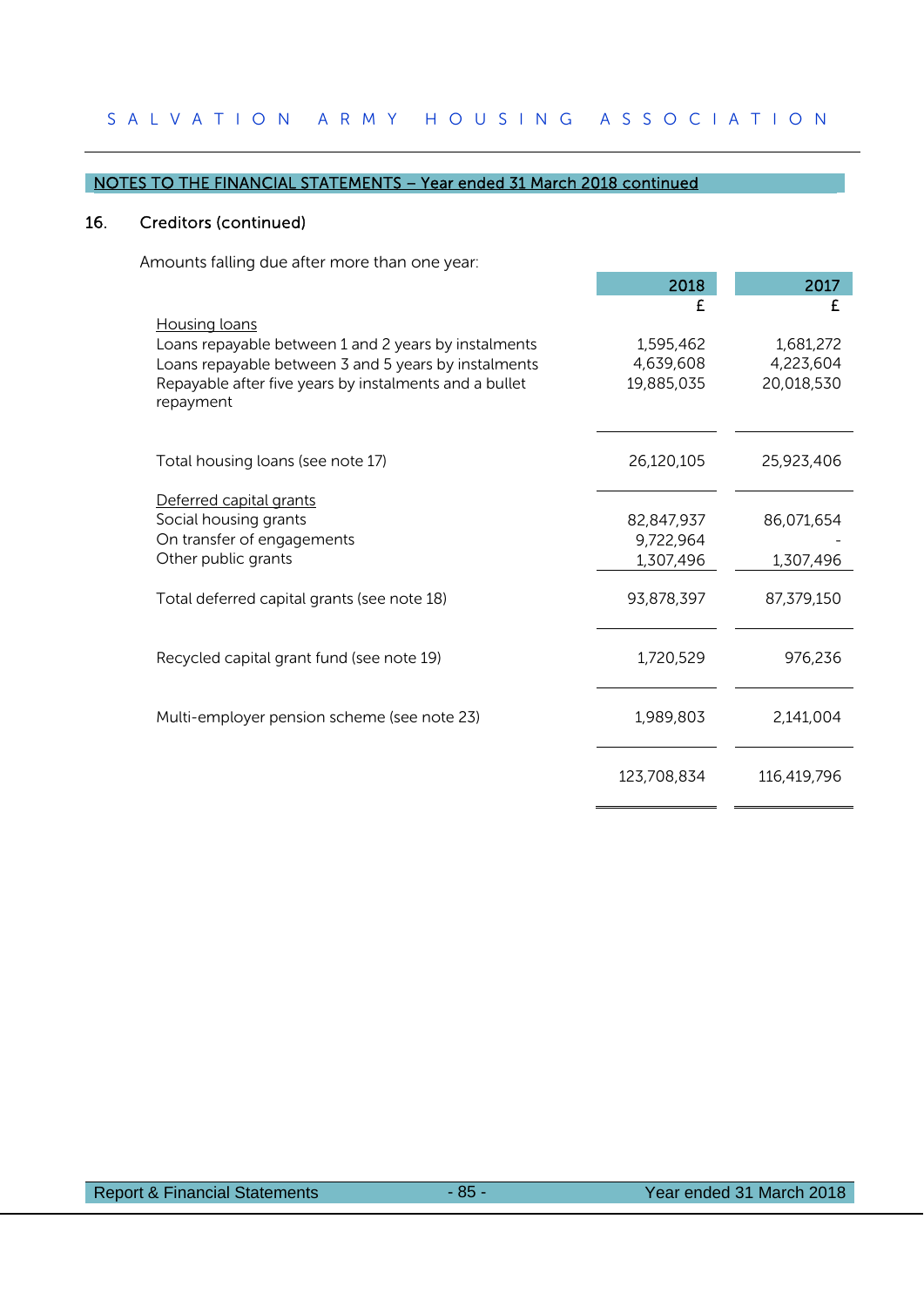## NOTES TO THE FINANCIAL STATEMENTS – Year ended 31 March 2018 continued

### 16. Creditors (continued)

Amounts falling due after more than one year:

| | 2018 | 2017 |
|---|---|---|
| | £ | £ |
| Housing loans | | |
| Loans repayable between 1 and 2 years by instalments | 1,595,462 | 1,681,272 |
| Loans repayable between 3 and 5 years by instalments | 4,639,608 | 4,223,604 |
| Repayable after five years by instalments and a bullet repayment | 19,885,035 | 20,018,530 |
| Total housing loans (see note 17) | 26,120,105 | 25,923,406 |
| Deferred capital grants | | |
| Social housing grants | 82,847,937 | 86,071,654 |
| On transfer of engagements | 9,722,964 | - |
| Other public grants | 1,307,496 | 1,307,496 |
| Total deferred capital grants (see note 18) | 93,878,397 | 87,379,150 |
| Recycled capital grant fund (see note 19) | 1,720,529 | 976,236 |
| Multi-employer pension scheme (see note 23) | 1,989,803 | 2,141,004 |
| | 123,708,834 | 116,419,796 |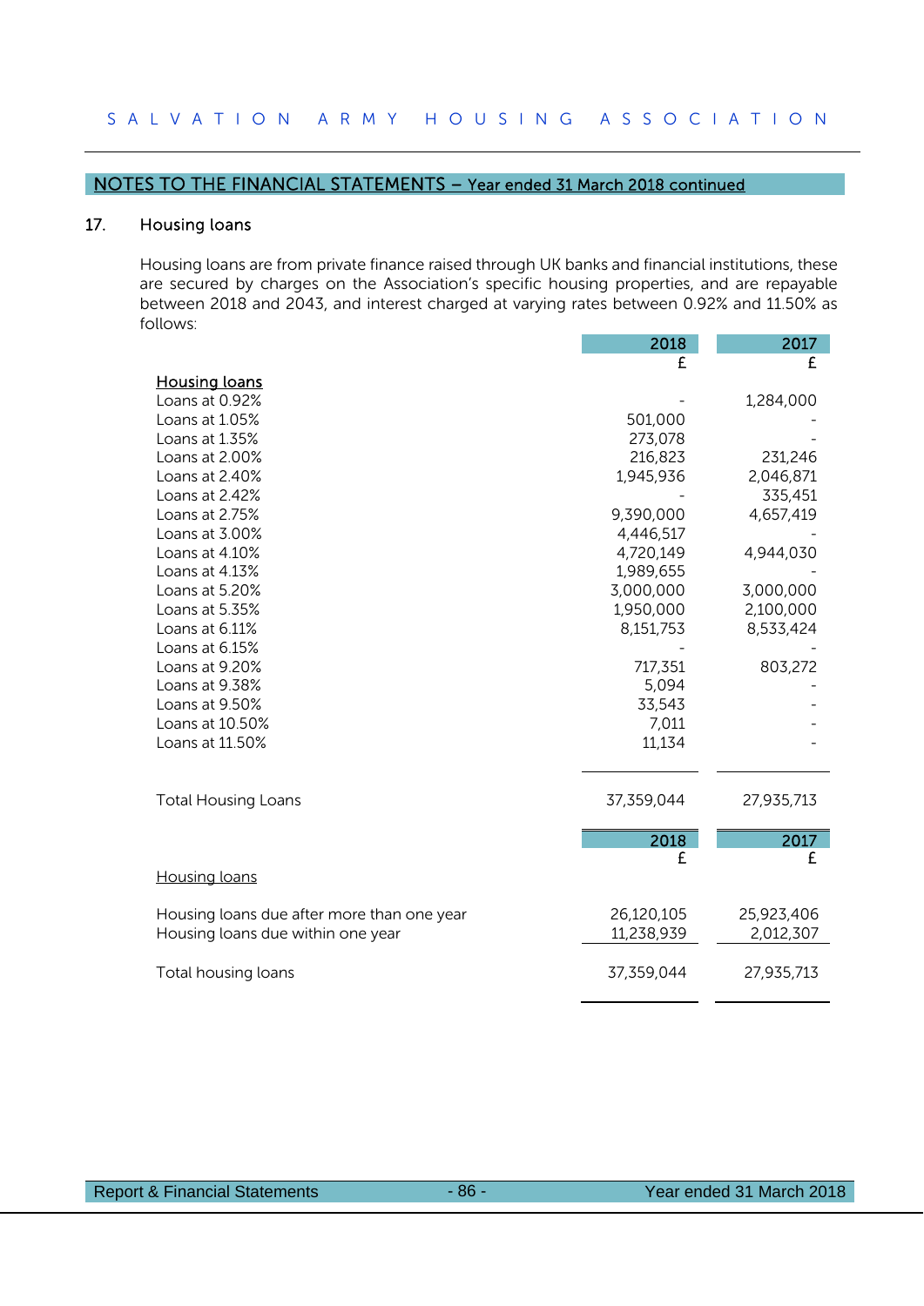## NOTES TO THE FINANCIAL STATEMENTS – Year ended 31 March 2018 continued

### 17. Housing loans

Housing loans are from private finance raised through UK banks and financial institutions, these are secured by charges on the Association's specific housing properties, and are repayable between 2018 and 2043, and interest charged at varying rates between 0.92% and 11.50% as follows:

| | 2018<br>£ | 2017<br>£ |
|---|---|---|
| **Housing loans** | | |
| Loans at 0.92% | - | 1,284,000 |
| Loans at 1.05% | 501,000 | - |
| Loans at 1.35% | 273,078 | - |
| Loans at 2.00% | 216,823 | 231,246 |
| Loans at 2.40% | 1,945,936 | 2,046,871 |
| Loans at 2.42% | - | 335,451 |
| Loans at 2.75% | 9,390,000 | 4,657,419 |
| Loans at 3.00% | 4,446,517 | - |
| Loans at 4.10% | 4,720,149 | 4,944,030 |
| Loans at 4.13% | 1,989,655 | - |
| Loans at 5.20% | 3,000,000 | 3,000,000 |
| Loans at 5.35% | 1,950,000 | 2,100,000 |
| Loans at 6.11% | 8,151,753 | 8,533,424 |
| Loans at 6.15% | - | - |
| Loans at 9.20% | 717,351 | 803,272 |
| Loans at 9.38% | 5,094 | - |
| Loans at 9.50% | 33,543 | - |
| Loans at 10.50% | 7,011 | - |
| Loans at 11.50% | 11,134 | - |
| Total Housing Loans | 37,359,044 | 27,935,713 |

| | 2018<br>£ | 2017<br>£ |
|---|---|---|
| **Housing loans** | | |
| Housing loans due after more than one year | 26,120,105 | 25,923,406 |
| Housing loans due within one year | 11,238,939 | 2,012,307 |
| Total housing loans | 37,359,044 | 27,935,713 |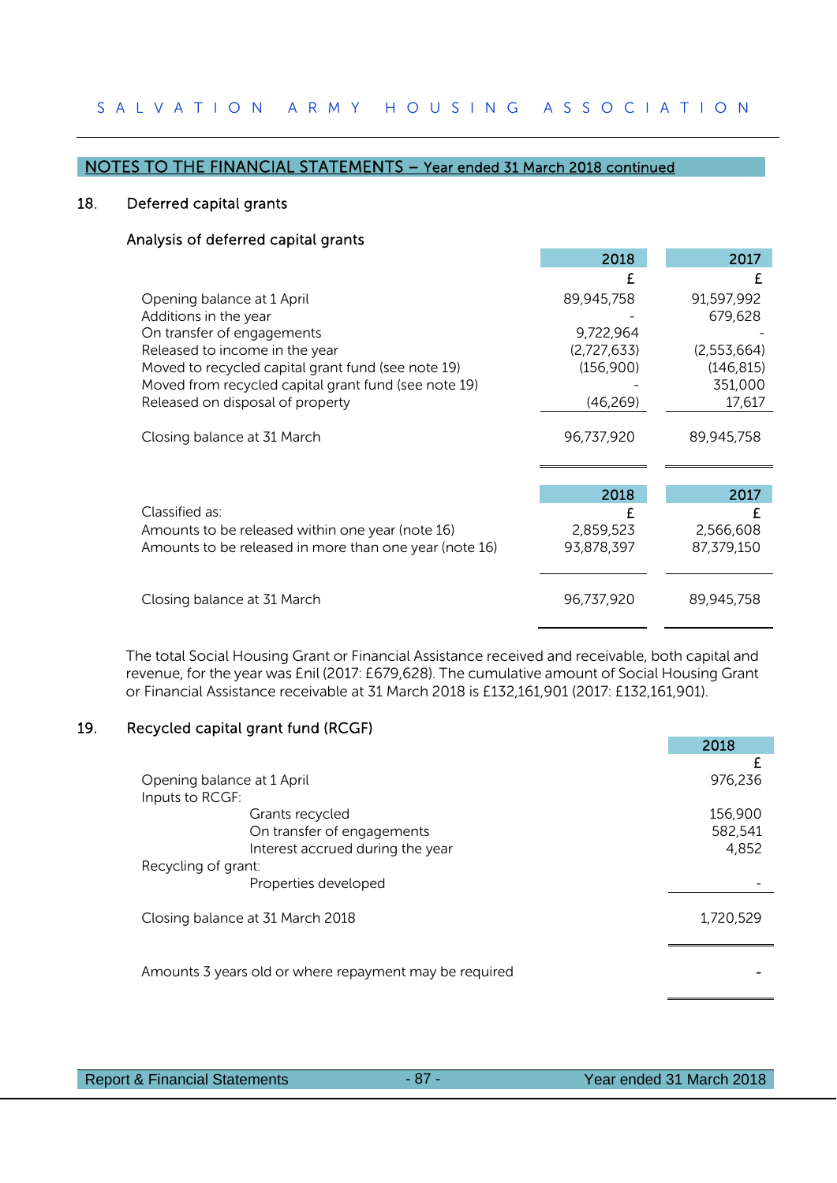## NOTES TO THE FINANCIAL STATEMENTS – Year ended 31 March 2018 continued

### 18. Deferred capital grants

**Analysis of deferred capital grants**

| | 2018 | 2017 |
|---|---|---|
| | £ | £ |
| Opening balance at 1 April | 89,945,758 | 91,597,992 |
| Additions in the year | - | 679,628 |
| On transfer of engagements | 9,722,964 | - |
| Released to income in the year | (2,727,633) | (2,553,664) |
| Moved to recycled capital grant fund (see note 19) | (156,900) | (146,815) |
| Moved from recycled capital grant fund (see note 19) | - | 351,000 |
| Released on disposal of property | (46,269) | 17,617 |
| Closing balance at 31 March | 96,737,920 | 89,945,758 |

| | 2018 | 2017 |
|---|---|---|
| Classified as: | £ | £ |
| Amounts to be released within one year (note 16) | 2,859,523 | 2,566,608 |
| Amounts to be released in more than one year (note 16) | 93,878,397 | 87,379,150 |
| Closing balance at 31 March | 96,737,920 | 89,945,758 |

The total Social Housing Grant or Financial Assistance received and receivable, both capital and revenue, for the year was £nil (2017: £679,628). The cumulative amount of Social Housing Grant or Financial Assistance receivable at 31 March 2018 is £132,161,901 (2017: £132,161,901).

### 19. Recycled capital grant fund (RCGF)

| | 2018 |
|---|---|
| | £ |
| Opening balance at 1 April | 976,236 |
| Inputs to RCGF: | |
| Grants recycled | 156,900 |
| On transfer of engagements | 582,541 |
| Interest accrued during the year | 4,852 |
| Recycling of grant: | |
| Properties developed | - |
| Closing balance at 31 March 2018 | 1,720,529 |
| Amounts 3 years old or where repayment may be required | - |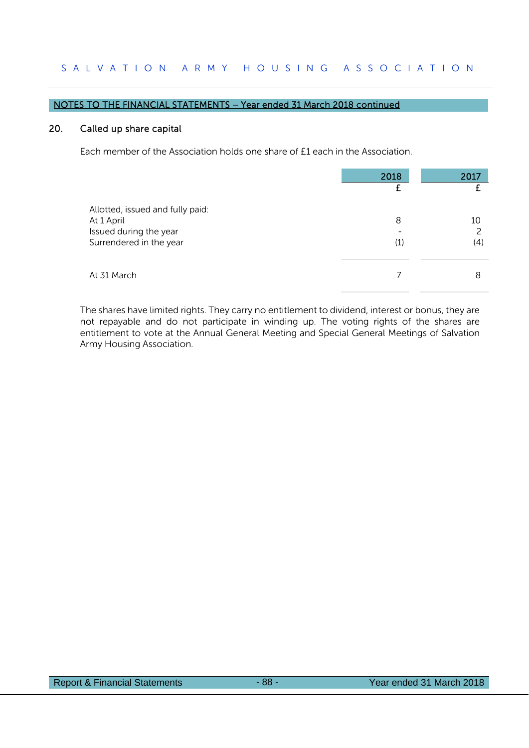NOTES TO THE FINANCIAL STATEMENTS – Year ended 31 March 2018 continued

## 20. Called up share capital

Each member of the Association holds one share of £1 each in the Association.

| | 2018 | 2017 |
|---|---|---|
| | £ | £ |
| Allotted, issued and fully paid: | | |
| At 1 April | 8 | 10 |
| Issued during the year | - | 2 |
| Surrendered in the year | (1) | (4) |
| At 31 March | 7 | 8 |

The shares have limited rights. They carry no entitlement to dividend, interest or bonus, they are not repayable and do not participate in winding up. The voting rights of the shares are entitlement to vote at the Annual General Meeting and Special General Meetings of Salvation Army Housing Association.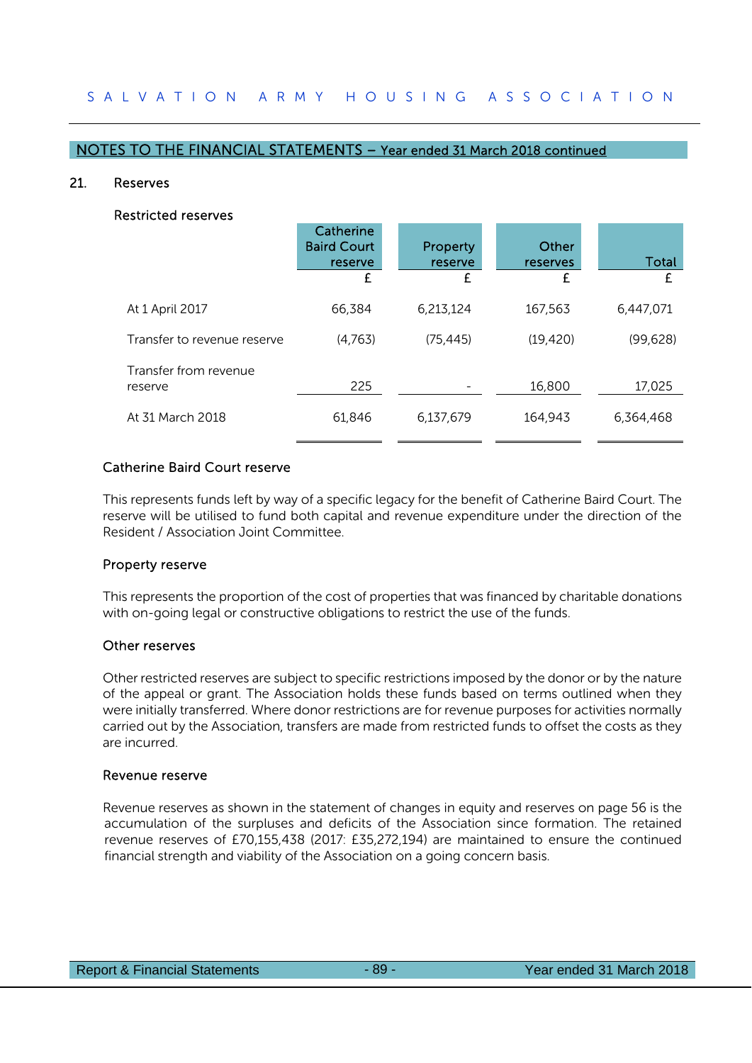## NOTES TO THE FINANCIAL STATEMENTS – Year ended 31 March 2018 continued

### 21. Reserves

**Restricted reserves**

| | Catherine Baird Court reserve | Property reserve | Other reserves | Total |
|---|---|---|---|---|
| | £ | £ | £ | £ |
| At 1 April 2017 | 66,384 | 6,213,124 | 167,563 | 6,447,071 |
| Transfer to revenue reserve | (4,763) | (75,445) | (19,420) | (99,628) |
| Transfer from revenue reserve | 225 | - | 16,800 | 17,025 |
| At 31 March 2018 | 61,846 | 6,137,679 | 164,943 | 6,364,468 |

#### Catherine Baird Court reserve

This represents funds left by way of a specific legacy for the benefit of Catherine Baird Court. The reserve will be utilised to fund both capital and revenue expenditure under the direction of the Resident / Association Joint Committee.

#### Property reserve

This represents the proportion of the cost of properties that was financed by charitable donations with on-going legal or constructive obligations to restrict the use of the funds.

#### Other reserves

Other restricted reserves are subject to specific restrictions imposed by the donor or by the nature of the appeal or grant. The Association holds these funds based on terms outlined when they were initially transferred. Where donor restrictions are for revenue purposes for activities normally carried out by the Association, transfers are made from restricted funds to offset the costs as they are incurred.

#### Revenue reserve

Revenue reserves as shown in the statement of changes in equity and reserves on page 56 is the accumulation of the surpluses and deficits of the Association since formation. The retained revenue reserves of £70,155,438 (2017: £35,272,194) are maintained to ensure the continued financial strength and viability of the Association on a going concern basis.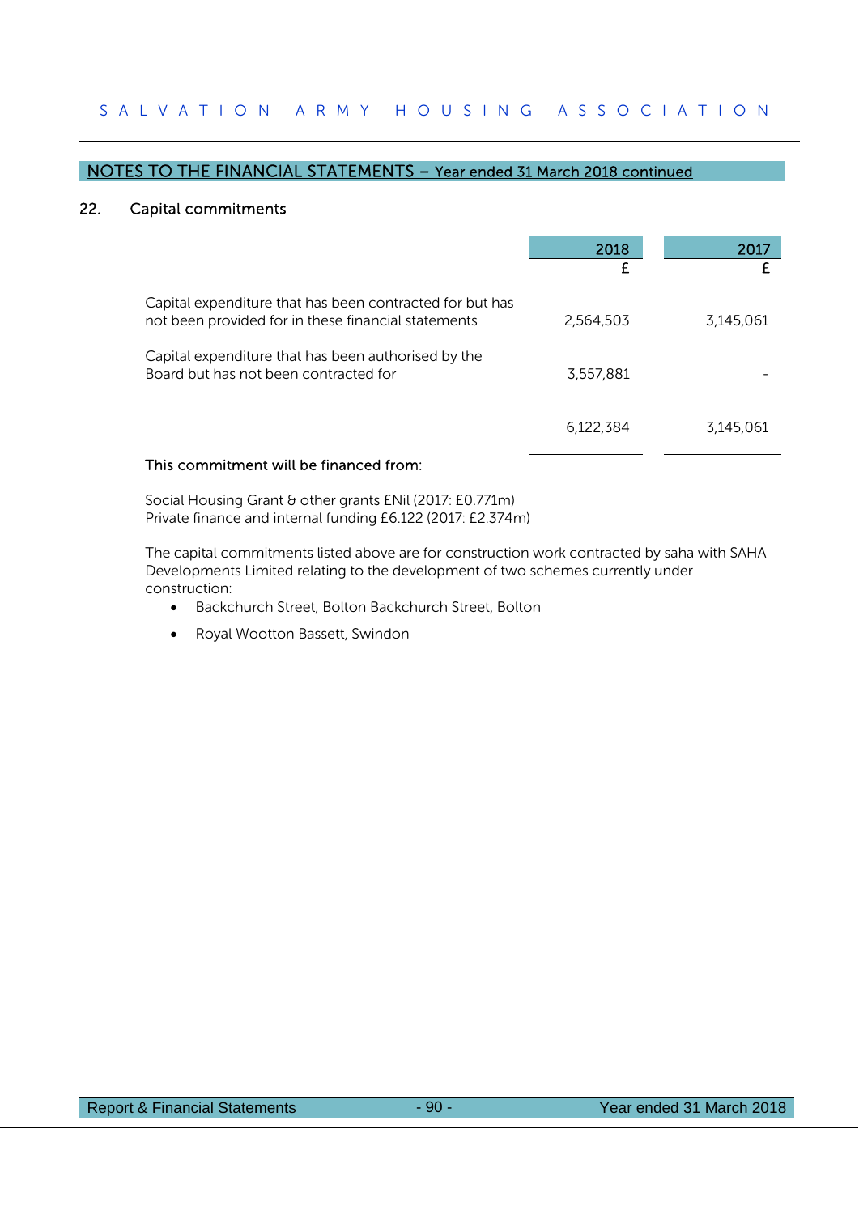## NOTES TO THE FINANCIAL STATEMENTS – Year ended 31 March 2018 continued

### 22. Capital commitments

| | 2018 £ | 2017 £ |
|---|---|---|
| Capital expenditure that has been contracted for but has not been provided for in these financial statements | 2,564,503 | 3,145,061 |
| Capital expenditure that has been authorised by the Board but has not been contracted for | 3,557,881 | - |
| | 6,122,384 | 3,145,061 |

This commitment will be financed from:

Social Housing Grant & other grants £Nil (2017: £0.771m)
Private finance and internal funding £6.122 (2017: £2.374m)

The capital commitments listed above are for construction work contracted by saha with SAHA Developments Limited relating to the development of two schemes currently under construction:

- Backchurch Street, Bolton Backchurch Street, Bolton
- Royal Wootton Bassett, Swindon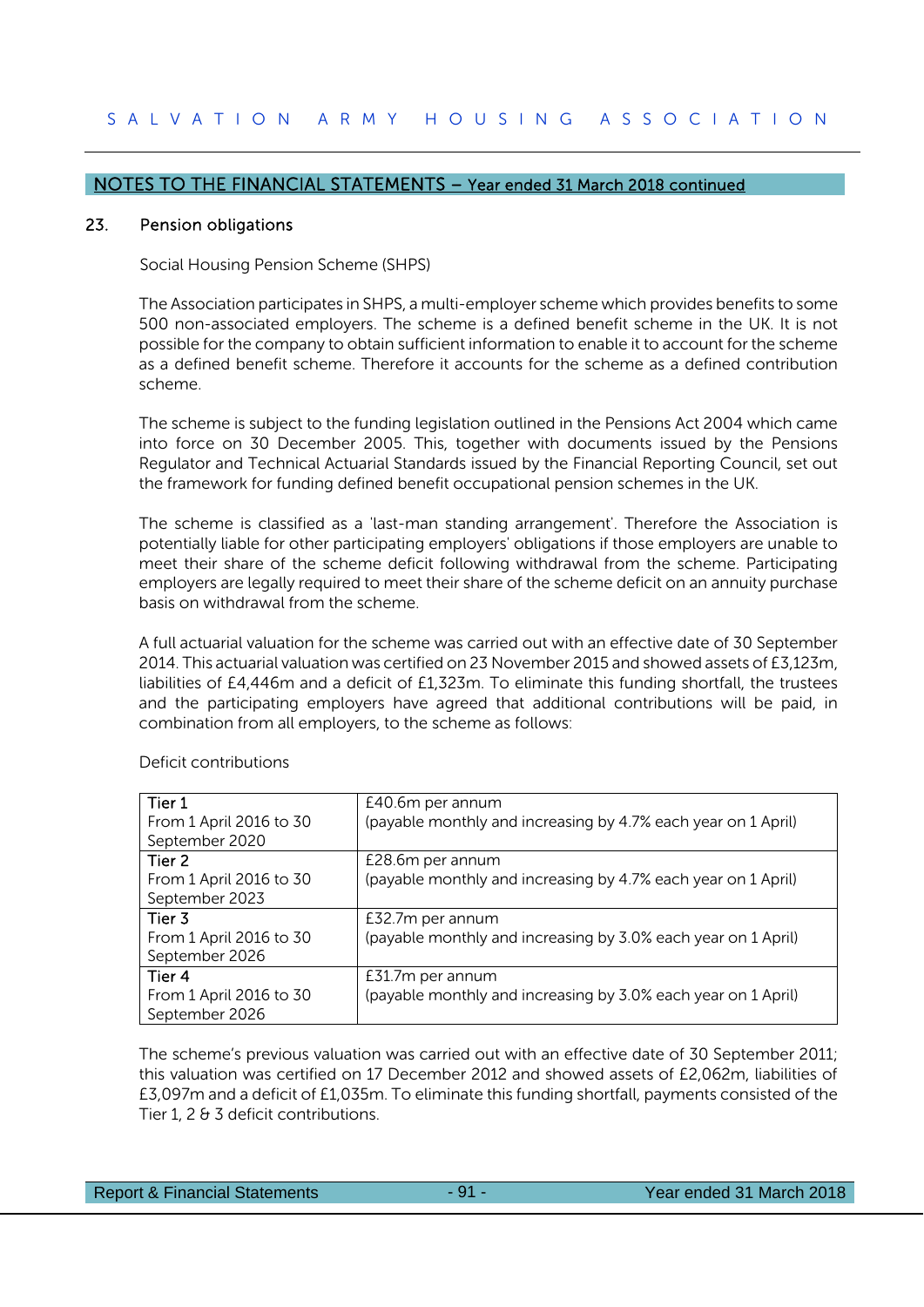## NOTES TO THE FINANCIAL STATEMENTS – Year ended 31 March 2018 continued

### 23. Pension obligations

Social Housing Pension Scheme (SHPS)

The Association participates in SHPS, a multi-employer scheme which provides benefits to some 500 non-associated employers. The scheme is a defined benefit scheme in the UK. It is not possible for the company to obtain sufficient information to enable it to account for the scheme as a defined benefit scheme. Therefore it accounts for the scheme as a defined contribution scheme.

The scheme is subject to the funding legislation outlined in the Pensions Act 2004 which came into force on 30 December 2005. This, together with documents issued by the Pensions Regulator and Technical Actuarial Standards issued by the Financial Reporting Council, set out the framework for funding defined benefit occupational pension schemes in the UK.

The scheme is classified as a 'last-man standing arrangement'. Therefore the Association is potentially liable for other participating employers' obligations if those employers are unable to meet their share of the scheme deficit following withdrawal from the scheme. Participating employers are legally required to meet their share of the scheme deficit on an annuity purchase basis on withdrawal from the scheme.

A full actuarial valuation for the scheme was carried out with an effective date of 30 September 2014. This actuarial valuation was certified on 23 November 2015 and showed assets of £3,123m, liabilities of £4,446m and a deficit of £1,323m. To eliminate this funding shortfall, the trustees and the participating employers have agreed that additional contributions will be paid, in combination from all employers, to the scheme as follows:

Deficit contributions

| Tier | Contributions |
|---|---|
| Tier 1<br>From 1 April 2016 to 30 September 2020 | £40.6m per annum<br>(payable monthly and increasing by 4.7% each year on 1 April) |
| Tier 2<br>From 1 April 2016 to 30 September 2023 | £28.6m per annum<br>(payable monthly and increasing by 4.7% each year on 1 April) |
| Tier 3<br>From 1 April 2016 to 30 September 2026 | £32.7m per annum<br>(payable monthly and increasing by 3.0% each year on 1 April) |
| Tier 4<br>From 1 April 2016 to 30 September 2026 | £31.7m per annum<br>(payable monthly and increasing by 3.0% each year on 1 April) |

The scheme's previous valuation was carried out with an effective date of 30 September 2011; this valuation was certified on 17 December 2012 and showed assets of £2,062m, liabilities of £3,097m and a deficit of £1,035m. To eliminate this funding shortfall, payments consisted of the Tier 1, 2 & 3 deficit contributions.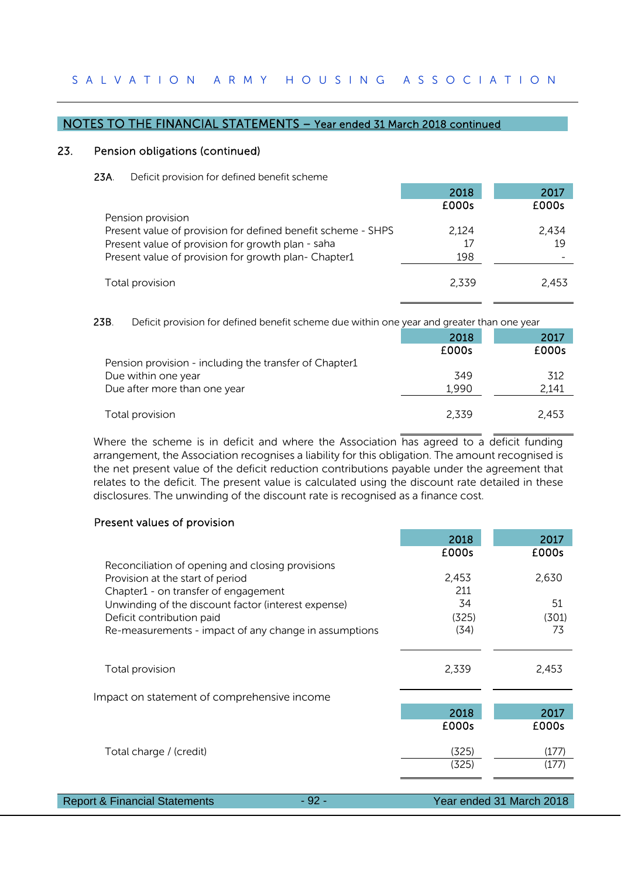## NOTES TO THE FINANCIAL STATEMENTS – Year ended 31 March 2018 continued

### 23. Pension obligations (continued)

**23A.** Deficit provision for defined benefit scheme

| | 2018 £000s | 2017 £000s |
|---|---|---|
| Pension provision | | |
| Present value of provision for defined benefit scheme - SHPS | 2,124 | 2,434 |
| Present value of provision for growth plan - saha | 17 | 19 |
| Present value of provision for growth plan- Chapter1 | 198 | - |
| Total provision | 2,339 | 2,453 |

**23B.** Deficit provision for defined benefit scheme due within one year and greater than one year

| | 2018 £000s | 2017 £000s |
|---|---|---|
| Pension provision - including the transfer of Chapter1 | | |
| Due within one year | 349 | 312 |
| Due after more than one year | 1,990 | 2,141 |
| Total provision | 2,339 | 2,453 |

Where the scheme is in deficit and where the Association has agreed to a deficit funding arrangement, the Association recognises a liability for this obligation. The amount recognised is the net present value of the deficit reduction contributions payable under the agreement that relates to the deficit. The present value is calculated using the discount rate detailed in these disclosures. The unwinding of the discount rate is recognised as a finance cost.

#### Present values of provision

| | 2018 £000s | 2017 £000s |
|---|---|---|
| Reconciliation of opening and closing provisions | | |
| Provision at the start of period | 2,453 | 2,630 |
| Chapter1 - on transfer of engagement | 211 | |
| Unwinding of the discount factor (interest expense) | 34 | 51 |
| Deficit contribution paid | (325) | (301) |
| Re-measurements - impact of any change in assumptions | (34) | 73 |
| Total provision | 2,339 | 2,453 |

Impact on statement of comprehensive income

| | 2018 £000s | 2017 £000s |
|---|---|---|
| Total charge / (credit) | (325) | (177) |
| | (325) | (177) |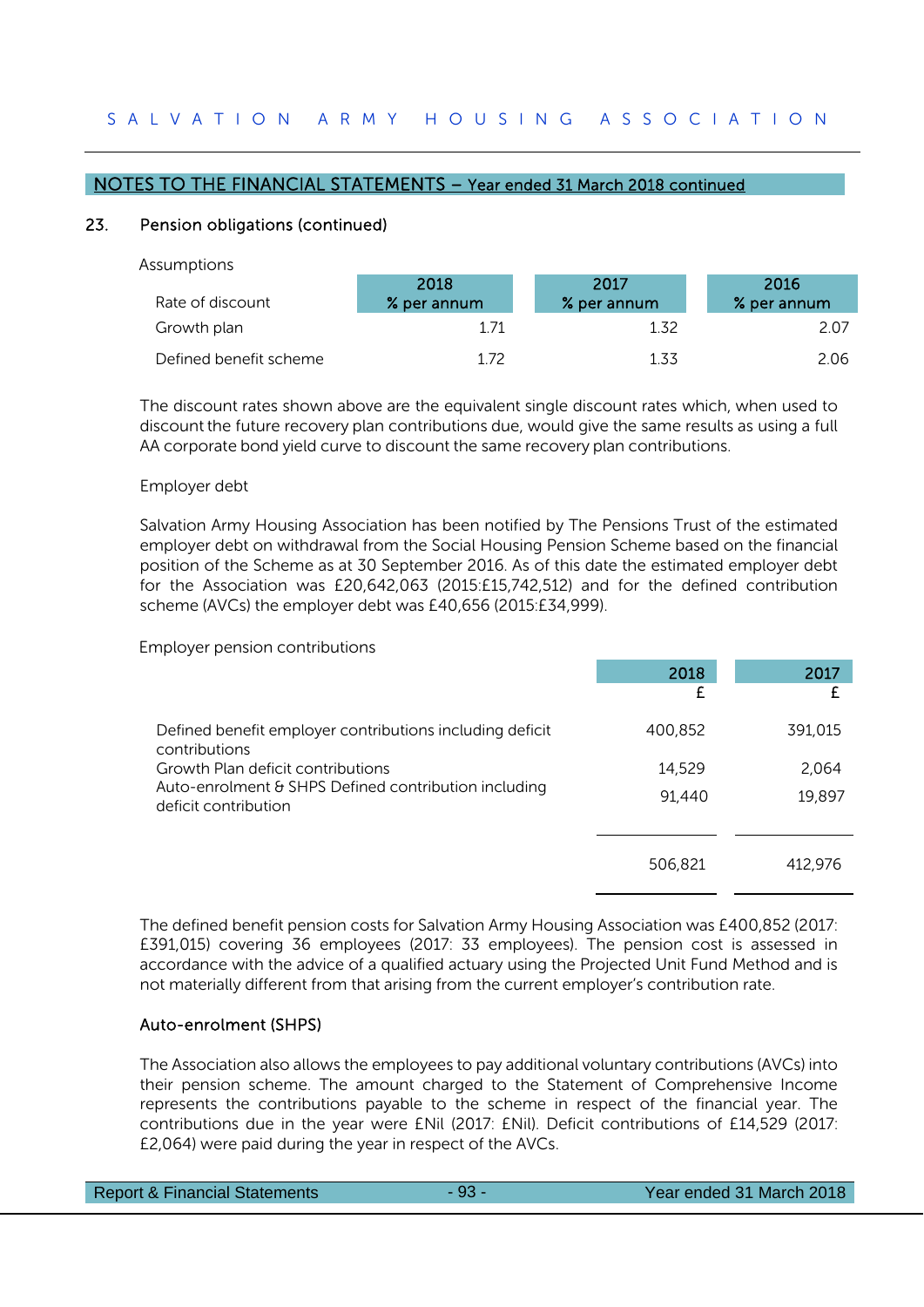## NOTES TO THE FINANCIAL STATEMENTS – Year ended 31 March 2018 continued

### 23. Pension obligations (continued)

Assumptions

| Rate of discount | 2018 % per annum | 2017 % per annum | 2016 % per annum |
|---|---|---|---|
| Growth plan | 1.71 | 1.32 | 2.07 |
| Defined benefit scheme | 1.72 | 1.33 | 2.06 |

The discount rates shown above are the equivalent single discount rates which, when used to discount the future recovery plan contributions due, would give the same results as using a full AA corporate bond yield curve to discount the same recovery plan contributions.

Employer debt

Salvation Army Housing Association has been notified by The Pensions Trust of the estimated employer debt on withdrawal from the Social Housing Pension Scheme based on the financial position of the Scheme as at 30 September 2016. As of this date the estimated employer debt for the Association was £20,642,063 (2015:£15,742,512) and for the defined contribution scheme (AVCs) the employer debt was £40,656 (2015:£34,999).

Employer pension contributions

| | 2018 £ | 2017 £ |
|---|---|---|
| Defined benefit employer contributions including deficit contributions | 400,852 | 391,015 |
| Growth Plan deficit contributions | 14,529 | 2,064 |
| Auto-enrolment & SHPS Defined contribution including deficit contribution | 91,440 | 19,897 |
| | 506,821 | 412,976 |

The defined benefit pension costs for Salvation Army Housing Association was £400,852 (2017: £391,015) covering 36 employees (2017: 33 employees). The pension cost is assessed in accordance with the advice of a qualified actuary using the Projected Unit Fund Method and is not materially different from that arising from the current employer's contribution rate.

Auto-enrolment (SHPS)

The Association also allows the employees to pay additional voluntary contributions (AVCs) into their pension scheme. The amount charged to the Statement of Comprehensive Income represents the contributions payable to the scheme in respect of the financial year. The contributions due in the year were £Nil (2017: £Nil). Deficit contributions of £14,529 (2017: £2,064) were paid during the year in respect of the AVCs.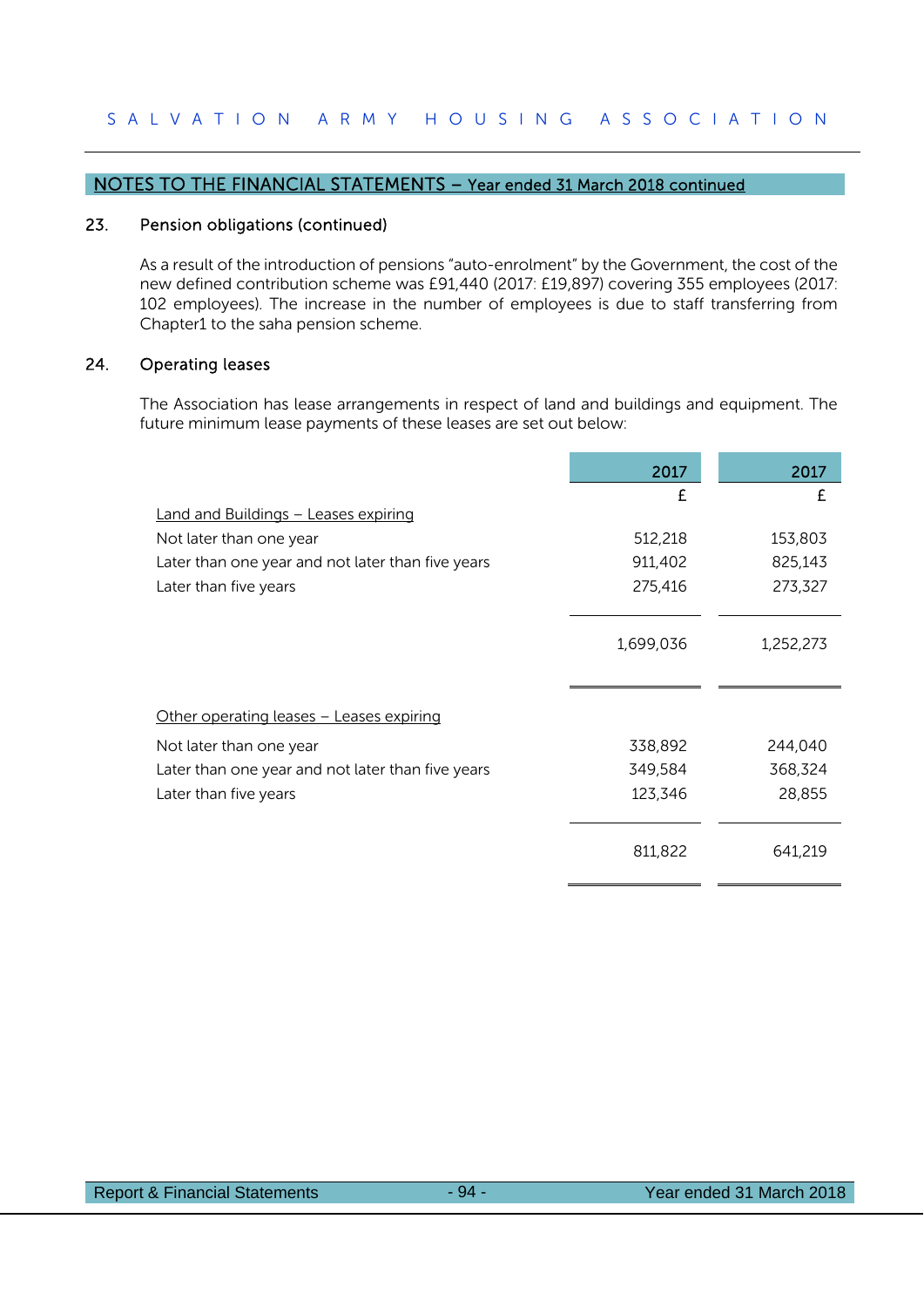## NOTES TO THE FINANCIAL STATEMENTS – Year ended 31 March 2018 continued

### 23. Pension obligations (continued)

As a result of the introduction of pensions "auto-enrolment" by the Government, the cost of the new defined contribution scheme was £91,440 (2017: £19,897) covering 355 employees (2017: 102 employees). The increase in the number of employees is due to staff transferring from Chapter1 to the saha pension scheme.

### 24. Operating leases

The Association has lease arrangements in respect of land and buildings and equipment. The future minimum lease payments of these leases are set out below:

| | 2017 | 2017 |
|---|---|---|
| | £ | £ |
| Land and Buildings – Leases expiring | | |
| Not later than one year | 512,218 | 153,803 |
| Later than one year and not later than five years | 911,402 | 825,143 |
| Later than five years | 275,416 | 273,327 |
| | 1,699,036 | 1,252,273 |
| Other operating leases – Leases expiring | | |
| Not later than one year | 338,892 | 244,040 |
| Later than one year and not later than five years | 349,584 | 368,324 |
| Later than five years | 123,346 | 28,855 |
| | 811,822 | 641,219 |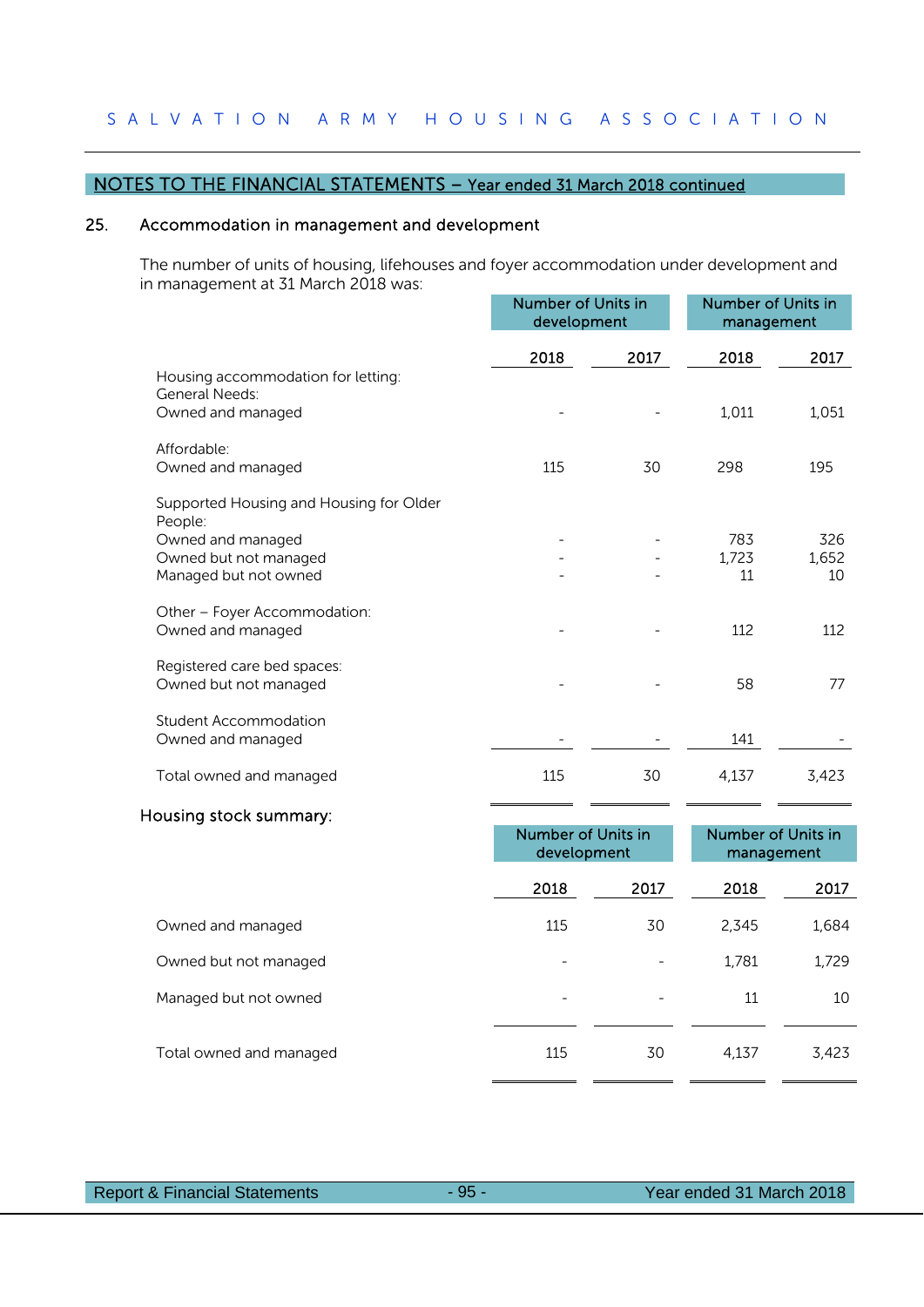## NOTES TO THE FINANCIAL STATEMENTS – Year ended 31 March 2018 continued

### 25. Accommodation in management and development

The number of units of housing, lifehouses and foyer accommodation under development and in management at 31 March 2018 was:

| | Number of Units in development | | Number of Units in management | |
|---|---|---|---|---|
| | 2018 | 2017 | 2018 | 2017 |
| Housing accommodation for letting: | | | | |
| General Needs: | | | | |
| Owned and managed | - | - | 1,011 | 1,051 |
| Affordable: | | | | |
| Owned and managed | 115 | 30 | 298 | 195 |
| Supported Housing and Housing for Older People: | | | | |
| Owned and managed | - | - | 783 | 326 |
| Owned but not managed | - | - | 1,723 | 1,652 |
| Managed but not owned | - | - | 11 | 10 |
| Other – Foyer Accommodation: | | | | |
| Owned and managed | - | - | 112 | 112 |
| Registered care bed spaces: | | | | |
| Owned but not managed | - | - | 58 | 77 |
| Student Accommodation | | | | |
| Owned and managed | - | - | 141 | - |
| Total owned and managed | 115 | 30 | 4,137 | 3,423 |

Housing stock summary:

| | Number of Units in development | | Number of Units in management | |
|---|---|---|---|---|
| | 2018 | 2017 | 2018 | 2017 |
| Owned and managed | 115 | 30 | 2,345 | 1,684 |
| Owned but not managed | - | - | 1,781 | 1,729 |
| Managed but not owned | - | - | 11 | 10 |
| Total owned and managed | 115 | 30 | 4,137 | 3,423 |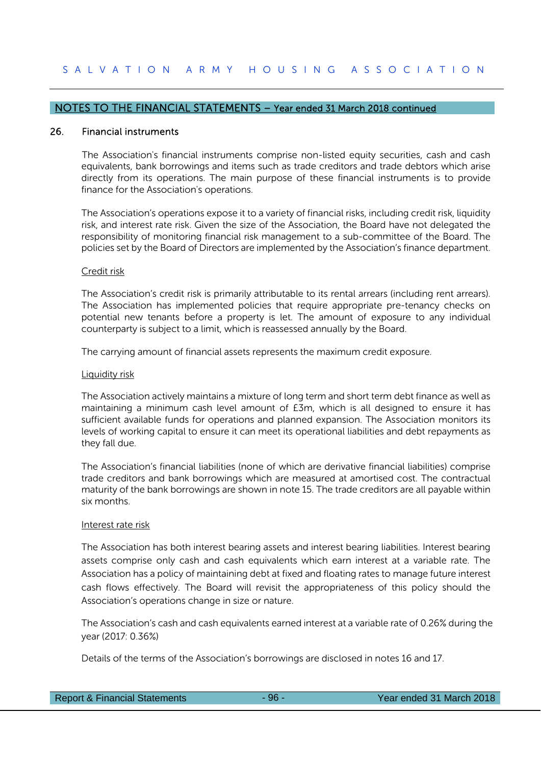## NOTES TO THE FINANCIAL STATEMENTS – Year ended 31 March 2018 continued

### 26. Financial instruments

The Association's financial instruments comprise non-listed equity securities, cash and cash equivalents, bank borrowings and items such as trade creditors and trade debtors which arise directly from its operations. The main purpose of these financial instruments is to provide finance for the Association's operations.

The Association's operations expose it to a variety of financial risks, including credit risk, liquidity risk, and interest rate risk. Given the size of the Association, the Board have not delegated the responsibility of monitoring financial risk management to a sub-committee of the Board. The policies set by the Board of Directors are implemented by the Association's finance department.

Credit risk

The Association's credit risk is primarily attributable to its rental arrears (including rent arrears). The Association has implemented policies that require appropriate pre-tenancy checks on potential new tenants before a property is let. The amount of exposure to any individual counterparty is subject to a limit, which is reassessed annually by the Board.

The carrying amount of financial assets represents the maximum credit exposure.

Liquidity risk

The Association actively maintains a mixture of long term and short term debt finance as well as maintaining a minimum cash level amount of £3m, which is all designed to ensure it has sufficient available funds for operations and planned expansion. The Association monitors its levels of working capital to ensure it can meet its operational liabilities and debt repayments as they fall due.

The Association's financial liabilities (none of which are derivative financial liabilities) comprise trade creditors and bank borrowings which are measured at amortised cost. The contractual maturity of the bank borrowings are shown in note 15. The trade creditors are all payable within six months.

Interest rate risk

The Association has both interest bearing assets and interest bearing liabilities. Interest bearing assets comprise only cash and cash equivalents which earn interest at a variable rate. The Association has a policy of maintaining debt at fixed and floating rates to manage future interest cash flows effectively. The Board will revisit the appropriateness of this policy should the Association's operations change in size or nature.

The Association's cash and cash equivalents earned interest at a variable rate of 0.26% during the year (2017: 0.36%)

Details of the terms of the Association's borrowings are disclosed in notes 16 and 17.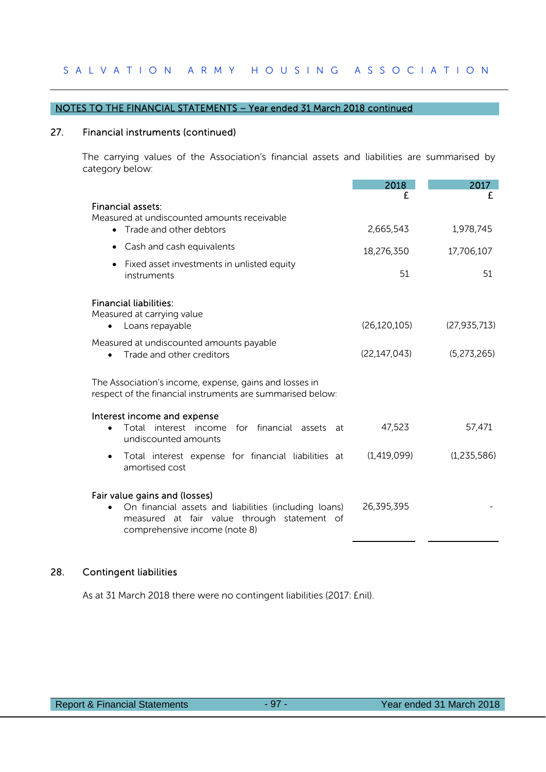## NOTES TO THE FINANCIAL STATEMENTS – Year ended 31 March 2018 continued

### 27. Financial instruments (continued)

The carrying values of the Association's financial assets and liabilities are summarised by category below:

| | 2018<br>£ | 2017<br>£ |
|---|---|---|
| **Financial assets:** | | |
| Measured at undiscounted amounts receivable | | |
| • Trade and other debtors | 2,665,543 | 1,978,745 |
| • Cash and cash equivalents | 18,276,350 | 17,706,107 |
| • Fixed asset investments in unlisted equity instruments | 51 | 51 |
| **Financial liabilities:** | | |
| Measured at carrying value | | |
| • Loans repayable | (26,120,105) | (27,935,713) |
| Measured at undiscounted amounts payable | | |
| • Trade and other creditors | (22,147,043) | (5,273,265) |
| The Association's income, expense, gains and losses in respect of the financial instruments are summarised below: | | |
| **Interest income and expense** | | |
| • Total interest income for financial assets at undiscounted amounts | 47,523 | 57,471 |
| • Total interest expense for financial liabilities at amortised cost | (1,419,099) | (1,235,586) |
| **Fair value gains and (losses)** | | |
| • On financial assets and liabilities (including loans) measured at fair value through statement of comprehensive income (note 8) | 26,395,395 | - |

### 28. Contingent liabilities

As at 31 March 2018 there were no contingent liabilities (2017: £nil).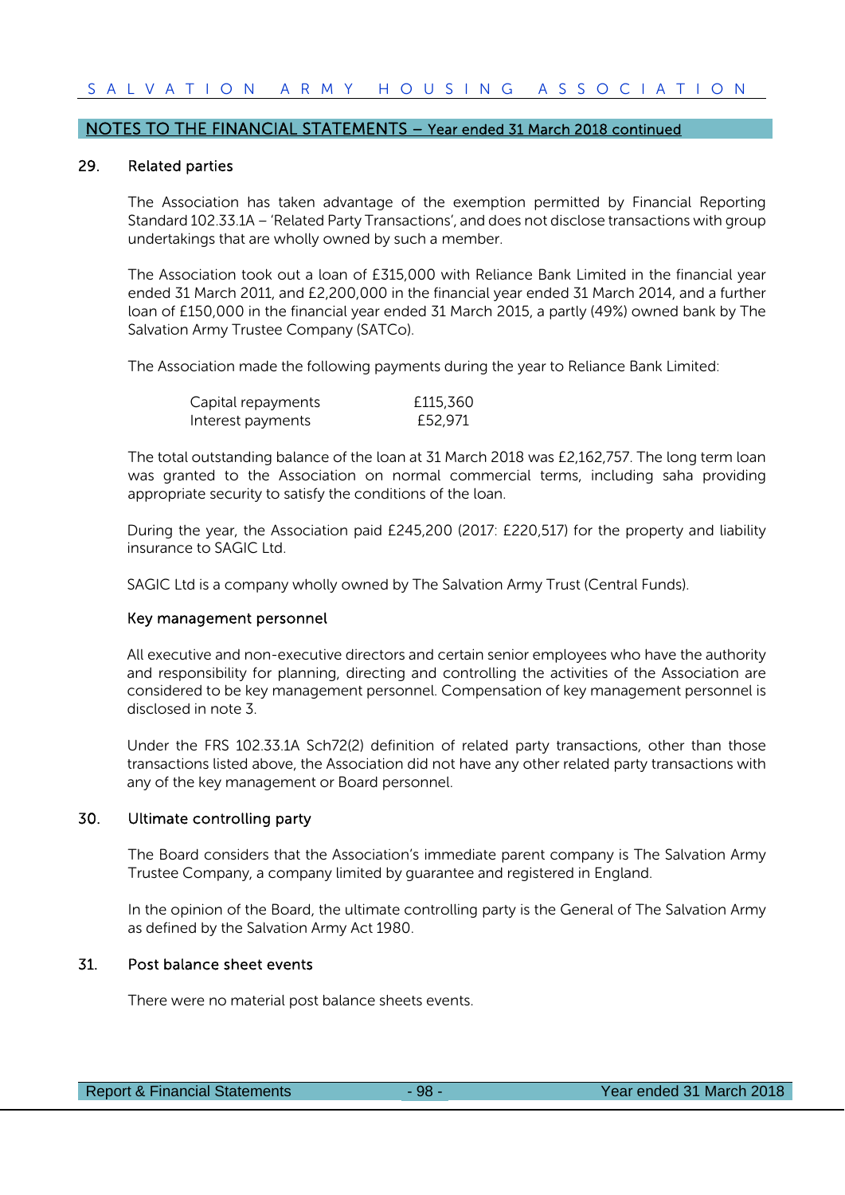## NOTES TO THE FINANCIAL STATEMENTS – Year ended 31 March 2018 continued

### 29. Related parties

The Association has taken advantage of the exemption permitted by Financial Reporting Standard 102.33.1A – 'Related Party Transactions', and does not disclose transactions with group undertakings that are wholly owned by such a member.

The Association took out a loan of £315,000 with Reliance Bank Limited in the financial year ended 31 March 2011, and £2,200,000 in the financial year ended 31 March 2014, and a further loan of £150,000 in the financial year ended 31 March 2015, a partly (49%) owned bank by The Salvation Army Trustee Company (SATCo).

The Association made the following payments during the year to Reliance Bank Limited:

| | |
|---|---|
| Capital repayments | £115,360 |
| Interest payments | £52,971 |

The total outstanding balance of the loan at 31 March 2018 was £2,162,757. The long term loan was granted to the Association on normal commercial terms, including saha providing appropriate security to satisfy the conditions of the loan.

During the year, the Association paid £245,200 (2017: £220,517) for the property and liability insurance to SAGIC Ltd.

SAGIC Ltd is a company wholly owned by The Salvation Army Trust (Central Funds).

#### Key management personnel

All executive and non-executive directors and certain senior employees who have the authority and responsibility for planning, directing and controlling the activities of the Association are considered to be key management personnel. Compensation of key management personnel is disclosed in note 3.

Under the FRS 102.33.1A Sch72(2) definition of related party transactions, other than those transactions listed above, the Association did not have any other related party transactions with any of the key management or Board personnel.

### 30. Ultimate controlling party

The Board considers that the Association's immediate parent company is The Salvation Army Trustee Company, a company limited by guarantee and registered in England.

In the opinion of the Board, the ultimate controlling party is the General of The Salvation Army as defined by the Salvation Army Act 1980.

### 31. Post balance sheet events

There were no material post balance sheets events.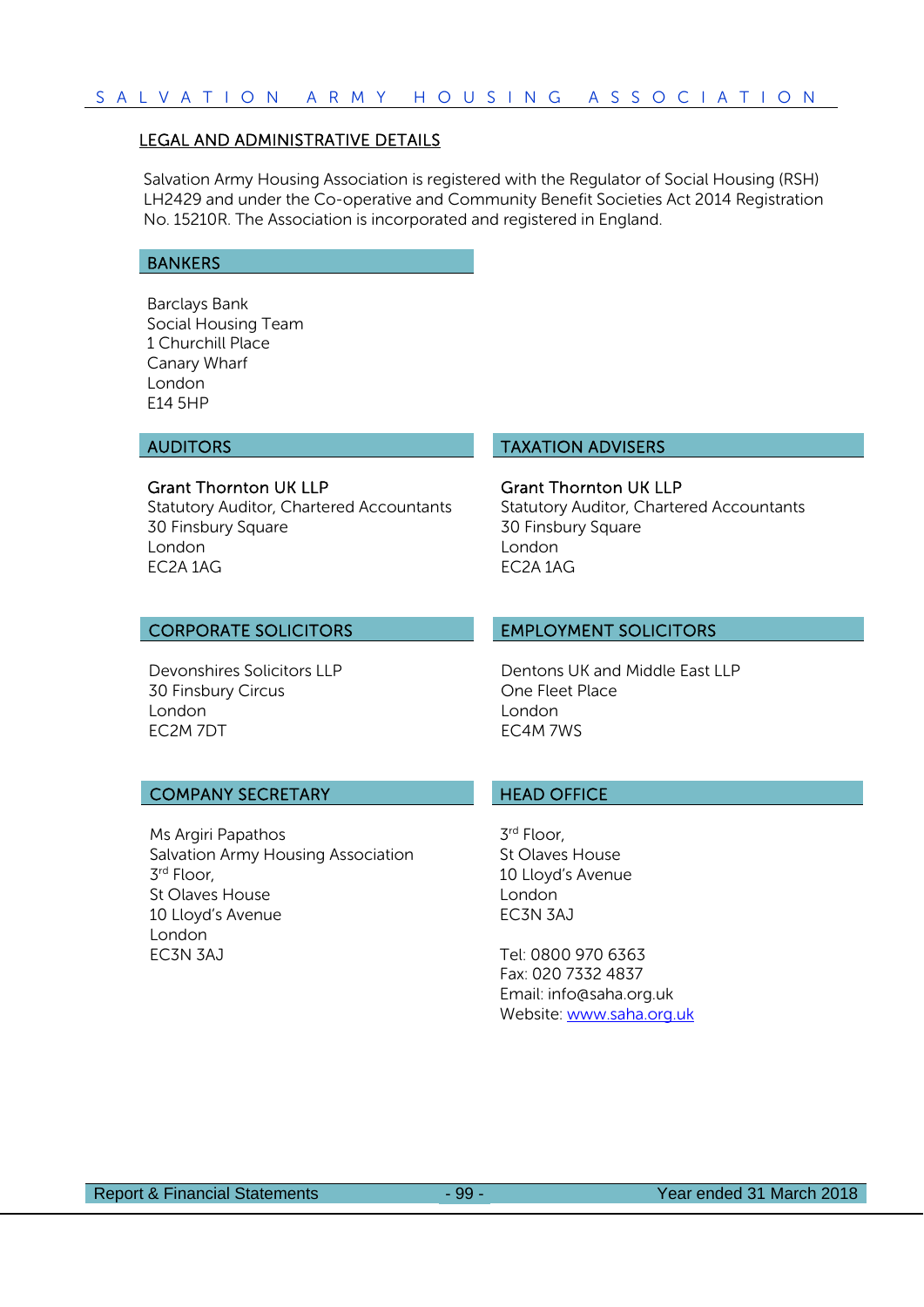## LEGAL AND ADMINISTRATIVE DETAILS

Salvation Army Housing Association is registered with the Regulator of Social Housing (RSH) LH2429 and under the Co-operative and Community Benefit Societies Act 2014 Registration No. 15210R. The Association is incorporated and registered in England.

### BANKERS

Barclays Bank
Social Housing Team
1 Churchill Place
Canary Wharf
London
E14 5HP

### AUDITORS

Grant Thornton UK LLP
Statutory Auditor, Chartered Accountants
30 Finsbury Square
London
EC2A 1AG

### TAXATION ADVISERS

Grant Thornton UK LLP
Statutory Auditor, Chartered Accountants
30 Finsbury Square
London
EC2A 1AG

### CORPORATE SOLICITORS

Devonshires Solicitors LLP
30 Finsbury Circus
London
EC2M 7DT

### EMPLOYMENT SOLICITORS

Dentons UK and Middle East LLP
One Fleet Place
London
EC4M 7WS

### COMPANY SECRETARY

Ms Argiri Papathos
Salvation Army Housing Association
3rd Floor,
St Olaves House
10 Lloyd's Avenue
London
EC3N 3AJ

### HEAD OFFICE

3rd Floor,
St Olaves House
10 Lloyd's Avenue
London
EC3N 3AJ

Tel: 0800 970 6363
Fax: 020 7332 4837
Email: info@saha.org.uk
Website: www.saha.org.uk